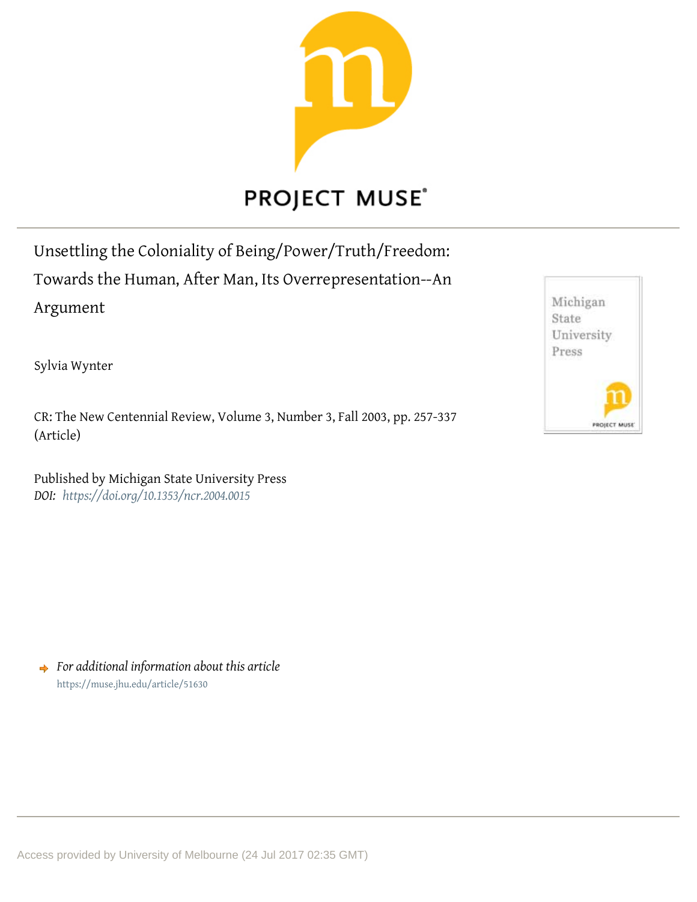PROJECT MUSE®

# Unsettling the Coloniality of Being/Power/Truth/Freedom: Towards the Human, After Man, Its Overrepresentation--An Argument

Sylvia Wynter

CR: The New Centennial Review, Volume 3, Number 3, Fall 2003, pp. 257-337 (Article)

Published by Michigan State University Press
*DOI: https://doi.org/10.1353/ncr.2004.0015*

*For additional information about this article*
https://muse.jhu.edu/article/51630

Access provided by University of Melbourne (24 Jul 2017 02:35 GMT)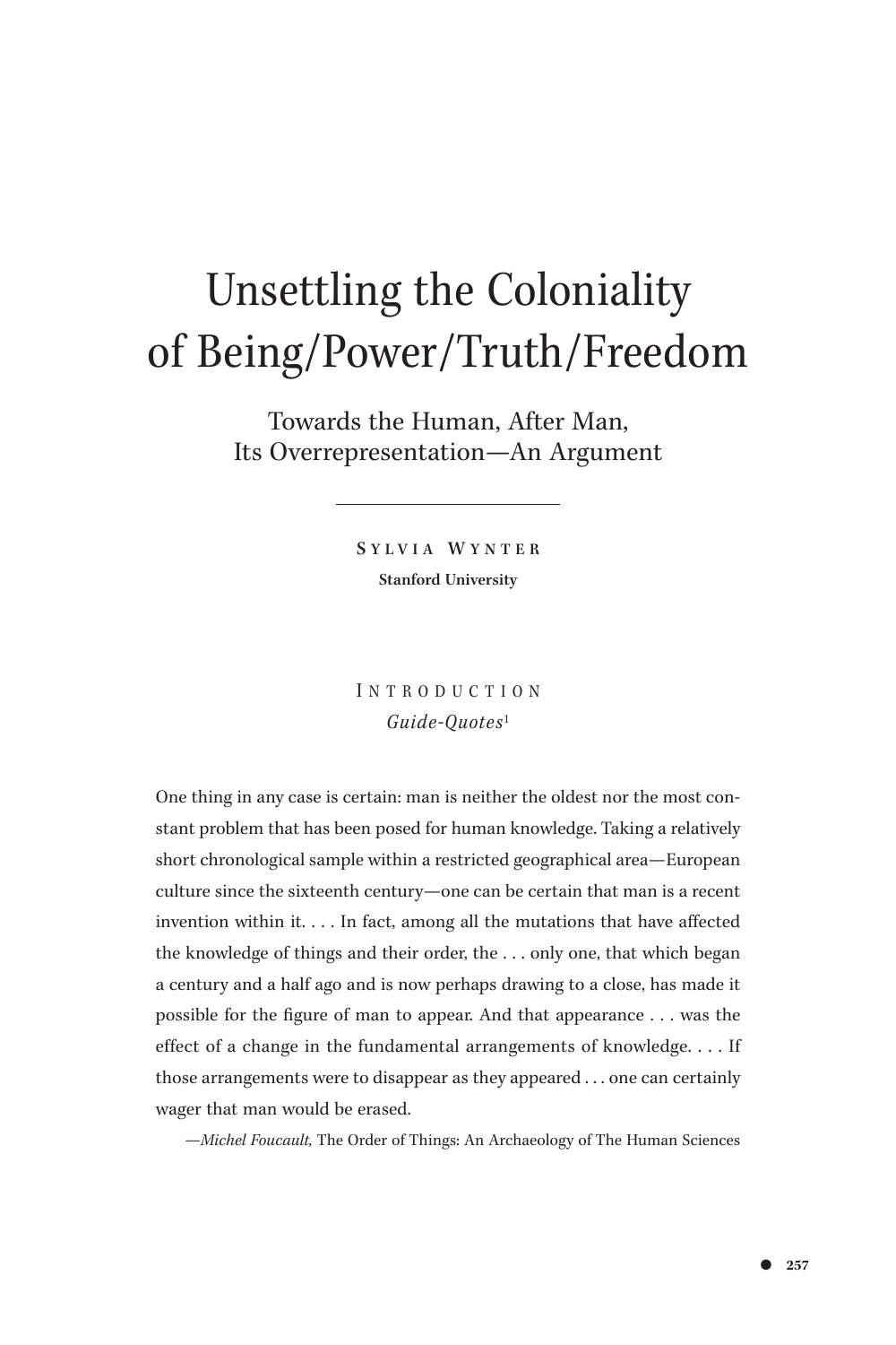# Unsettling the Coloniality of Being/Power/Truth/Freedom

## Towards the Human, After Man, Its Overrepresentation—An Argument

**Sylvia Wynter**

**Stanford University**

## Introduction

*Guide-Quotes*[1]

One thing in any case is certain: man is neither the oldest nor the most constant problem that has been posed for human knowledge. Taking a relatively short chronological sample within a restricted geographical area—European culture since the sixteenth century—one can be certain that man is a recent invention within it. . . . In fact, among all the mutations that have affected the knowledge of things and their order, the . . . only one, that which began a century and a half ago and is now perhaps drawing to a close, has made it possible for the figure of man to appear. And that appearance . . . was the effect of a change in the fundamental arrangements of knowledge. . . . If those arrangements were to disappear as they appeared . . . one can certainly wager that man would be erased.

—*Michel Foucault,* The Order of Things: An Archaeology of The Human Sciences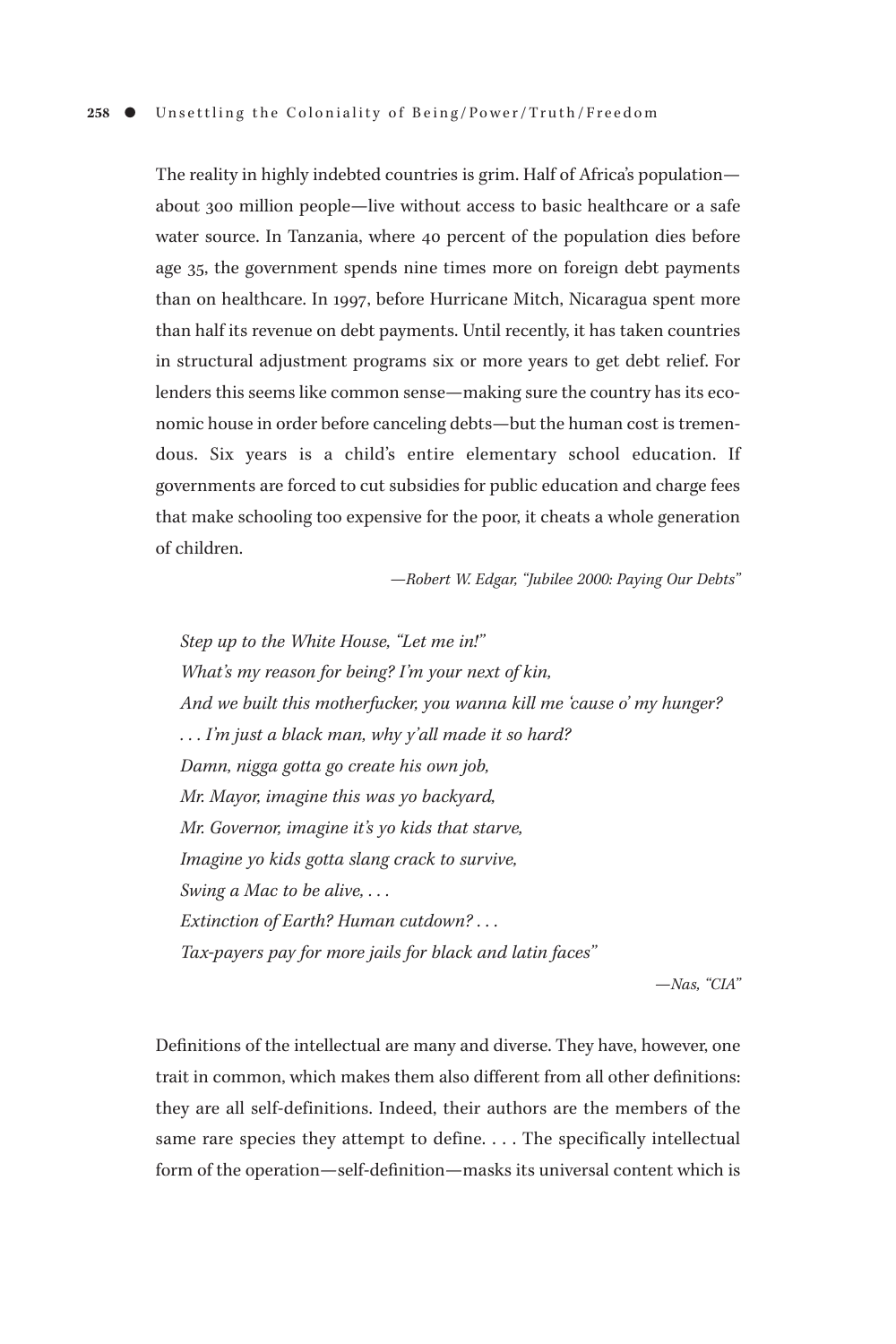The reality in highly indebted countries is grim. Half of Africa's population—about 300 million people—live without access to basic healthcare or a safe water source. In Tanzania, where 40 percent of the population dies before age 35, the government spends nine times more on foreign debt payments than on healthcare. In 1997, before Hurricane Mitch, Nicaragua spent more than half its revenue on debt payments. Until recently, it has taken countries in structural adjustment programs six or more years to get debt relief. For lenders this seems like common sense—making sure the country has its economic house in order before canceling debts—but the human cost is tremendous. Six years is a child's entire elementary school education. If governments are forced to cut subsidies for public education and charge fees that make schooling too expensive for the poor, it cheats a whole generation of children.

—*Robert W. Edgar, "Jubilee 2000: Paying Our Debts"*

*Step up to the White House, "Let me in!"*
*What's my reason for being? I'm your next of kin,*
*And we built this motherfucker, you wanna kill me 'cause o' my hunger?*
*. . . I'm just a black man, why y'all made it so hard?*
*Damn, nigga gotta go create his own job,*
*Mr. Mayor, imagine this was yo backyard,*
*Mr. Governor, imagine it's yo kids that starve,*
*Imagine yo kids gotta slang crack to survive,*
*Swing a Mac to be alive, . . .*
*Extinction of Earth? Human cutdown? . . .*
*Tax-payers pay for more jails for black and latin faces"*

—*Nas, "CIA"*

Definitions of the intellectual are many and diverse. They have, however, one trait in common, which makes them also different from all other definitions: they are all self-definitions. Indeed, their authors are the members of the same rare species they attempt to define. . . . The specifically intellectual form of the operation—self-definition—masks its universal content which is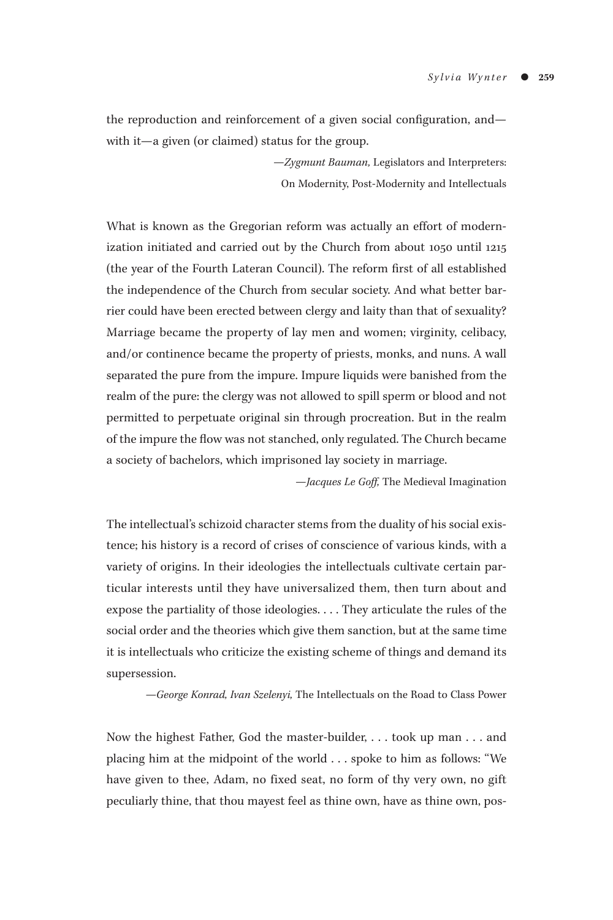the reproduction and reinforcement of a given social configuration, and—with it—a given (or claimed) status for the group.

—*Zygmunt Bauman,* Legislators and Interpreters: On Modernity, Post-Modernity and Intellectuals

What is known as the Gregorian reform was actually an effort of modernization initiated and carried out by the Church from about 1050 until 1215 (the year of the Fourth Lateran Council). The reform first of all established the independence of the Church from secular society. And what better barrier could have been erected between clergy and laity than that of sexuality? Marriage became the property of lay men and women; virginity, celibacy, and/or continence became the property of priests, monks, and nuns. A wall separated the pure from the impure. Impure liquids were banished from the realm of the pure: the clergy was not allowed to spill sperm or blood and not permitted to perpetuate original sin through procreation. But in the realm of the impure the flow was not stanched, only regulated. The Church became a society of bachelors, which imprisoned lay society in marriage.

—*Jacques Le Goff,* The Medieval Imagination

The intellectual's schizoid character stems from the duality of his social existence; his history is a record of crises of conscience of various kinds, with a variety of origins. In their ideologies the intellectuals cultivate certain particular interests until they have universalized them, then turn about and expose the partiality of those ideologies. . . . They articulate the rules of the social order and the theories which give them sanction, but at the same time it is intellectuals who criticize the existing scheme of things and demand its supersession.

—*George Konrad, Ivan Szelenyi,* The Intellectuals on the Road to Class Power

Now the highest Father, God the master-builder, . . . took up man . . . and placing him at the midpoint of the world . . . spoke to him as follows: "We have given to thee, Adam, no fixed seat, no form of thy very own, no gift peculiarly thine, that thou mayest feel as thine own, have as thine own, pos-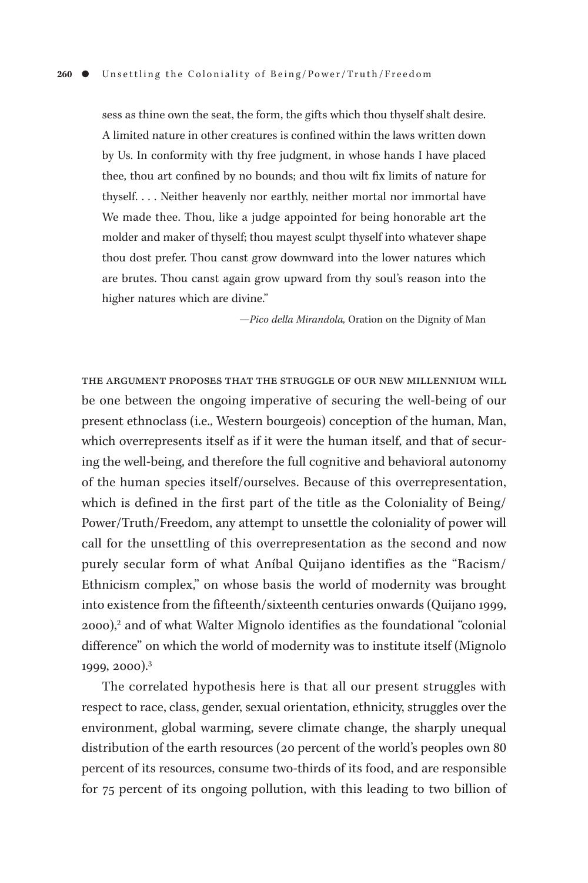> sess as thine own the seat, the form, the gifts which thou thyself shalt desire. A limited nature in other creatures is confined within the laws written down by Us. In conformity with thy free judgment, in whose hands I have placed thee, thou art confined by no bounds; and thou wilt fix limits of nature for thyself. . . . Neither heavenly nor earthly, neither mortal nor immortal have We made thee. Thou, like a judge appointed for being honorable art the molder and maker of thyself; thou mayest sculpt thyself into whatever shape thou dost prefer. Thou canst grow downward into the lower natures which are brutes. Thou canst again grow upward from thy soul's reason into the higher natures which are divine."
>
> —*Pico della Mirandola,* Oration on the Dignity of Man

THE ARGUMENT PROPOSES THAT THE STRUGGLE OF OUR NEW MILLENNIUM WILL be one between the ongoing imperative of securing the well-being of our present ethnoclass (i.e., Western bourgeois) conception of the human, Man, which overrepresents itself as if it were the human itself, and that of securing the well-being, and therefore the full cognitive and behavioral autonomy of the human species itself/ourselves. Because of this overrepresentation, which is defined in the first part of the title as the Coloniality of Being/Power/Truth/Freedom, any attempt to unsettle the coloniality of power will call for the unsettling of this overrepresentation as the second and now purely secular form of what Aníbal Quijano identifies as the "Racism/Ethnicism complex," on whose basis the world of modernity was brought into existence from the fifteenth/sixteenth centuries onwards (Quijano 1999, 2000),[2] and of what Walter Mignolo identifies as the foundational "colonial difference" on which the world of modernity was to institute itself (Mignolo 1999, 2000).[3]

The correlated hypothesis here is that all our present struggles with respect to race, class, gender, sexual orientation, ethnicity, struggles over the environment, global warming, severe climate change, the sharply unequal distribution of the earth resources (20 percent of the world's peoples own 80 percent of its resources, consume two-thirds of its food, and are responsible for 75 percent of its ongoing pollution, with this leading to two billion of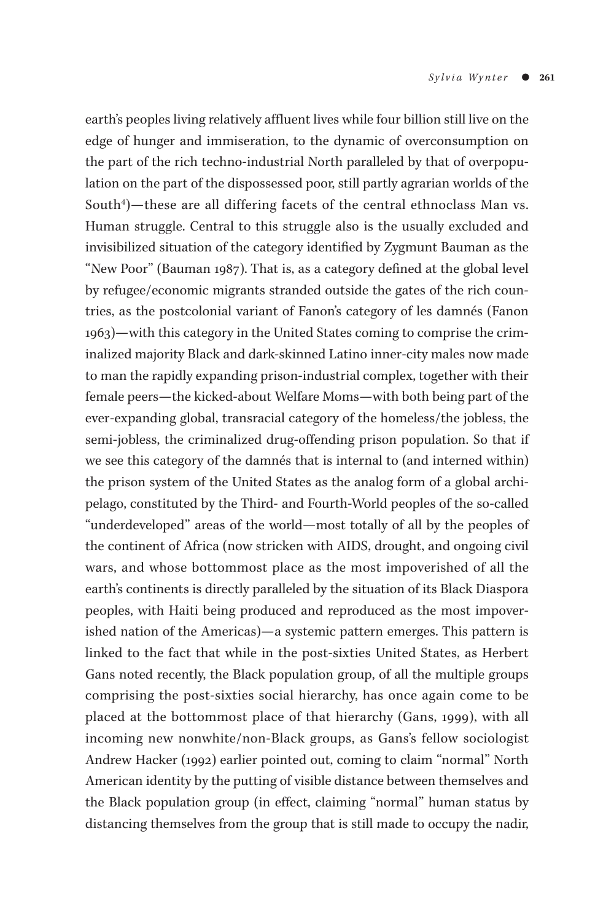earth's peoples living relatively affluent lives while four billion still live on the edge of hunger and immiseration, to the dynamic of overconsumption on the part of the rich techno-industrial North paralleled by that of overpopulation on the part of the dispossessed poor, still partly agrarian worlds of the South[4])—these are all differing facets of the central ethnoclass Man vs. Human struggle. Central to this struggle also is the usually excluded and invisibilized situation of the category identified by Zygmunt Bauman as the "New Poor" (Bauman 1987). That is, as a category defined at the global level by refugee/economic migrants stranded outside the gates of the rich countries, as the postcolonial variant of Fanon's category of les damnés (Fanon 1963)—with this category in the United States coming to comprise the criminalized majority Black and dark-skinned Latino inner-city males now made to man the rapidly expanding prison-industrial complex, together with their female peers—the kicked-about Welfare Moms—with both being part of the ever-expanding global, transracial category of the homeless/the jobless, the semi-jobless, the criminalized drug-offending prison population. So that if we see this category of the damnés that is internal to (and interned within) the prison system of the United States as the analog form of a global archipelago, constituted by the Third- and Fourth-World peoples of the so-called "underdeveloped" areas of the world—most totally of all by the peoples of the continent of Africa (now stricken with AIDS, drought, and ongoing civil wars, and whose bottommost place as the most impoverished of all the earth's continents is directly paralleled by the situation of its Black Diaspora peoples, with Haiti being produced and reproduced as the most impoverished nation of the Americas)—a systemic pattern emerges. This pattern is linked to the fact that while in the post-sixties United States, as Herbert Gans noted recently, the Black population group, of all the multiple groups comprising the post-sixties social hierarchy, has once again come to be placed at the bottommost place of that hierarchy (Gans, 1999), with all incoming new nonwhite/non-Black groups, as Gans's fellow sociologist Andrew Hacker (1992) earlier pointed out, coming to claim "normal" North American identity by the putting of visible distance between themselves and the Black population group (in effect, claiming "normal" human status by distancing themselves from the group that is still made to occupy the nadir,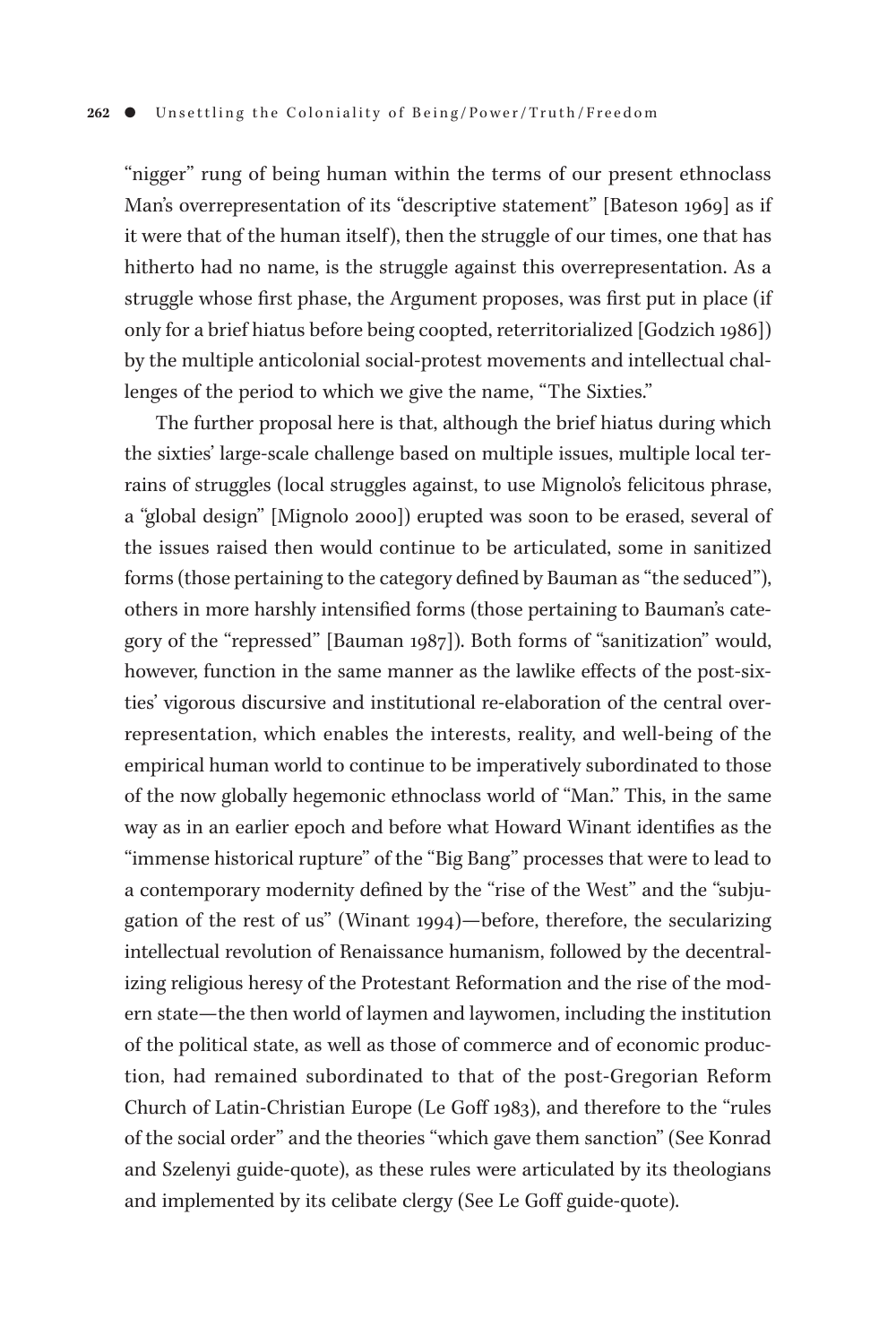"nigger" rung of being human within the terms of our present ethnoclass Man's overrepresentation of its "descriptive statement" [Bateson 1969] as if it were that of the human itself), then the struggle of our times, one that has hitherto had no name, is the struggle against this overrepresentation. As a struggle whose first phase, the Argument proposes, was first put in place (if only for a brief hiatus before being coopted, reterritorialized [Godzich 1986]) by the multiple anticolonial social-protest movements and intellectual challenges of the period to which we give the name, "The Sixties."

The further proposal here is that, although the brief hiatus during which the sixties' large-scale challenge based on multiple issues, multiple local terrains of struggles (local struggles against, to use Mignolo's felicitous phrase, a "global design" [Mignolo 2000]) erupted was soon to be erased, several of the issues raised then would continue to be articulated, some in sanitized forms (those pertaining to the category defined by Bauman as "the seduced"), others in more harshly intensified forms (those pertaining to Bauman's category of the "repressed" [Bauman 1987]). Both forms of "sanitization" would, however, function in the same manner as the lawlike effects of the post-sixties' vigorous discursive and institutional re-elaboration of the central overrepresentation, which enables the interests, reality, and well-being of the empirical human world to continue to be imperatively subordinated to those of the now globally hegemonic ethnoclass world of "Man." This, in the same way as in an earlier epoch and before what Howard Winant identifies as the "immense historical rupture" of the "Big Bang" processes that were to lead to a contemporary modernity defined by the "rise of the West" and the "subjugation of the rest of us" (Winant 1994)—before, therefore, the secularizing intellectual revolution of Renaissance humanism, followed by the decentralizing religious heresy of the Protestant Reformation and the rise of the modern state—the then world of laymen and laywomen, including the institution of the political state, as well as those of commerce and of economic production, had remained subordinated to that of the post-Gregorian Reform Church of Latin-Christian Europe (Le Goff 1983), and therefore to the "rules of the social order" and the theories "which gave them sanction" (See Konrad and Szelenyi guide-quote), as these rules were articulated by its theologians and implemented by its celibate clergy (See Le Goff guide-quote).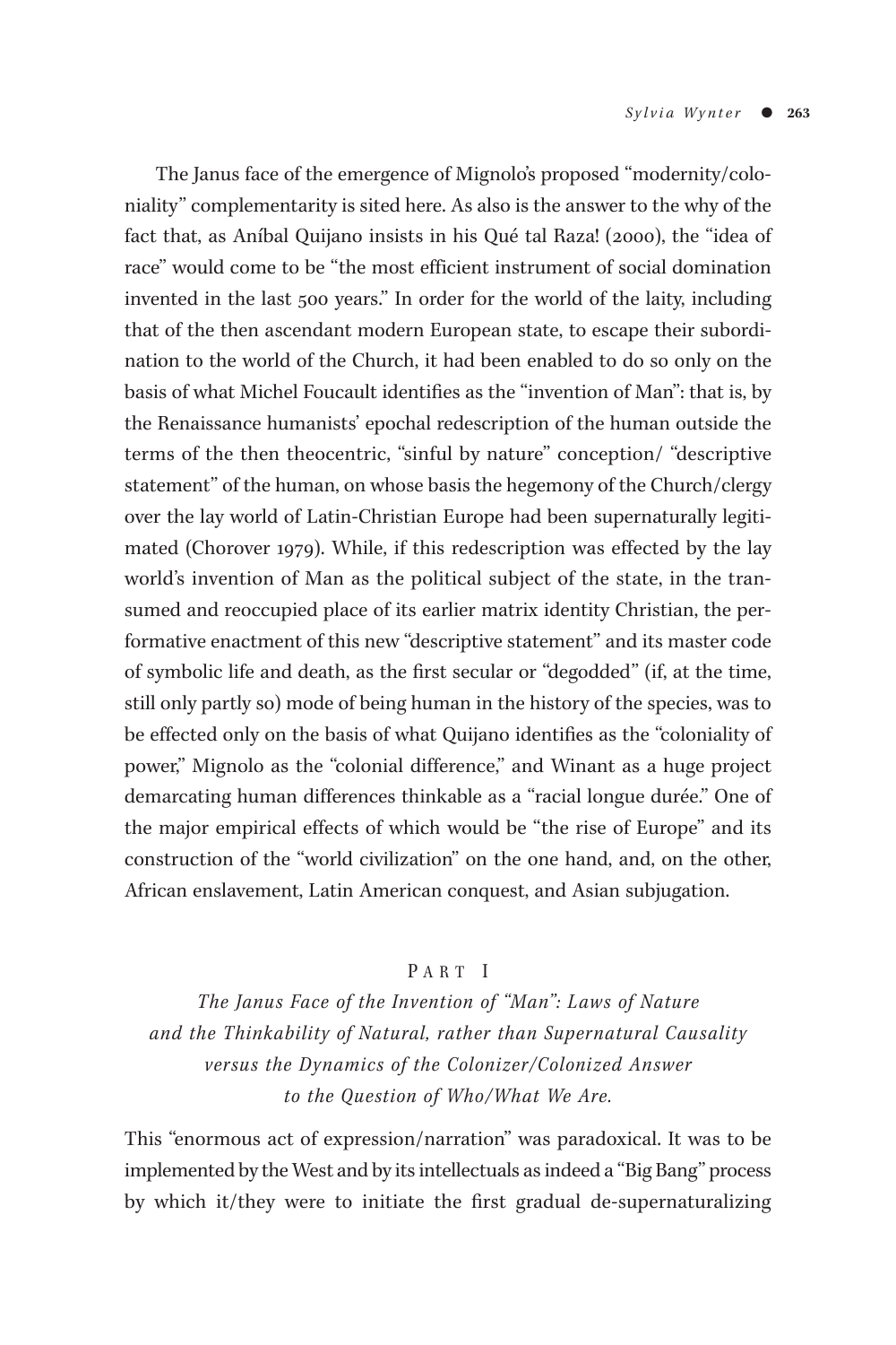The Janus face of the emergence of Mignolo's proposed "modernity/coloniality" complementarity is sited here. As also is the answer to the why of the fact that, as Aníbal Quijano insists in his Qué tal Raza! (2000), the "idea of race" would come to be "the most efficient instrument of social domination invented in the last 500 years." In order for the world of the laity, including that of the then ascendant modern European state, to escape their subordination to the world of the Church, it had been enabled to do so only on the basis of what Michel Foucault identifies as the "invention of Man": that is, by the Renaissance humanists' epochal redescription of the human outside the terms of the then theocentric, "sinful by nature" conception/ "descriptive statement" of the human, on whose basis the hegemony of the Church/clergy over the lay world of Latin-Christian Europe had been supernaturally legitimated (Chorover 1979). While, if this redescription was effected by the lay world's invention of Man as the political subject of the state, in the transumed and reoccupied place of its earlier matrix identity Christian, the performative enactment of this new "descriptive statement" and its master code of symbolic life and death, as the first secular or "degodded" (if, at the time, still only partly so) mode of being human in the history of the species, was to be effected only on the basis of what Quijano identifies as the "coloniality of power," Mignolo as the "colonial difference," and Winant as a huge project demarcating human differences thinkable as a "racial longue durée." One of the major empirical effects of which would be "the rise of Europe" and its construction of the "world civilization" on the one hand, and, on the other, African enslavement, Latin American conquest, and Asian subjugation.

## Part I

### *The Janus Face of the Invention of "Man": Laws of Nature and the Thinkability of Natural, rather than Supernatural Causality versus the Dynamics of the Colonizer/Colonized Answer to the Question of Who/What We Are.*

This "enormous act of expression/narration" was paradoxical. It was to be implemented by the West and by its intellectuals as indeed a "Big Bang" process by which it/they were to initiate the first gradual de-supernaturalizing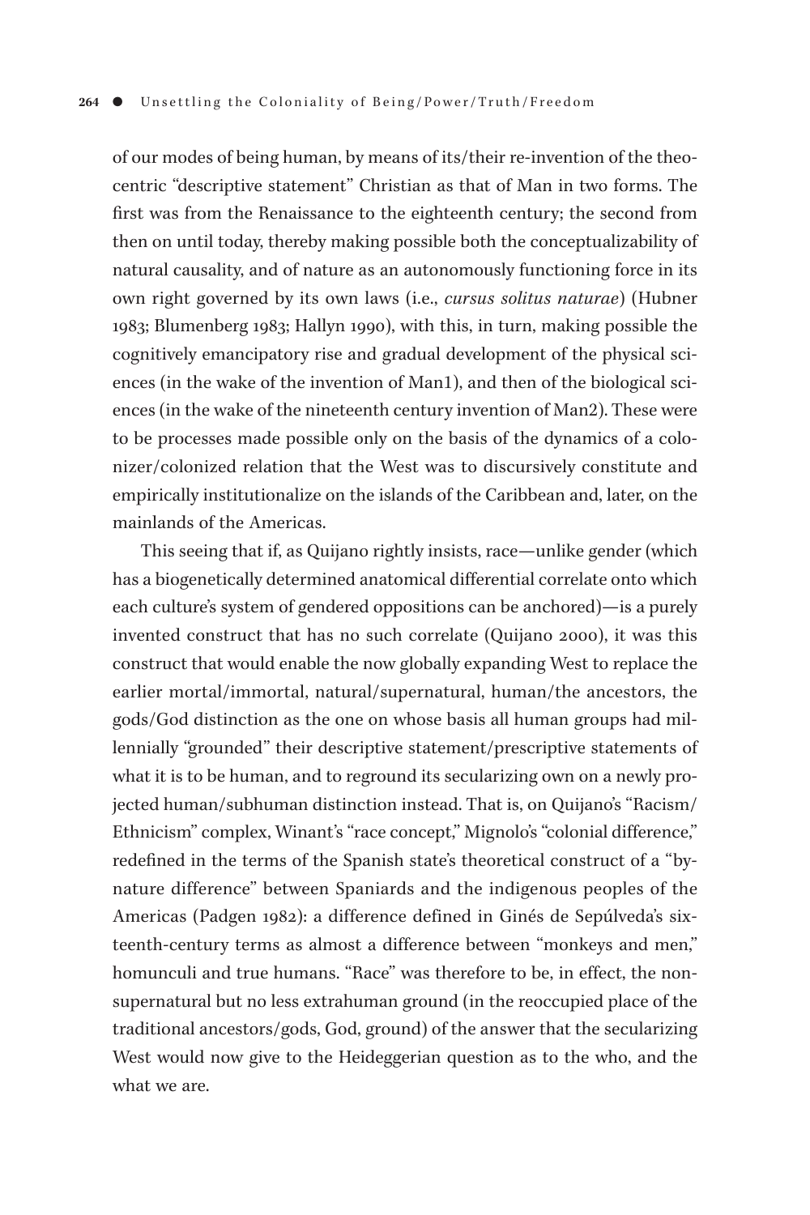of our modes of being human, by means of its/their re-invention of the theocentric "descriptive statement" Christian as that of Man in two forms. The first was from the Renaissance to the eighteenth century; the second from then on until today, thereby making possible both the conceptualizability of natural causality, and of nature as an autonomously functioning force in its own right governed by its own laws (i.e., *cursus solitus naturae*) (Hubner 1983; Blumenberg 1983; Hallyn 1990), with this, in turn, making possible the cognitively emancipatory rise and gradual development of the physical sciences (in the wake of the invention of Man1), and then of the biological sciences (in the wake of the nineteenth century invention of Man2). These were to be processes made possible only on the basis of the dynamics of a colonizer/colonized relation that the West was to discursively constitute and empirically institutionalize on the islands of the Caribbean and, later, on the mainlands of the Americas.

This seeing that if, as Quijano rightly insists, race—unlike gender (which has a biogenetically determined anatomical differential correlate onto which each culture's system of gendered oppositions can be anchored)—is a purely invented construct that has no such correlate (Quijano 2000), it was this construct that would enable the now globally expanding West to replace the earlier mortal/immortal, natural/supernatural, human/the ancestors, the gods/God distinction as the one on whose basis all human groups had millennially "grounded" their descriptive statement/prescriptive statements of what it is to be human, and to reground its secularizing own on a newly projected human/subhuman distinction instead. That is, on Quijano's "Racism/Ethnicism" complex, Winant's "race concept," Mignolo's "colonial difference," redefined in the terms of the Spanish state's theoretical construct of a "by-nature difference" between Spaniards and the indigenous peoples of the Americas (Padgen 1982): a difference defined in Ginés de Sepúlveda's sixteenth-century terms as almost a difference between "monkeys and men," homunculi and true humans. "Race" was therefore to be, in effect, the non-supernatural but no less extrahuman ground (in the reoccupied place of the traditional ancestors/gods, God, ground) of the answer that the secularizing West would now give to the Heideggerian question as to the who, and the what we are.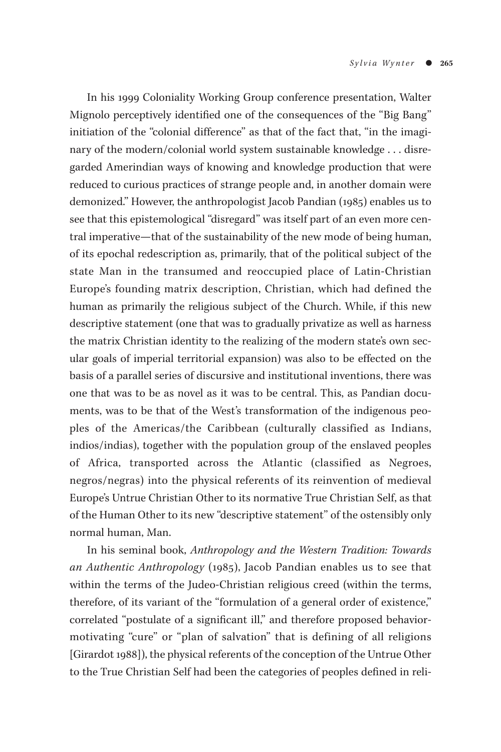In his 1999 Coloniality Working Group conference presentation, Walter Mignolo perceptively identified one of the consequences of the "Big Bang" initiation of the "colonial difference" as that of the fact that, "in the imaginary of the modern/colonial world system sustainable knowledge . . . disregarded Amerindian ways of knowing and knowledge production that were reduced to curious practices of strange people and, in another domain were demonized." However, the anthropologist Jacob Pandian (1985) enables us to see that this epistemological "disregard" was itself part of an even more central imperative—that of the sustainability of the new mode of being human, of its epochal redescription as, primarily, that of the political subject of the state Man in the transumed and reoccupied place of Latin-Christian Europe's founding matrix description, Christian, which had defined the human as primarily the religious subject of the Church. While, if this new descriptive statement (one that was to gradually privatize as well as harness the matrix Christian identity to the realizing of the modern state's own secular goals of imperial territorial expansion) was also to be effected on the basis of a parallel series of discursive and institutional inventions, there was one that was to be as novel as it was to be central. This, as Pandian documents, was to be that of the West's transformation of the indigenous peoples of the Americas/the Caribbean (culturally classified as Indians, indios/indias), together with the population group of the enslaved peoples of Africa, transported across the Atlantic (classified as Negroes, negros/negras) into the physical referents of its reinvention of medieval Europe's Untrue Christian Other to its normative True Christian Self, as that of the Human Other to its new "descriptive statement" of the ostensibly only normal human, Man.

In his seminal book, *Anthropology and the Western Tradition: Towards an Authentic Anthropology* (1985), Jacob Pandian enables us to see that within the terms of the Judeo-Christian religious creed (within the terms, therefore, of its variant of the "formulation of a general order of existence," correlated "postulate of a significant ill," and therefore proposed behavior-motivating "cure" or "plan of salvation" that is defining of all religions [Girardot 1988]), the physical referents of the conception of the Untrue Other to the True Christian Self had been the categories of peoples defined in reli-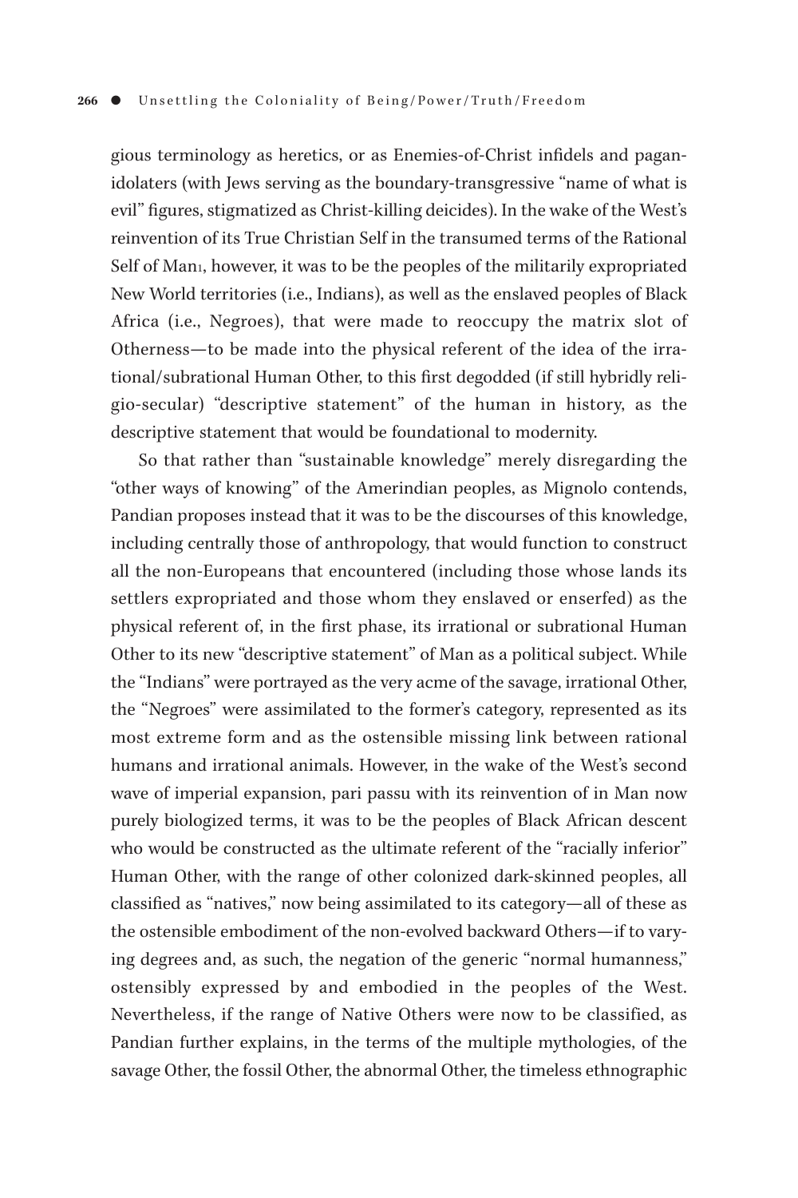gious terminology as heretics, or as Enemies-of-Christ infidels and pagan-idolaters (with Jews serving as the boundary-transgressive "name of what is evil" figures, stigmatized as Christ-killing deicides). In the wake of the West's reinvention of its True Christian Self in the transumed terms of the Rational Self of $Man_1$, however, it was to be the peoples of the militarily expropriated New World territories (i.e., Indians), as well as the enslaved peoples of Black Africa (i.e., Negroes), that were made to reoccupy the matrix slot of Otherness—to be made into the physical referent of the idea of the irrational/subrational Human Other, to this first degodded (if still hybridly religio-secular) "descriptive statement" of the human in history, as the descriptive statement that would be foundational to modernity.

So that rather than "sustainable knowledge" merely disregarding the "other ways of knowing" of the Amerindian peoples, as Mignolo contends, Pandian proposes instead that it was to be the discourses of this knowledge, including centrally those of anthropology, that would function to construct all the non-Europeans that encountered (including those whose lands its settlers expropriated and those whom they enslaved or enserfed) as the physical referent of, in the first phase, its irrational or subrational Human Other to its new "descriptive statement" of Man as a political subject. While the "Indians" were portrayed as the very acme of the savage, irrational Other, the "Negroes" were assimilated to the former's category, represented as its most extreme form and as the ostensible missing link between rational humans and irrational animals. However, in the wake of the West's second wave of imperial expansion, pari passu with its reinvention of in Man now purely biologized terms, it was to be the peoples of Black African descent who would be constructed as the ultimate referent of the "racially inferior" Human Other, with the range of other colonized dark-skinned peoples, all classified as "natives," now being assimilated to its category—all of these as the ostensible embodiment of the non-evolved backward Others—if to varying degrees and, as such, the negation of the generic "normal humanness," ostensibly expressed by and embodied in the peoples of the West. Nevertheless, if the range of Native Others were now to be classified, as Pandian further explains, in the terms of the multiple mythologies, of the savage Other, the fossil Other, the abnormal Other, the timeless ethnographic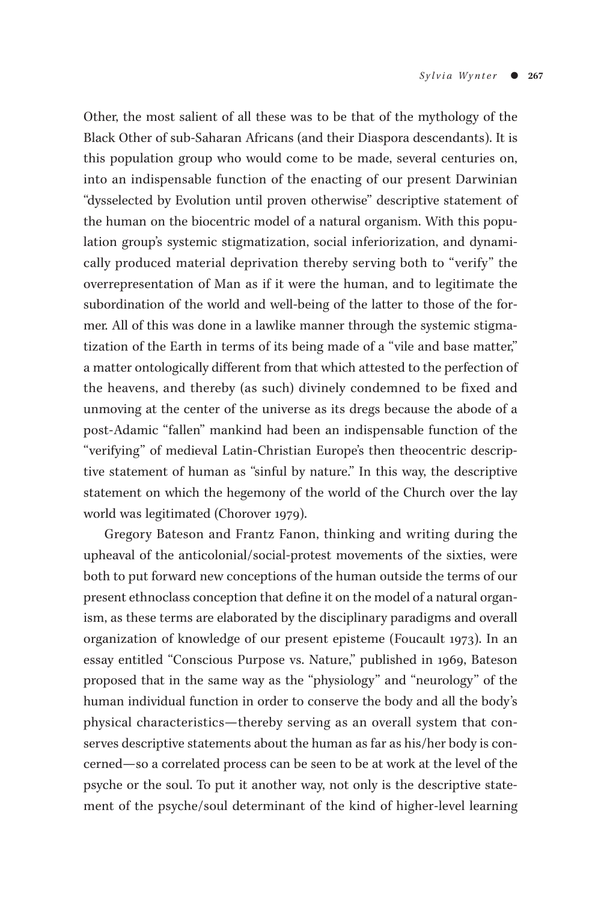Other, the most salient of all these was to be that of the mythology of the Black Other of sub-Saharan Africans (and their Diaspora descendants). It is this population group who would come to be made, several centuries on, into an indispensable function of the enacting of our present Darwinian "dysselected by Evolution until proven otherwise" descriptive statement of the human on the biocentric model of a natural organism. With this population group's systemic stigmatization, social inferiorization, and dynamically produced material deprivation thereby serving both to "verify" the overrepresentation of Man as if it were the human, and to legitimate the subordination of the world and well-being of the latter to those of the former. All of this was done in a lawlike manner through the systemic stigmatization of the Earth in terms of its being made of a "vile and base matter," a matter ontologically different from that which attested to the perfection of the heavens, and thereby (as such) divinely condemned to be fixed and unmoving at the center of the universe as its dregs because the abode of a post-Adamic "fallen" mankind had been an indispensable function of the "verifying" of medieval Latin-Christian Europe's then theocentric descriptive statement of human as "sinful by nature." In this way, the descriptive statement on which the hegemony of the world of the Church over the lay world was legitimated (Chorover 1979).

Gregory Bateson and Frantz Fanon, thinking and writing during the upheaval of the anticolonial/social-protest movements of the sixties, were both to put forward new conceptions of the human outside the terms of our present ethnoclass conception that define it on the model of a natural organism, as these terms are elaborated by the disciplinary paradigms and overall organization of knowledge of our present episteme (Foucault 1973). In an essay entitled "Conscious Purpose vs. Nature," published in 1969, Bateson proposed that in the same way as the "physiology" and "neurology" of the human individual function in order to conserve the body and all the body's physical characteristics—thereby serving as an overall system that conserves descriptive statements about the human as far as his/her body is concerned—so a correlated process can be seen to be at work at the level of the psyche or the soul. To put it another way, not only is the descriptive statement of the psyche/soul determinant of the kind of higher-level learning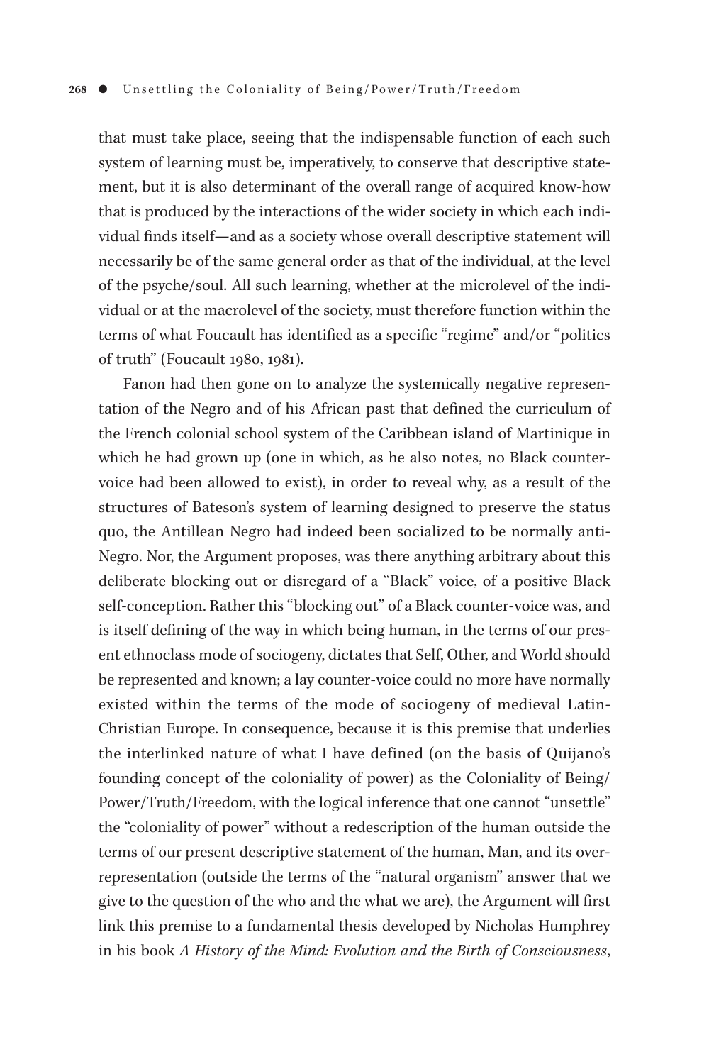that must take place, seeing that the indispensable function of each such system of learning must be, imperatively, to conserve that descriptive statement, but it is also determinant of the overall range of acquired know-how that is produced by the interactions of the wider society in which each individual finds itself—and as a society whose overall descriptive statement will necessarily be of the same general order as that of the individual, at the level of the psyche/soul. All such learning, whether at the microlevel of the individual or at the macrolevel of the society, must therefore function within the terms of what Foucault has identified as a specific "regime" and/or "politics of truth" (Foucault 1980, 1981).

Fanon had then gone on to analyze the systemically negative representation of the Negro and of his African past that defined the curriculum of the French colonial school system of the Caribbean island of Martinique in which he had grown up (one in which, as he also notes, no Black counter-voice had been allowed to exist), in order to reveal why, as a result of the structures of Bateson's system of learning designed to preserve the status quo, the Antillean Negro had indeed been socialized to be normally anti-Negro. Nor, the Argument proposes, was there anything arbitrary about this deliberate blocking out or disregard of a "Black" voice, of a positive Black self-conception. Rather this "blocking out" of a Black counter-voice was, and is itself defining of the way in which being human, in the terms of our present ethnoclass mode of sociogeny, dictates that Self, Other, and World should be represented and known; a lay counter-voice could no more have normally existed within the terms of the mode of sociogeny of medieval Latin-Christian Europe. In consequence, because it is this premise that underlies the interlinked nature of what I have defined (on the basis of Quijano's founding concept of the coloniality of power) as the Coloniality of Being/Power/Truth/Freedom, with the logical inference that one cannot "unsettle" the "coloniality of power" without a redescription of the human outside the terms of our present descriptive statement of the human, Man, and its overrepresentation (outside the terms of the "natural organism" answer that we give to the question of the who and the what we are), the Argument will first link this premise to a fundamental thesis developed by Nicholas Humphrey in his book *A History of the Mind: Evolution and the Birth of Consciousness*,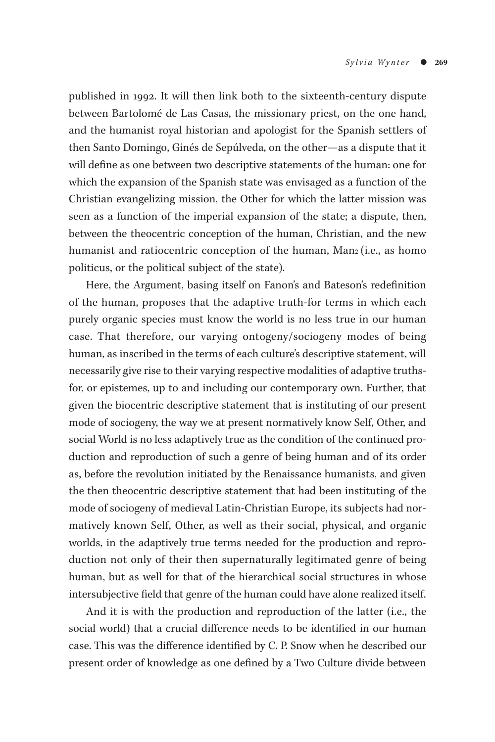published in 1992. It will then link both to the sixteenth-century dispute between Bartolomé de Las Casas, the missionary priest, on the one hand, and the humanist royal historian and apologist for the Spanish settlers of then Santo Domingo, Ginés de Sepúlveda, on the other—as a dispute that it will define as one between two descriptive statements of the human: one for which the expansion of the Spanish state was envisaged as a function of the Christian evangelizing mission, the Other for which the latter mission was seen as a function of the imperial expansion of the state; a dispute, then, between the theocentric conception of the human, Christian, and the new humanist and ratiocentric conception of the human, $Man_1$ (i.e., as homo politicus, or the political subject of the state).

Here, the Argument, basing itself on Fanon's and Bateson's redefinition of the human, proposes that the adaptive truth-for terms in which each purely organic species must know the world is no less true in our human case. That therefore, our varying ontogeny/sociogeny modes of being human, as inscribed in the terms of each culture's descriptive statement, will necessarily give rise to their varying respective modalities of adaptive truths-for, or epistemes, up to and including our contemporary own. Further, that given the biocentric descriptive statement that is instituting of our present mode of sociogeny, the way we at present normatively know Self, Other, and social World is no less adaptively true as the condition of the continued production and reproduction of such a genre of being human and of its order as, before the revolution initiated by the Renaissance humanists, and given the then theocentric descriptive statement that had been instituting of the mode of sociogeny of medieval Latin-Christian Europe, its subjects had normatively known Self, Other, as well as their social, physical, and organic worlds, in the adaptively true terms needed for the production and reproduction not only of their then supernaturally legitimated genre of being human, but as well for that of the hierarchical social structures in whose intersubjective field that genre of the human could have alone realized itself.

And it is with the production and reproduction of the latter (i.e., the social world) that a crucial difference needs to be identified in our human case. This was the difference identified by C. P. Snow when he described our present order of knowledge as one defined by a Two Culture divide between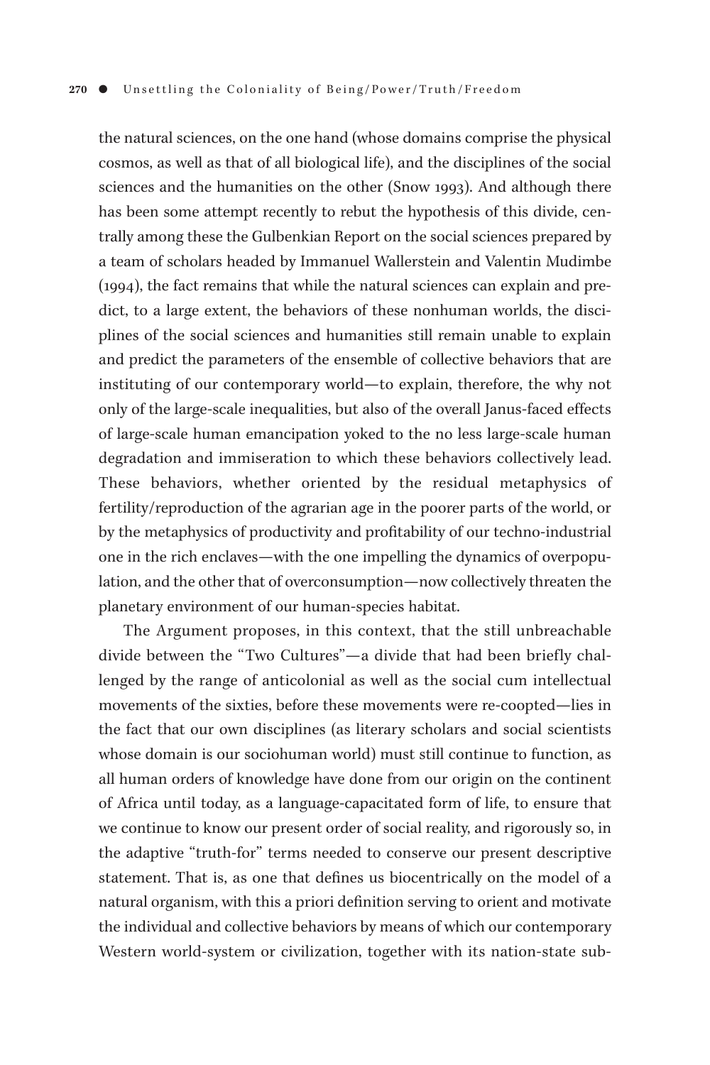the natural sciences, on the one hand (whose domains comprise the physical cosmos, as well as that of all biological life), and the disciplines of the social sciences and the humanities on the other (Snow 1993). And although there has been some attempt recently to rebut the hypothesis of this divide, centrally among these the Gulbenkian Report on the social sciences prepared by a team of scholars headed by Immanuel Wallerstein and Valentin Mudimbe (1994), the fact remains that while the natural sciences can explain and predict, to a large extent, the behaviors of these nonhuman worlds, the disciplines of the social sciences and humanities still remain unable to explain and predict the parameters of the ensemble of collective behaviors that are instituting of our contemporary world—to explain, therefore, the why not only of the large-scale inequalities, but also of the overall Janus-faced effects of large-scale human emancipation yoked to the no less large-scale human degradation and immiseration to which these behaviors collectively lead. These behaviors, whether oriented by the residual metaphysics of fertility/reproduction of the agrarian age in the poorer parts of the world, or by the metaphysics of productivity and profitability of our techno-industrial one in the rich enclaves—with the one impelling the dynamics of overpopulation, and the other that of overconsumption—now collectively threaten the planetary environment of our human-species habitat.

The Argument proposes, in this context, that the still unbreachable divide between the "Two Cultures"—a divide that had been briefly challenged by the range of anticolonial as well as the social cum intellectual movements of the sixties, before these movements were re-coopted—lies in the fact that our own disciplines (as literary scholars and social scientists whose domain is our sociohuman world) must still continue to function, as all human orders of knowledge have done from our origin on the continent of Africa until today, as a language-capacitated form of life, to ensure that we continue to know our present order of social reality, and rigorously so, in the adaptive "truth-for" terms needed to conserve our present descriptive statement. That is, as one that defines us biocentrically on the model of a natural organism, with this a priori definition serving to orient and motivate the individual and collective behaviors by means of which our contemporary Western world-system or civilization, together with its nation-state sub-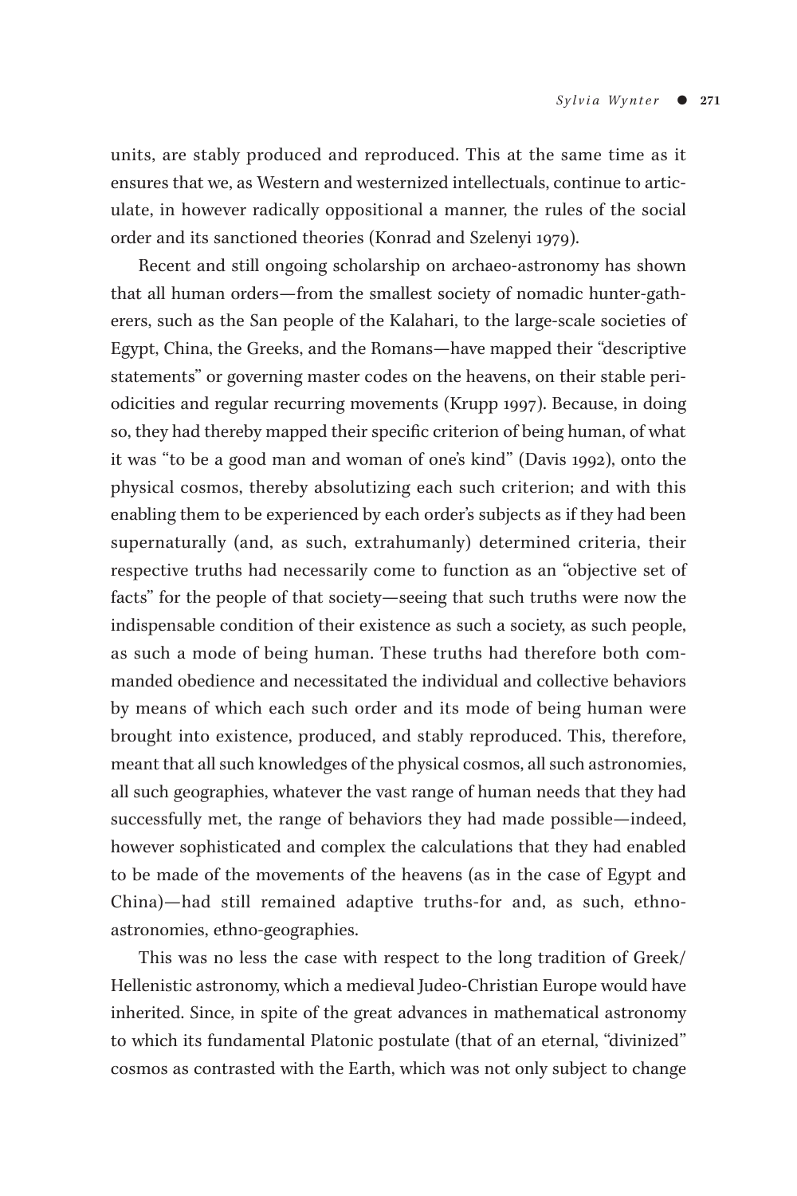units, are stably produced and reproduced. This at the same time as it ensures that we, as Western and westernized intellectuals, continue to articulate, in however radically oppositional a manner, the rules of the social order and its sanctioned theories (Konrad and Szelenyi 1979).

Recent and still ongoing scholarship on archaeo-astronomy has shown that all human orders—from the smallest society of nomadic hunter-gatherers, such as the San people of the Kalahari, to the large-scale societies of Egypt, China, the Greeks, and the Romans—have mapped their "descriptive statements" or governing master codes on the heavens, on their stable periodicities and regular recurring movements (Krupp 1997). Because, in doing so, they had thereby mapped their specific criterion of being human, of what it was "to be a good man and woman of one's kind" (Davis 1992), onto the physical cosmos, thereby absolutizing each such criterion; and with this enabling them to be experienced by each order's subjects as if they had been supernaturally (and, as such, extrahumanly) determined criteria, their respective truths had necessarily come to function as an "objective set of facts" for the people of that society—seeing that such truths were now the indispensable condition of their existence as such a society, as such people, as such a mode of being human. These truths had therefore both commanded obedience and necessitated the individual and collective behaviors by means of which each such order and its mode of being human were brought into existence, produced, and stably reproduced. This, therefore, meant that all such knowledges of the physical cosmos, all such astronomies, all such geographies, whatever the vast range of human needs that they had successfully met, the range of behaviors they had made possible—indeed, however sophisticated and complex the calculations that they had enabled to be made of the movements of the heavens (as in the case of Egypt and China)—had still remained adaptive truths-for and, as such, ethno-astronomies, ethno-geographies.

This was no less the case with respect to the long tradition of Greek/Hellenistic astronomy, which a medieval Judeo-Christian Europe would have inherited. Since, in spite of the great advances in mathematical astronomy to which its fundamental Platonic postulate (that of an eternal, "divinized" cosmos as contrasted with the Earth, which was not only subject to change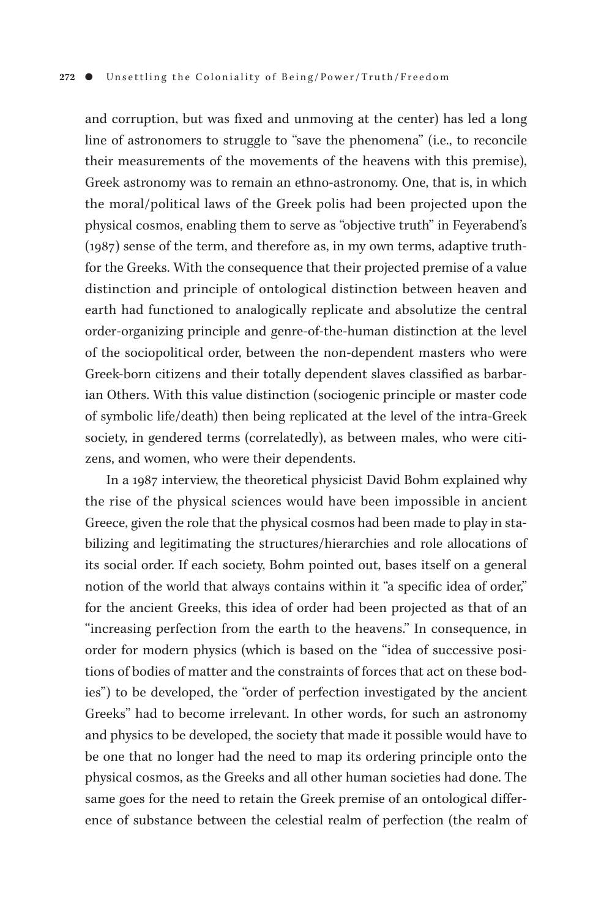and corruption, but was fixed and unmoving at the center) has led a long line of astronomers to struggle to "save the phenomena" (i.e., to reconcile their measurements of the movements of the heavens with this premise), Greek astronomy was to remain an ethno-astronomy. One, that is, in which the moral/political laws of the Greek polis had been projected upon the physical cosmos, enabling them to serve as "objective truth" in Feyerabend's (1987) sense of the term, and therefore as, in my own terms, adaptive truth-for the Greeks. With the consequence that their projected premise of a value distinction and principle of ontological distinction between heaven and earth had functioned to analogically replicate and absolutize the central order-organizing principle and genre-of-the-human distinction at the level of the sociopolitical order, between the non-dependent masters who were Greek-born citizens and their totally dependent slaves classified as barbarian Others. With this value distinction (sociogenic principle or master code of symbolic life/death) then being replicated at the level of the intra-Greek society, in gendered terms (correlatedly), as between males, who were citizens, and women, who were their dependents.

In a 1987 interview, the theoretical physicist David Bohm explained why the rise of the physical sciences would have been impossible in ancient Greece, given the role that the physical cosmos had been made to play in stabilizing and legitimating the structures/hierarchies and role allocations of its social order. If each society, Bohm pointed out, bases itself on a general notion of the world that always contains within it "a specific idea of order," for the ancient Greeks, this idea of order had been projected as that of an "increasing perfection from the earth to the heavens." In consequence, in order for modern physics (which is based on the "idea of successive positions of bodies of matter and the constraints of forces that act on these bodies") to be developed, the "order of perfection investigated by the ancient Greeks" had to become irrelevant. In other words, for such an astronomy and physics to be developed, the society that made it possible would have to be one that no longer had the need to map its ordering principle onto the physical cosmos, as the Greeks and all other human societies had done. The same goes for the need to retain the Greek premise of an ontological difference of substance between the celestial realm of perfection (the realm of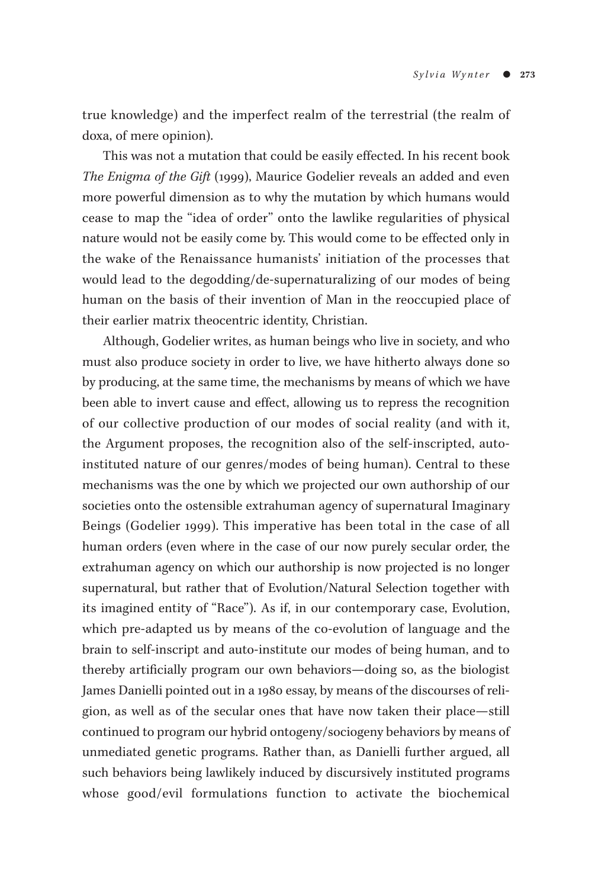true knowledge) and the imperfect realm of the terrestrial (the realm of doxa, of mere opinion).

This was not a mutation that could be easily effected. In his recent book *The Enigma of the Gift* (1999), Maurice Godelier reveals an added and even more powerful dimension as to why the mutation by which humans would cease to map the "idea of order" onto the lawlike regularities of physical nature would not be easily come by. This would come to be effected only in the wake of the Renaissance humanists' initiation of the processes that would lead to the degodding/de-supernaturalizing of our modes of being human on the basis of their invention of Man in the reoccupied place of their earlier matrix theocentric identity, Christian.

Although, Godelier writes, as human beings who live in society, and who must also produce society in order to live, we have hitherto always done so by producing, at the same time, the mechanisms by means of which we have been able to invert cause and effect, allowing us to repress the recognition of our collective production of our modes of social reality (and with it, the Argument proposes, the recognition also of the self-inscripted, auto-instituted nature of our genres/modes of being human). Central to these mechanisms was the one by which we projected our own authorship of our societies onto the ostensible extrahuman agency of supernatural Imaginary Beings (Godelier 1999). This imperative has been total in the case of all human orders (even where in the case of our now purely secular order, the extrahuman agency on which our authorship is now projected is no longer supernatural, but rather that of Evolution/Natural Selection together with its imagined entity of "Race"). As if, in our contemporary case, Evolution, which pre-adapted us by means of the co-evolution of language and the brain to self-inscript and auto-institute our modes of being human, and to thereby artificially program our own behaviors—doing so, as the biologist James Danielli pointed out in a 1980 essay, by means of the discourses of religion, as well as of the secular ones that have now taken their place—still continued to program our hybrid ontogeny/sociogeny behaviors by means of unmediated genetic programs. Rather than, as Danielli further argued, all such behaviors being lawlikely induced by discursively instituted programs whose good/evil formulations function to activate the biochemical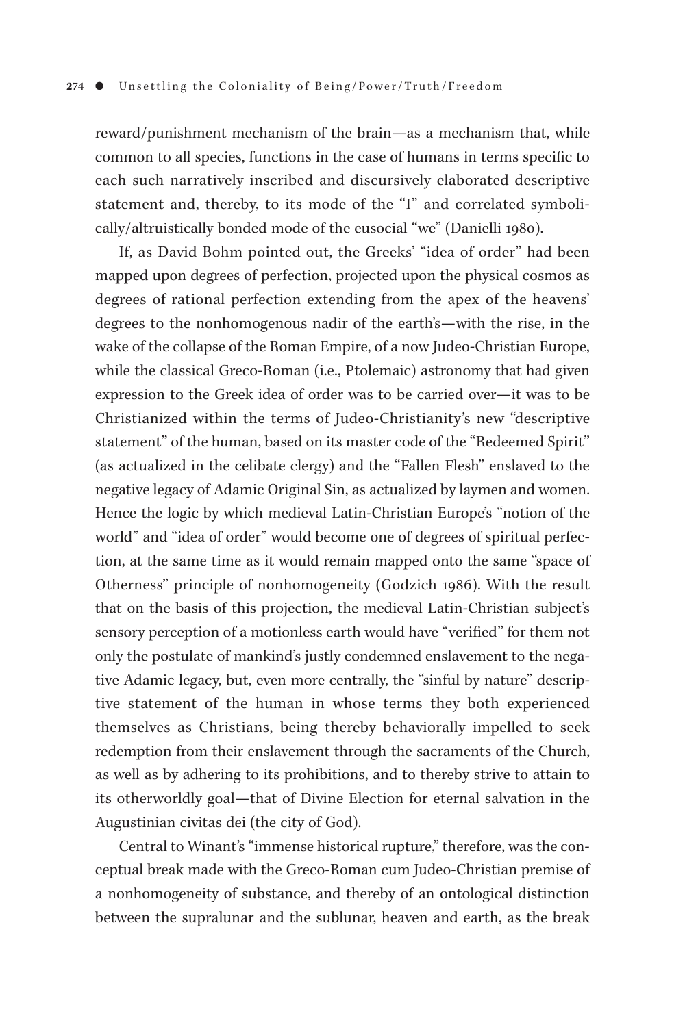reward/punishment mechanism of the brain—as a mechanism that, while common to all species, functions in the case of humans in terms specific to each such narratively inscribed and discursively elaborated descriptive statement and, thereby, to its mode of the "I" and correlated symbolically/altruistically bonded mode of the eusocial "we" (Danielli 1980).

If, as David Bohm pointed out, the Greeks' "idea of order" had been mapped upon degrees of perfection, projected upon the physical cosmos as degrees of rational perfection extending from the apex of the heavens' degrees to the nonhomogenous nadir of the earth's—with the rise, in the wake of the collapse of the Roman Empire, of a now Judeo-Christian Europe, while the classical Greco-Roman (i.e., Ptolemaic) astronomy that had given expression to the Greek idea of order was to be carried over—it was to be Christianized within the terms of Judeo-Christianity's new "descriptive statement" of the human, based on its master code of the "Redeemed Spirit" (as actualized in the celibate clergy) and the "Fallen Flesh" enslaved to the negative legacy of Adamic Original Sin, as actualized by laymen and women. Hence the logic by which medieval Latin-Christian Europe's "notion of the world" and "idea of order" would become one of degrees of spiritual perfection, at the same time as it would remain mapped onto the same "space of Otherness" principle of nonhomogeneity (Godzich 1986). With the result that on the basis of this projection, the medieval Latin-Christian subject's sensory perception of a motionless earth would have "verified" for them not only the postulate of mankind's justly condemned enslavement to the negative Adamic legacy, but, even more centrally, the "sinful by nature" descriptive statement of the human in whose terms they both experienced themselves as Christians, being thereby behaviorally impelled to seek redemption from their enslavement through the sacraments of the Church, as well as by adhering to its prohibitions, and to thereby strive to attain to its otherworldly goal—that of Divine Election for eternal salvation in the Augustinian civitas dei (the city of God).

Central to Winant's "immense historical rupture," therefore, was the conceptual break made with the Greco-Roman cum Judeo-Christian premise of a nonhomogeneity of substance, and thereby of an ontological distinction between the supralunar and the sublunar, heaven and earth, as the break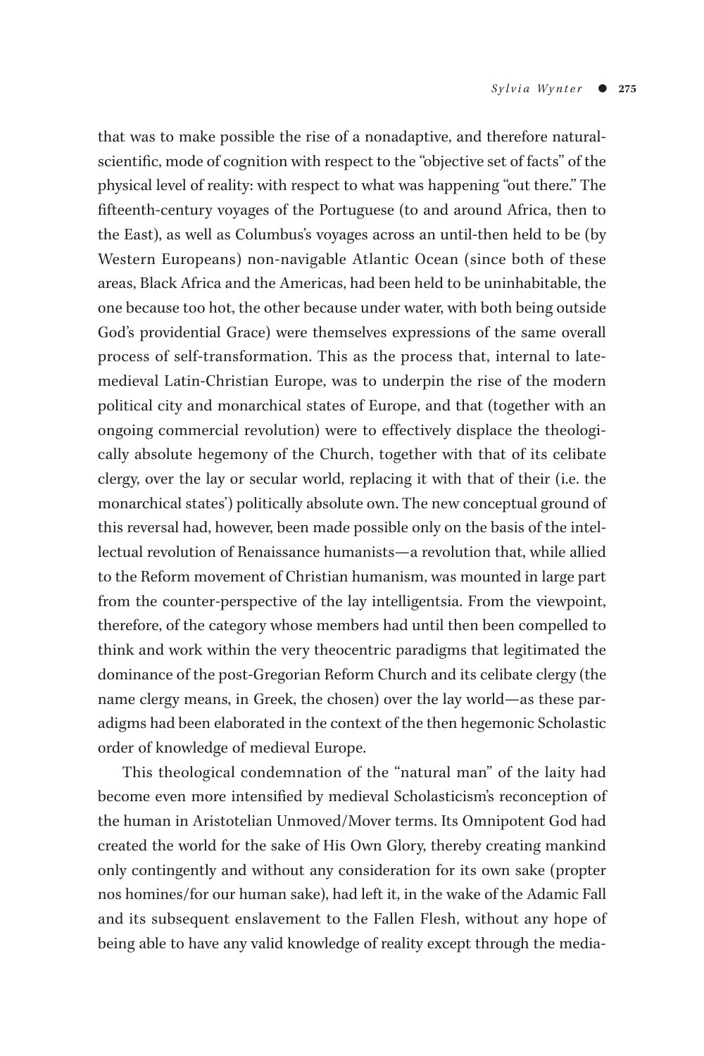that was to make possible the rise of a nonadaptive, and therefore natural-scientific, mode of cognition with respect to the "objective set of facts" of the physical level of reality: with respect to what was happening "out there." The fifteenth-century voyages of the Portuguese (to and around Africa, then to the East), as well as Columbus's voyages across an until-then held to be (by Western Europeans) non-navigable Atlantic Ocean (since both of these areas, Black Africa and the Americas, had been held to be uninhabitable, the one because too hot, the other because under water, with both being outside God's providential Grace) were themselves expressions of the same overall process of self-transformation. This as the process that, internal to late-medieval Latin-Christian Europe, was to underpin the rise of the modern political city and monarchical states of Europe, and that (together with an ongoing commercial revolution) were to effectively displace the theologically absolute hegemony of the Church, together with that of its celibate clergy, over the lay or secular world, replacing it with that of their (i.e. the monarchical states') politically absolute own. The new conceptual ground of this reversal had, however, been made possible only on the basis of the intellectual revolution of Renaissance humanists—a revolution that, while allied to the Reform movement of Christian humanism, was mounted in large part from the counter-perspective of the lay intelligentsia. From the viewpoint, therefore, of the category whose members had until then been compelled to think and work within the very theocentric paradigms that legitimated the dominance of the post-Gregorian Reform Church and its celibate clergy (the name clergy means, in Greek, the chosen) over the lay world—as these paradigms had been elaborated in the context of the then hegemonic Scholastic order of knowledge of medieval Europe.

This theological condemnation of the "natural man" of the laity had become even more intensified by medieval Scholasticism's reconception of the human in Aristotelian Unmoved/Mover terms. Its Omnipotent God had created the world for the sake of His Own Glory, thereby creating mankind only contingently and without any consideration for its own sake (propter nos homines/for our human sake), had left it, in the wake of the Adamic Fall and its subsequent enslavement to the Fallen Flesh, without any hope of being able to have any valid knowledge of reality except through the media-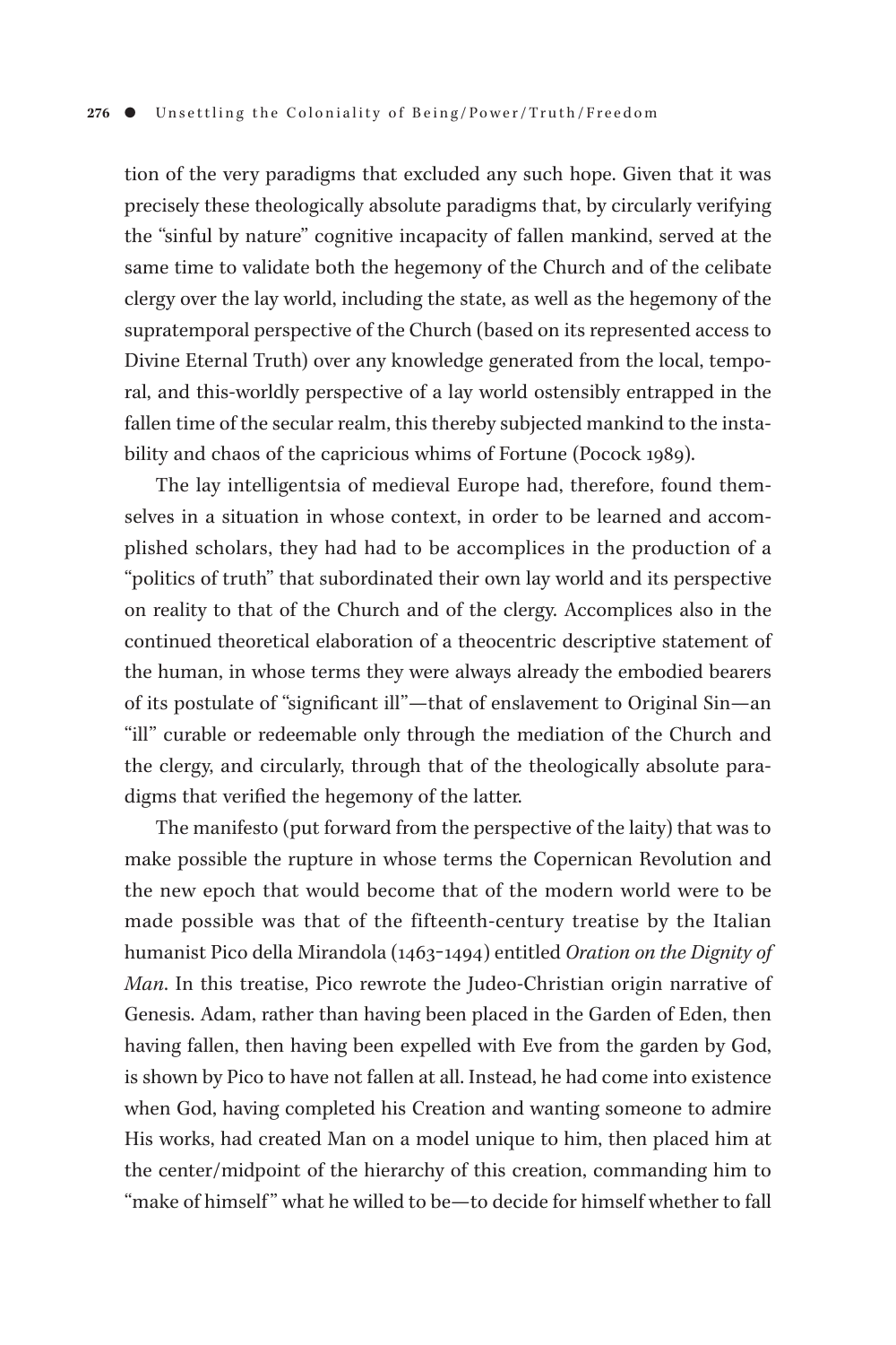tion of the very paradigms that excluded any such hope. Given that it was precisely these theologically absolute paradigms that, by circularly verifying the "sinful by nature" cognitive incapacity of fallen mankind, served at the same time to validate both the hegemony of the Church and of the celibate clergy over the lay world, including the state, as well as the hegemony of the supratemporal perspective of the Church (based on its represented access to Divine Eternal Truth) over any knowledge generated from the local, temporal, and this-worldly perspective of a lay world ostensibly entrapped in the fallen time of the secular realm, this thereby subjected mankind to the instability and chaos of the capricious whims of Fortune (Pocock 1989).

The lay intelligentsia of medieval Europe had, therefore, found themselves in a situation in whose context, in order to be learned and accomplished scholars, they had had to be accomplices in the production of a "politics of truth" that subordinated their own lay world and its perspective on reality to that of the Church and of the clergy. Accomplices also in the continued theoretical elaboration of a theocentric descriptive statement of the human, in whose terms they were always already the embodied bearers of its postulate of "significant ill"—that of enslavement to Original Sin—an "ill" curable or redeemable only through the mediation of the Church and the clergy, and circularly, through that of the theologically absolute paradigms that verified the hegemony of the latter.

The manifesto (put forward from the perspective of the laity) that was to make possible the rupture in whose terms the Copernican Revolution and the new epoch that would become that of the modern world were to be made possible was that of the fifteenth-century treatise by the Italian humanist Pico della Mirandola (1463–1494) entitled *Oration on the Dignity of Man*. In this treatise, Pico rewrote the Judeo-Christian origin narrative of Genesis. Adam, rather than having been placed in the Garden of Eden, then having fallen, then having been expelled with Eve from the garden by God, is shown by Pico to have not fallen at all. Instead, he had come into existence when God, having completed his Creation and wanting someone to admire His works, had created Man on a model unique to him, then placed him at the center/midpoint of the hierarchy of this creation, commanding him to "make of himself" what he willed to be—to decide for himself whether to fall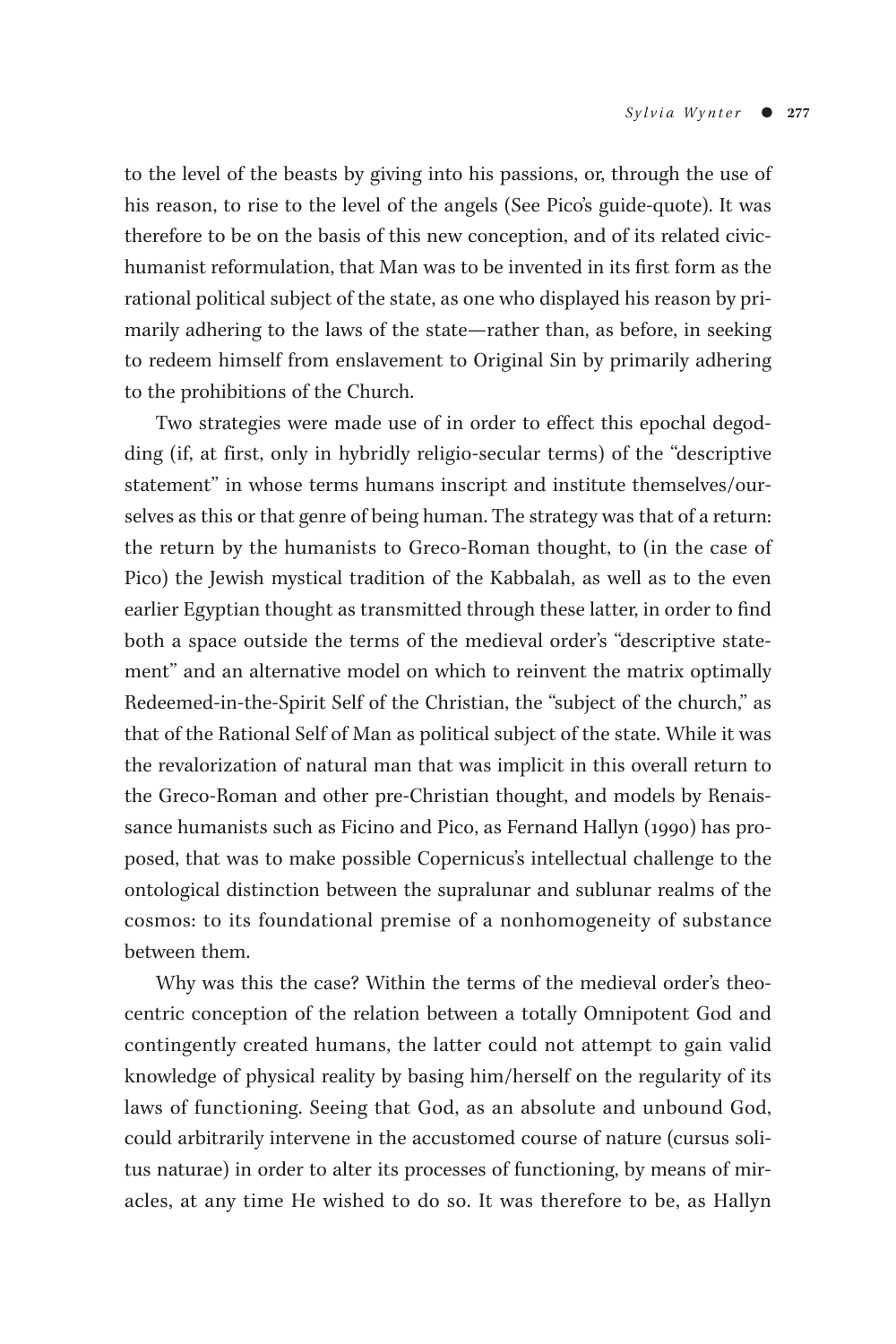to the level of the beasts by giving into his passions, or, through the use of his reason, to rise to the level of the angels (See Pico's guide-quote). It was therefore to be on the basis of this new conception, and of its related civic-humanist reformulation, that Man was to be invented in its first form as the rational political subject of the state, as one who displayed his reason by primarily adhering to the laws of the state—rather than, as before, in seeking to redeem himself from enslavement to Original Sin by primarily adhering to the prohibitions of the Church.

Two strategies were made use of in order to effect this epochal degodding (if, at first, only in hybridly religio-secular terms) of the "descriptive statement" in whose terms humans inscript and institute themselves/ourselves as this or that genre of being human. The strategy was that of a return: the return by the humanists to Greco-Roman thought, to (in the case of Pico) the Jewish mystical tradition of the Kabbalah, as well as to the even earlier Egyptian thought as transmitted through these latter, in order to find both a space outside the terms of the medieval order's "descriptive statement" and an alternative model on which to reinvent the matrix optimally Redeemed-in-the-Spirit Self of the Christian, the "subject of the church," as that of the Rational Self of Man as political subject of the state. While it was the revalorization of natural man that was implicit in this overall return to the Greco-Roman and other pre-Christian thought, and models by Renaissance humanists such as Ficino and Pico, as Fernand Hallyn (1990) has proposed, that was to make possible Copernicus's intellectual challenge to the ontological distinction between the supralunar and sublunar realms of the cosmos: to its foundational premise of a nonhomogeneity of substance between them.

Why was this the case? Within the terms of the medieval order's theocentric conception of the relation between a totally Omnipotent God and contingently created humans, the latter could not attempt to gain valid knowledge of physical reality by basing him/herself on the regularity of its laws of functioning. Seeing that God, as an absolute and unbound God, could arbitrarily intervene in the accustomed course of nature (cursus solitus naturae) in order to alter its processes of functioning, by means of miracles, at any time He wished to do so. It was therefore to be, as Hallyn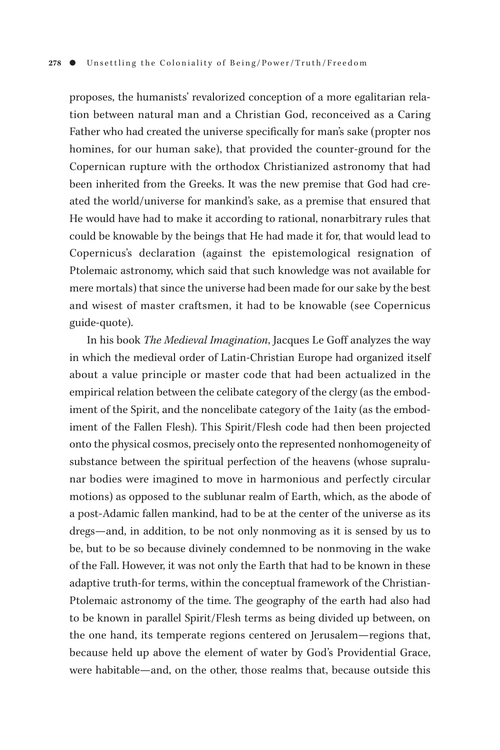proposes, the humanists' revalorized conception of a more egalitarian relation between natural man and a Christian God, reconceived as a Caring Father who had created the universe specifically for man's sake (propter nos homines, for our human sake), that provided the counter-ground for the Copernican rupture with the orthodox Christianized astronomy that had been inherited from the Greeks. It was the new premise that God had created the world/universe for mankind's sake, as a premise that ensured that He would have had to make it according to rational, nonarbitrary rules that could be knowable by the beings that He had made it for, that would lead to Copernicus's declaration (against the epistemological resignation of Ptolemaic astronomy, which said that such knowledge was not available for mere mortals) that since the universe had been made for our sake by the best and wisest of master craftsmen, it had to be knowable (see Copernicus guide-quote).

In his book *The Medieval Imagination*, Jacques Le Goff analyzes the way in which the medieval order of Latin-Christian Europe had organized itself about a value principle or master code that had been actualized in the empirical relation between the celibate category of the clergy (as the embodiment of the Spirit, and the noncelibate category of the 1aity (as the embodiment of the Fallen Flesh). This Spirit/Flesh code had then been projected onto the physical cosmos, precisely onto the represented nonhomogeneity of substance between the spiritual perfection of the heavens (whose supralunar bodies were imagined to move in harmonious and perfectly circular motions) as opposed to the sublunar realm of Earth, which, as the abode of a post-Adamic fallen mankind, had to be at the center of the universe as its dregs—and, in addition, to be not only nonmoving as it is sensed by us to be, but to be so because divinely condemned to be nonmoving in the wake of the Fall. However, it was not only the Earth that had to be known in these adaptive truth-for terms, within the conceptual framework of the Christian-Ptolemaic astronomy of the time. The geography of the earth had also had to be known in parallel Spirit/Flesh terms as being divided up between, on the one hand, its temperate regions centered on Jerusalem—regions that, because held up above the element of water by God's Providential Grace, were habitable—and, on the other, those realms that, because outside this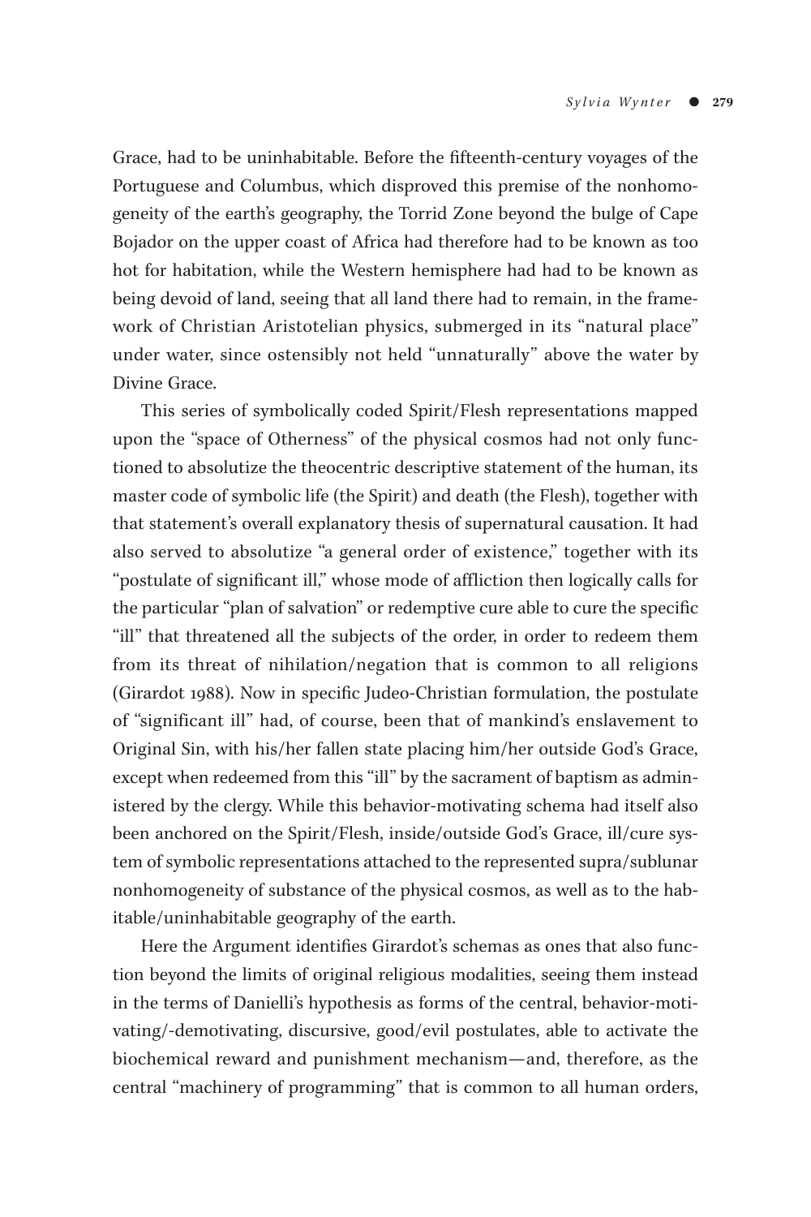Grace, had to be uninhabitable. Before the fifteenth-century voyages of the Portuguese and Columbus, which disproved this premise of the nonhomogeneity of the earth's geography, the Torrid Zone beyond the bulge of Cape Bojador on the upper coast of Africa had therefore had to be known as too hot for habitation, while the Western hemisphere had had to be known as being devoid of land, seeing that all land there had to remain, in the framework of Christian Aristotelian physics, submerged in its "natural place" under water, since ostensibly not held "unnaturally" above the water by Divine Grace.

This series of symbolically coded Spirit/Flesh representations mapped upon the "space of Otherness" of the physical cosmos had not only functioned to absolutize the theocentric descriptive statement of the human, its master code of symbolic life (the Spirit) and death (the Flesh), together with that statement's overall explanatory thesis of supernatural causation. It had also served to absolutize "a general order of existence," together with its "postulate of significant ill," whose mode of affliction then logically calls for the particular "plan of salvation" or redemptive cure able to cure the specific "ill" that threatened all the subjects of the order, in order to redeem them from its threat of nihilation/negation that is common to all religions (Girardot 1988). Now in specific Judeo-Christian formulation, the postulate of "significant ill" had, of course, been that of mankind's enslavement to Original Sin, with his/her fallen state placing him/her outside God's Grace, except when redeemed from this "ill" by the sacrament of baptism as administered by the clergy. While this behavior-motivating schema had itself also been anchored on the Spirit/Flesh, inside/outside God's Grace, ill/cure system of symbolic representations attached to the represented supra/sublunar nonhomogeneity of substance of the physical cosmos, as well as to the habitable/uninhabitable geography of the earth.

Here the Argument identifies Girardot's schemas as ones that also function beyond the limits of original religious modalities, seeing them instead in the terms of Danielli's hypothesis as forms of the central, behavior-motivating/-demotivating, discursive, good/evil postulates, able to activate the biochemical reward and punishment mechanism—and, therefore, as the central "machinery of programming" that is common to all human orders,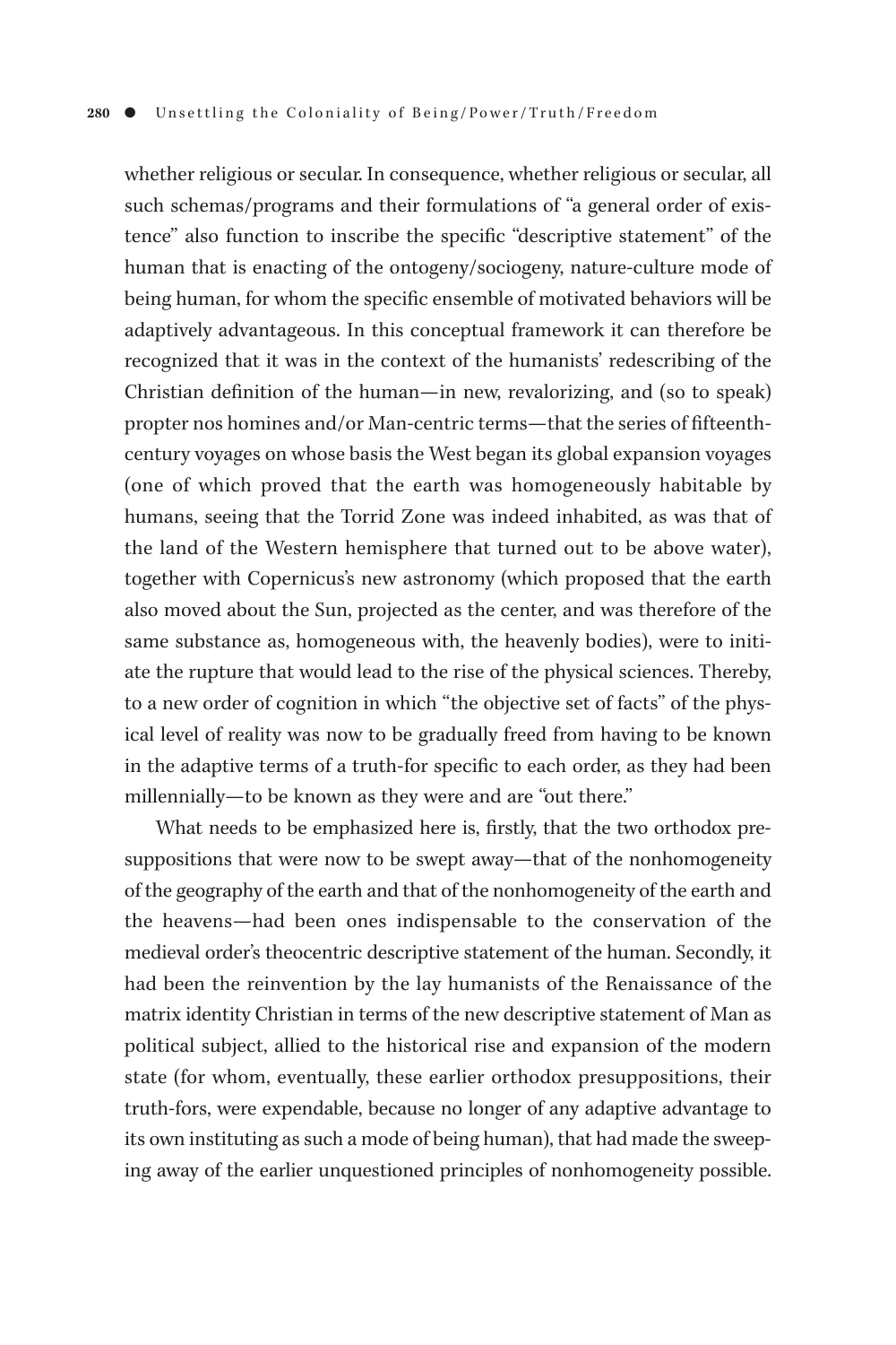whether religious or secular. In consequence, whether religious or secular, all such schemas/programs and their formulations of "a general order of existence" also function to inscribe the specific "descriptive statement" of the human that is enacting of the ontogeny/sociogeny, nature-culture mode of being human, for whom the specific ensemble of motivated behaviors will be adaptively advantageous. In this conceptual framework it can therefore be recognized that it was in the context of the humanists' redescribing of the Christian definition of the human—in new, revalorizing, and (so to speak) propter nos homines and/or Man-centric terms—that the series of fifteenth-century voyages on whose basis the West began its global expansion voyages (one of which proved that the earth was homogeneously habitable by humans, seeing that the Torrid Zone was indeed inhabited, as was that of the land of the Western hemisphere that turned out to be above water), together with Copernicus's new astronomy (which proposed that the earth also moved about the Sun, projected as the center, and was therefore of the same substance as, homogeneous with, the heavenly bodies), were to initiate the rupture that would lead to the rise of the physical sciences. Thereby, to a new order of cognition in which "the objective set of facts" of the physical level of reality was now to be gradually freed from having to be known in the adaptive terms of a truth-for specific to each order, as they had been millennially—to be known as they were and are "out there."

What needs to be emphasized here is, firstly, that the two orthodox presuppositions that were now to be swept away—that of the nonhomogeneity of the geography of the earth and that of the nonhomogeneity of the earth and the heavens—had been ones indispensable to the conservation of the medieval order's theocentric descriptive statement of the human. Secondly, it had been the reinvention by the lay humanists of the Renaissance of the matrix identity Christian in terms of the new descriptive statement of Man as political subject, allied to the historical rise and expansion of the modern state (for whom, eventually, these earlier orthodox presuppositions, their truth-fors, were expendable, because no longer of any adaptive advantage to its own instituting as such a mode of being human), that had made the sweeping away of the earlier unquestioned principles of nonhomogeneity possible.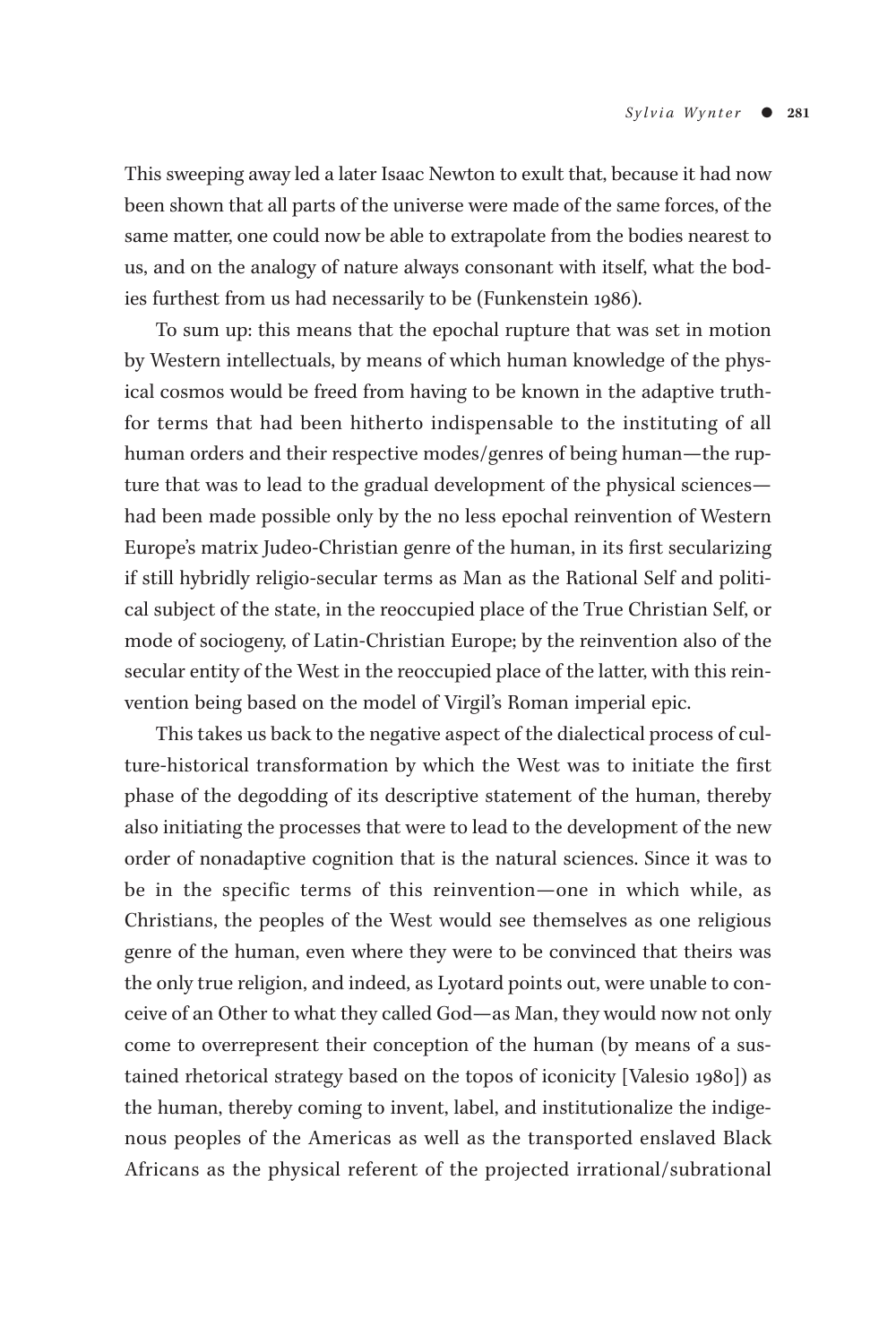This sweeping away led a later Isaac Newton to exult that, because it had now been shown that all parts of the universe were made of the same forces, of the same matter, one could now be able to extrapolate from the bodies nearest to us, and on the analogy of nature always consonant with itself, what the bodies furthest from us had necessarily to be (Funkenstein 1986).

To sum up: this means that the epochal rupture that was set in motion by Western intellectuals, by means of which human knowledge of the physical cosmos would be freed from having to be known in the adaptive truth-for terms that had been hitherto indispensable to the instituting of all human orders and their respective modes/genres of being human—the rupture that was to lead to the gradual development of the physical sciences—had been made possible only by the no less epochal reinvention of Western Europe's matrix Judeo-Christian genre of the human, in its first secularizing if still hybridly religio-secular terms as Man as the Rational Self and political subject of the state, in the reoccupied place of the True Christian Self, or mode of sociogeny, of Latin-Christian Europe; by the reinvention also of the secular entity of the West in the reoccupied place of the latter, with this reinvention being based on the model of Virgil's Roman imperial epic.

This takes us back to the negative aspect of the dialectical process of culture-historical transformation by which the West was to initiate the first phase of the degodding of its descriptive statement of the human, thereby also initiating the processes that were to lead to the development of the new order of nonadaptive cognition that is the natural sciences. Since it was to be in the specific terms of this reinvention—one in which while, as Christians, the peoples of the West would see themselves as one religious genre of the human, even where they were to be convinced that theirs was the only true religion, and indeed, as Lyotard points out, were unable to conceive of an Other to what they called God—as Man, they would now not only come to overrepresent their conception of the human (by means of a sustained rhetorical strategy based on the topos of iconicity [Valesio 1980]) as the human, thereby coming to invent, label, and institutionalize the indigenous peoples of the Americas as well as the transported enslaved Black Africans as the physical referent of the projected irrational/subrational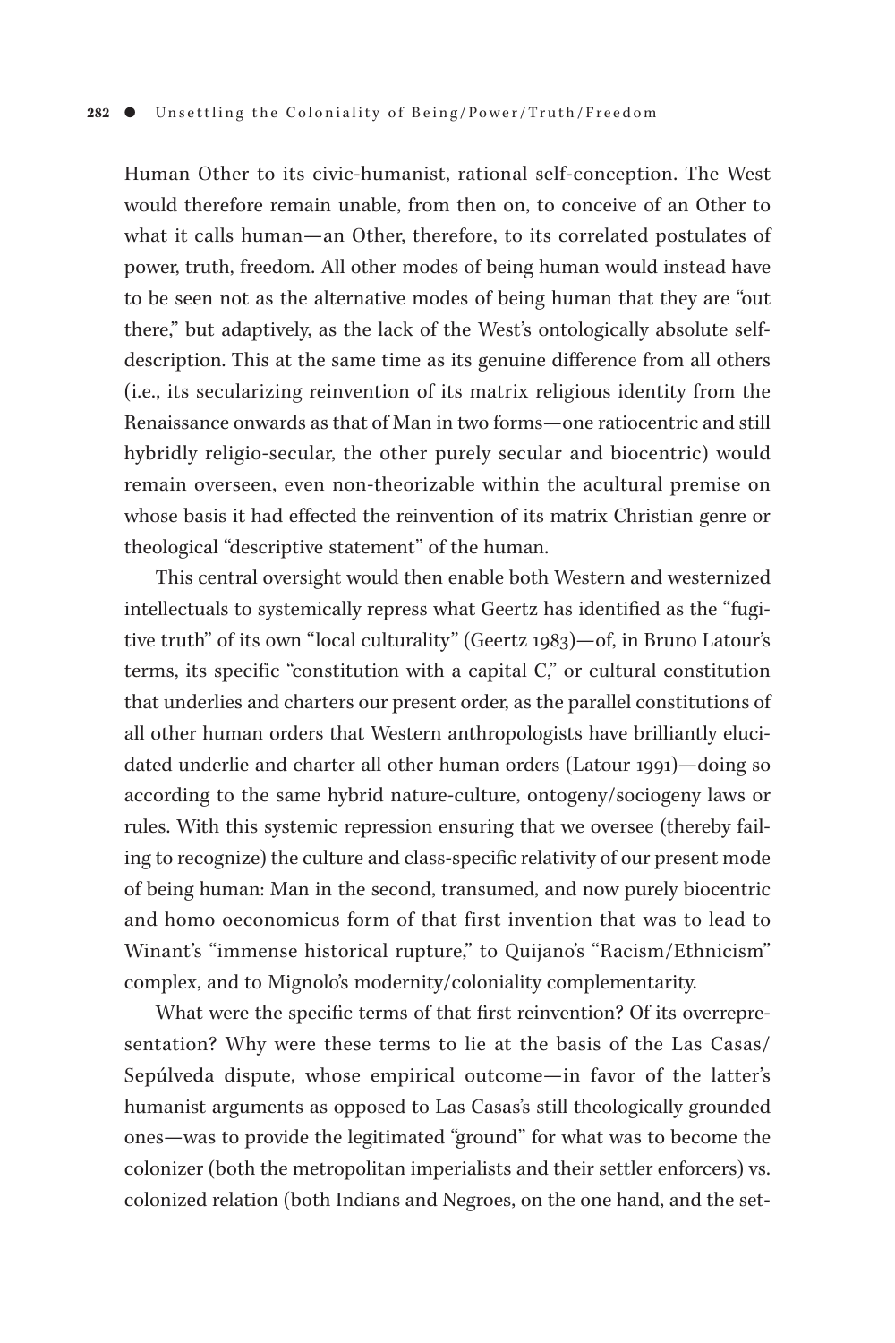Human Other to its civic-humanist, rational self-conception. The West would therefore remain unable, from then on, to conceive of an Other to what it calls human—an Other, therefore, to its correlated postulates of power, truth, freedom. All other modes of being human would instead have to be seen not as the alternative modes of being human that they are "out there," but adaptively, as the lack of the West's ontologically absolute self-description. This at the same time as its genuine difference from all others (i.e., its secularizing reinvention of its matrix religious identity from the Renaissance onwards as that of Man in two forms—one ratiocentric and still hybridly religio-secular, the other purely secular and biocentric) would remain overseen, even non-theorizable within the acultural premise on whose basis it had effected the reinvention of its matrix Christian genre or theological "descriptive statement" of the human.

This central oversight would then enable both Western and westernized intellectuals to systemically repress what Geertz has identified as the "fugitive truth" of its own "local culturality" (Geertz 1983)—of, in Bruno Latour's terms, its specific "constitution with a capital C," or cultural constitution that underlies and charters our present order, as the parallel constitutions of all other human orders that Western anthropologists have brilliantly elucidated underlie and charter all other human orders (Latour 1991)—doing so according to the same hybrid nature-culture, ontogeny/sociogeny laws or rules. With this systemic repression ensuring that we oversee (thereby failing to recognize) the culture and class-specific relativity of our present mode of being human: Man in the second, transumed, and now purely biocentric and homo oeconomicus form of that first invention that was to lead to Winant's "immense historical rupture," to Quijano's "Racism/Ethnicism" complex, and to Mignolo's modernity/coloniality complementarity.

What were the specific terms of that first reinvention? Of its overrepresentation? Why were these terms to lie at the basis of the Las Casas/Sepúlveda dispute, whose empirical outcome—in favor of the latter's humanist arguments as opposed to Las Casas's still theologically grounded ones—was to provide the legitimated "ground" for what was to become the colonizer (both the metropolitan imperialists and their settler enforcers) vs. colonized relation (both Indians and Negroes, on the one hand, and the set-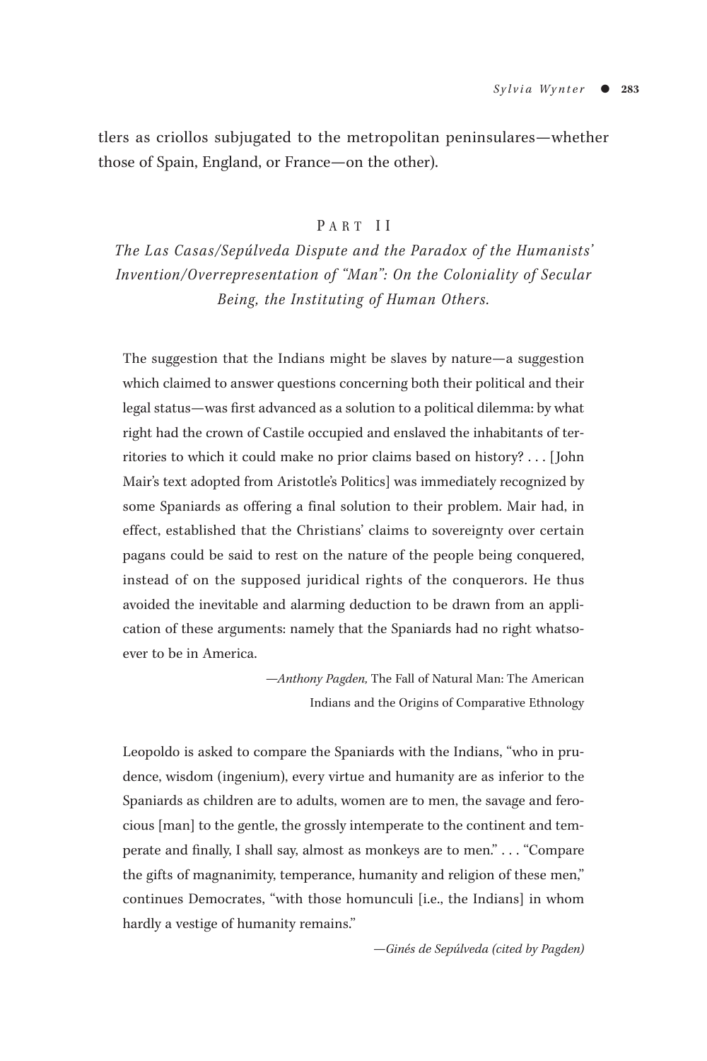tlers as criollos subjugated to the metropolitan peninsulares—whether those of Spain, England, or France—on the other).

## Part II

### *The Las Casas/Sepúlveda Dispute and the Paradox of the Humanists' Invention/Overrepresentation of "Man": On the Coloniality of Secular Being, the Instituting of Human Others.*

> The suggestion that the Indians might be slaves by nature—a suggestion which claimed to answer questions concerning both their political and their legal status—was first advanced as a solution to a political dilemma: by what right had the crown of Castile occupied and enslaved the inhabitants of territories to which it could make no prior claims based on history? . . . [John Mair's text adopted from Aristotle's Politics] was immediately recognized by some Spaniards as offering a final solution to their problem. Mair had, in effect, established that the Christians' claims to sovereignty over certain pagans could be said to rest on the nature of the people being conquered, instead of on the supposed juridical rights of the conquerors. He thus avoided the inevitable and alarming deduction to be drawn from an application of these arguments: namely that the Spaniards had no right whatsoever to be in America.
>
> —*Anthony Pagden,* The Fall of Natural Man: The American Indians and the Origins of Comparative Ethnology

> Leopoldo is asked to compare the Spaniards with the Indians, "who in prudence, wisdom (ingenium), every virtue and humanity are as inferior to the Spaniards as children are to adults, women are to men, the savage and ferocious [man] to the gentle, the grossly intemperate to the continent and temperate and finally, I shall say, almost as monkeys are to men." . . . "Compare the gifts of magnanimity, temperance, humanity and religion of these men," continues Democrates, "with those homunculi [i.e., the Indians] in whom hardly a vestige of humanity remains."
>
> —*Ginés de Sepúlveda (cited by Pagden)*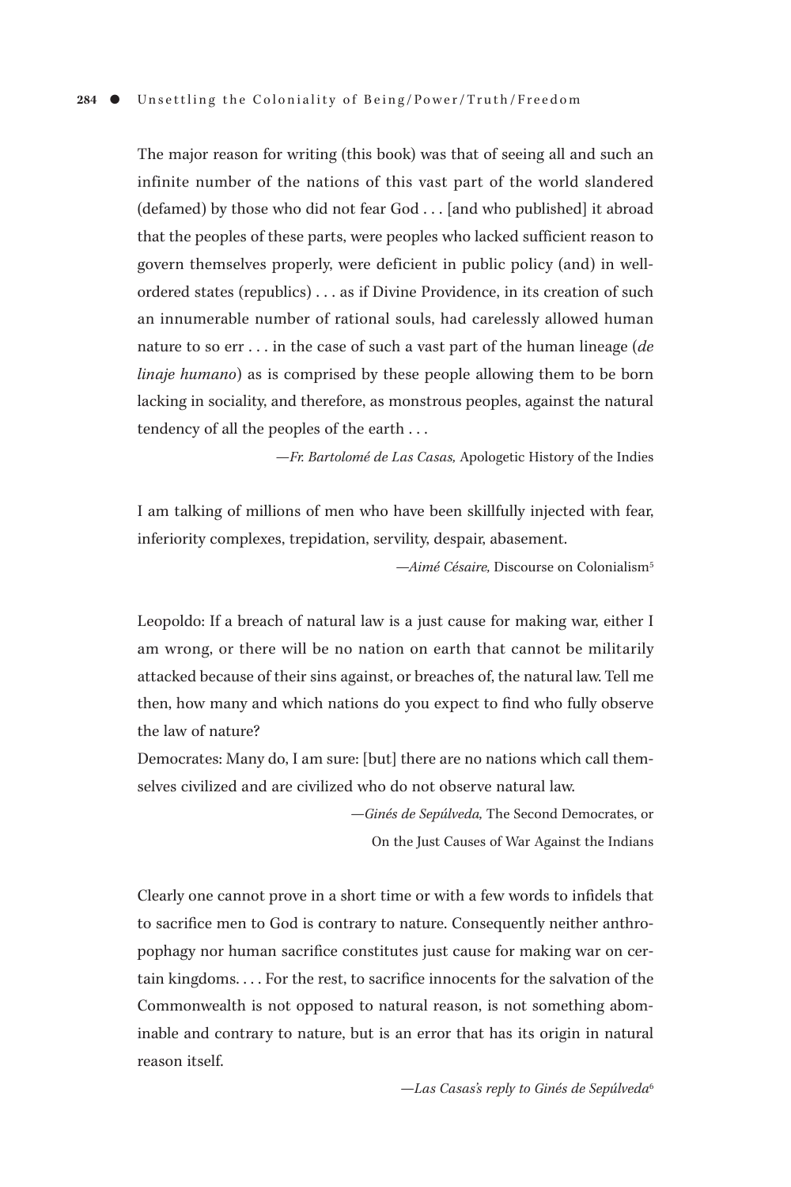The major reason for writing (this book) was that of seeing all and such an infinite number of the nations of this vast part of the world slandered (defamed) by those who did not fear God . . . [and who published] it abroad that the peoples of these parts, were peoples who lacked sufficient reason to govern themselves properly, were deficient in public policy (and) in well-ordered states (republics) . . . as if Divine Providence, in its creation of such an innumerable number of rational souls, had carelessly allowed human nature to so err . . . in the case of such a vast part of the human lineage (*de linaje humano*) as is comprised by these people allowing them to be born lacking in sociality, and therefore, as monstrous peoples, against the natural tendency of all the peoples of the earth . . .

—*Fr. Bartolomé de Las Casas,* Apologetic History of the Indies

I am talking of millions of men who have been skillfully injected with fear, inferiority complexes, trepidation, servility, despair, abasement.

—*Aimé Césaire,* Discourse on Colonialism[5]

Leopoldo: If a breach of natural law is a just cause for making war, either I am wrong, or there will be no nation on earth that cannot be militarily attacked because of their sins against, or breaches of, the natural law. Tell me then, how many and which nations do you expect to find who fully observe the law of nature?

Democrates: Many do, I am sure: [but] there are no nations which call themselves civilized and are civilized who do not observe natural law.

—*Ginés de Sepúlveda,* The Second Democrates, or On the Just Causes of War Against the Indians

Clearly one cannot prove in a short time or with a few words to infidels that to sacrifice men to God is contrary to nature. Consequently neither anthropophagy nor human sacrifice constitutes just cause for making war on certain kingdoms. . . . For the rest, to sacrifice innocents for the salvation of the Commonwealth is not opposed to natural reason, is not something abominable and contrary to nature, but is an error that has its origin in natural reason itself.

—*Las Casas's reply to Ginés de Sepúlveda*[6]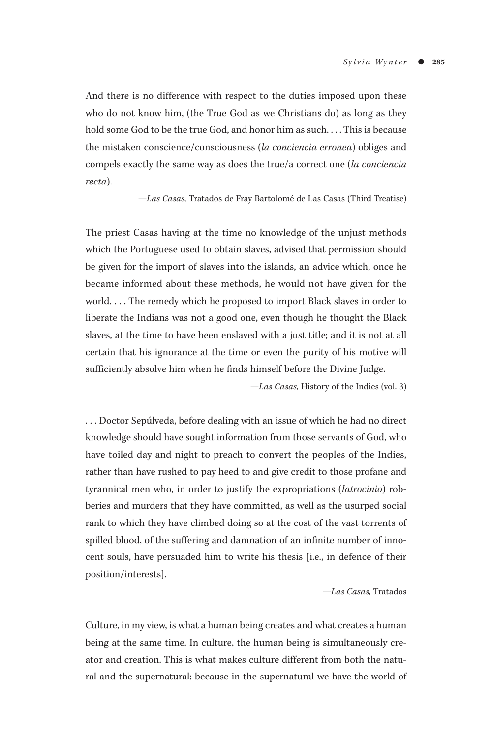And there is no difference with respect to the duties imposed upon these who do not know him, (the True God as we Christians do) as long as they hold some God to be the true God, and honor him as such. . . . This is because the mistaken conscience/consciousness (*la conciencia erronea*) obliges and compels exactly the same way as does the true/a correct one (*la conciencia recta*).

—*Las Casas,* Tratados de Fray Bartolomé de Las Casas (Third Treatise)

The priest Casas having at the time no knowledge of the unjust methods which the Portuguese used to obtain slaves, advised that permission should be given for the import of slaves into the islands, an advice which, once he became informed about these methods, he would not have given for the world. . . . The remedy which he proposed to import Black slaves in order to liberate the Indians was not a good one, even though he thought the Black slaves, at the time to have been enslaved with a just title; and it is not at all certain that his ignorance at the time or even the purity of his motive will sufficiently absolve him when he finds himself before the Divine Judge.

—*Las Casas,* History of the Indies (vol. 3)

. . . Doctor Sepúlveda, before dealing with an issue of which he had no direct knowledge should have sought information from those servants of God, who have toiled day and night to preach to convert the peoples of the Indies, rather than have rushed to pay heed to and give credit to those profane and tyrannical men who, in order to justify the expropriations (*latrocinio*) robberies and murders that they have committed, as well as the usurped social rank to which they have climbed doing so at the cost of the vast torrents of spilled blood, of the suffering and damnation of an infinite number of innocent souls, have persuaded him to write his thesis [i.e., in defence of their position/interests].

—*Las Casas,* Tratados

Culture, in my view, is what a human being creates and what creates a human being at the same time. In culture, the human being is simultaneously creator and creation. This is what makes culture different from both the natural and the supernatural; because in the supernatural we have the world of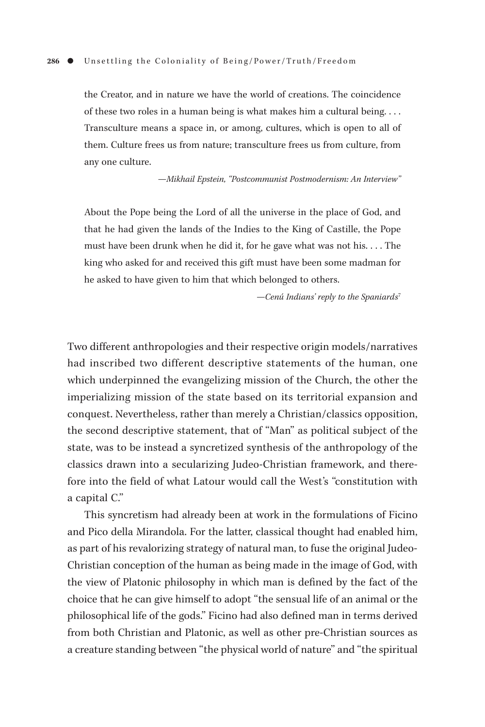> the Creator, and in nature we have the world of creations. The coincidence of these two roles in a human being is what makes him a cultural being. . . . Transculture means a space in, or among, cultures, which is open to all of them. Culture frees us from nature; transculture frees us from culture, from any one culture.
>
> —*Mikhail Epstein, "Postcommunist Postmodernism: An Interview"*

> About the Pope being the Lord of all the universe in the place of God, and that he had given the lands of the Indies to the King of Castille, the Pope must have been drunk when he did it, for he gave what was not his. . . . The king who asked for and received this gift must have been some madman for he asked to have given to him that which belonged to others.
>
> —*Cenú Indians' reply to the Spaniards*[7]

Two different anthropologies and their respective origin models/narratives had inscribed two different descriptive statements of the human, one which underpinned the evangelizing mission of the Church, the other the imperializing mission of the state based on its territorial expansion and conquest. Nevertheless, rather than merely a Christian/classics opposition, the second descriptive statement, that of "Man" as political subject of the state, was to be instead a syncretized synthesis of the anthropology of the classics drawn into a secularizing Judeo-Christian framework, and therefore into the field of what Latour would call the West's "constitution with a capital C."

This syncretism had already been at work in the formulations of Ficino and Pico della Mirandola. For the latter, classical thought had enabled him, as part of his revalorizing strategy of natural man, to fuse the original Judeo-Christian conception of the human as being made in the image of God, with the view of Platonic philosophy in which man is defined by the fact of the choice that he can give himself to adopt "the sensual life of an animal or the philosophical life of the gods." Ficino had also defined man in terms derived from both Christian and Platonic, as well as other pre-Christian sources as a creature standing between "the physical world of nature" and "the spiritual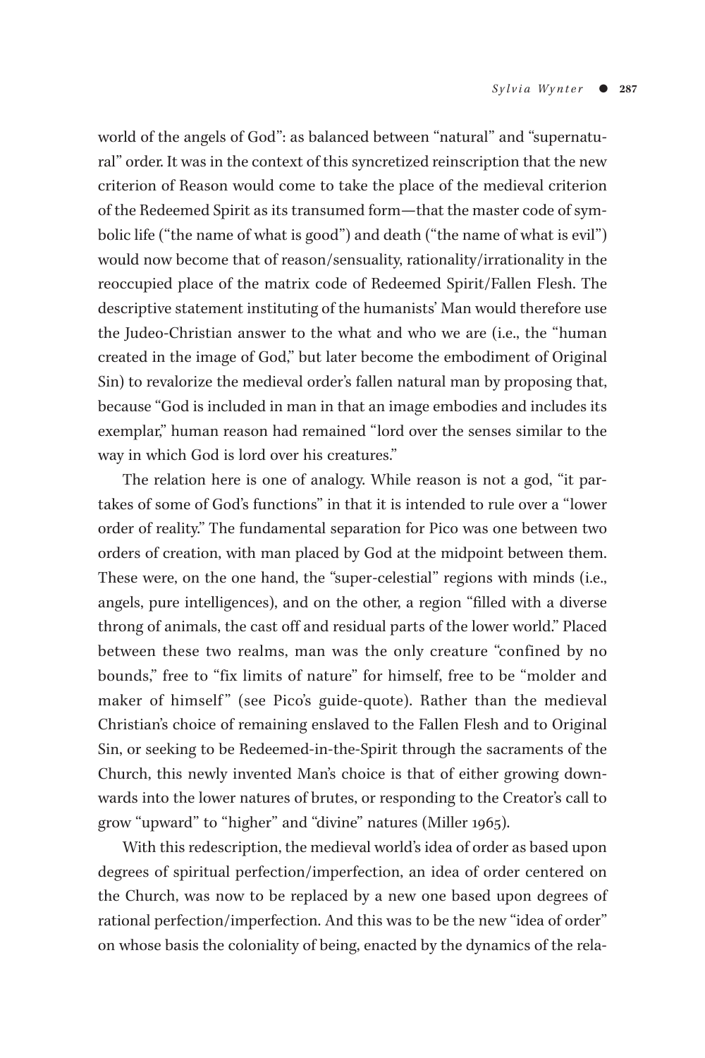world of the angels of God": as balanced between "natural" and "supernatural" order. It was in the context of this syncretized reinscription that the new criterion of Reason would come to take the place of the medieval criterion of the Redeemed Spirit as its transumed form—that the master code of symbolic life ("the name of what is good") and death ("the name of what is evil") would now become that of reason/sensuality, rationality/irrationality in the reoccupied place of the matrix code of Redeemed Spirit/Fallen Flesh. The descriptive statement instituting of the humanists' Man would therefore use the Judeo-Christian answer to the what and who we are (i.e., the "human created in the image of God," but later become the embodiment of Original Sin) to revalorize the medieval order's fallen natural man by proposing that, because "God is included in man in that an image embodies and includes its exemplar," human reason had remained "lord over the senses similar to the way in which God is lord over his creatures."

The relation here is one of analogy. While reason is not a god, "it partakes of some of God's functions" in that it is intended to rule over a "lower order of reality." The fundamental separation for Pico was one between two orders of creation, with man placed by God at the midpoint between them. These were, on the one hand, the "super-celestial" regions with minds (i.e., angels, pure intelligences), and on the other, a region "filled with a diverse throng of animals, the cast off and residual parts of the lower world." Placed between these two realms, man was the only creature "confined by no bounds," free to "fix limits of nature" for himself, free to be "molder and maker of himself" (see Pico's guide-quote). Rather than the medieval Christian's choice of remaining enslaved to the Fallen Flesh and to Original Sin, or seeking to be Redeemed-in-the-Spirit through the sacraments of the Church, this newly invented Man's choice is that of either growing downwards into the lower natures of brutes, or responding to the Creator's call to grow "upward" to "higher" and "divine" natures (Miller 1965).

With this redescription, the medieval world's idea of order as based upon degrees of spiritual perfection/imperfection, an idea of order centered on the Church, was now to be replaced by a new one based upon degrees of rational perfection/imperfection. And this was to be the new "idea of order" on whose basis the coloniality of being, enacted by the dynamics of the rela-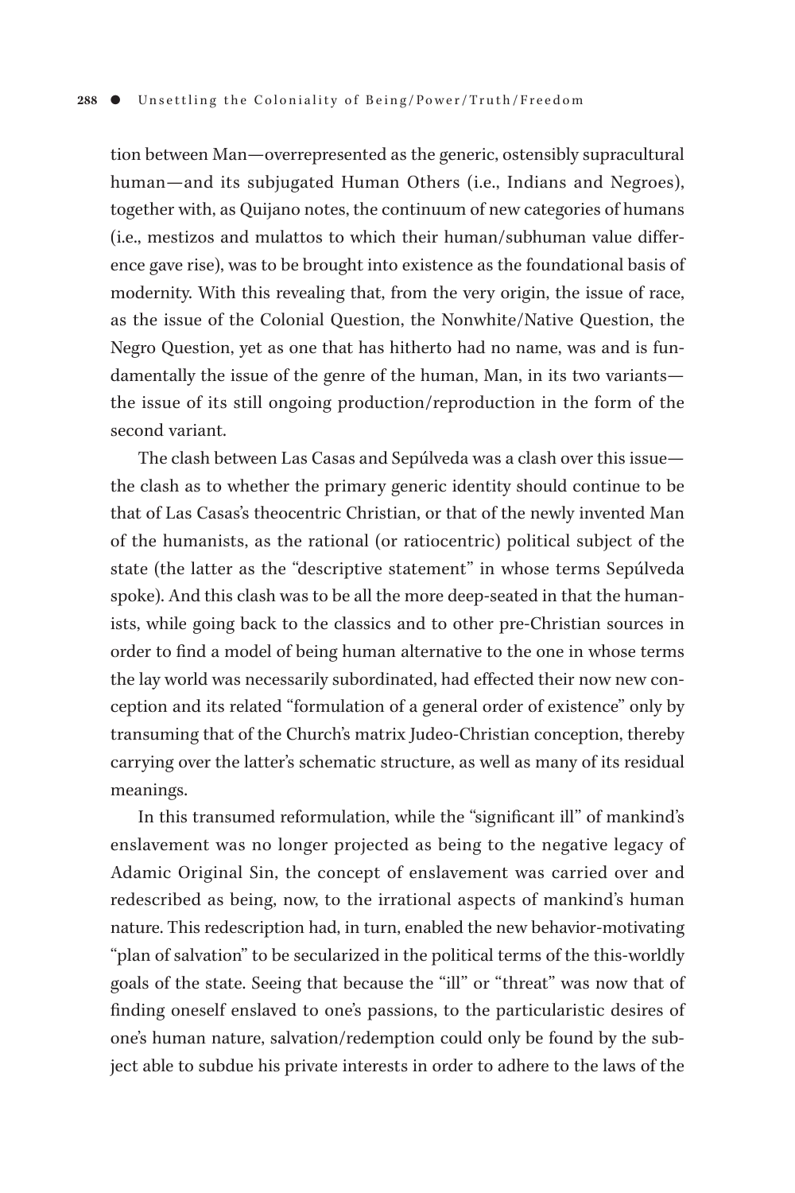tion between Man—overrepresented as the generic, ostensibly supracultural human—and its subjugated Human Others (i.e., Indians and Negroes), together with, as Quijano notes, the continuum of new categories of humans (i.e., mestizos and mulattos to which their human/subhuman value difference gave rise), was to be brought into existence as the foundational basis of modernity. With this revealing that, from the very origin, the issue of race, as the issue of the Colonial Question, the Nonwhite/Native Question, the Negro Question, yet as one that has hitherto had no name, was and is fundamentally the issue of the genre of the human, Man, in its two variants—the issue of its still ongoing production/reproduction in the form of the second variant.

The clash between Las Casas and Sepúlveda was a clash over this issue—the clash as to whether the primary generic identity should continue to be that of Las Casas's theocentric Christian, or that of the newly invented Man of the humanists, as the rational (or ratiocentric) political subject of the state (the latter as the "descriptive statement" in whose terms Sepúlveda spoke). And this clash was to be all the more deep-seated in that the humanists, while going back to the classics and to other pre-Christian sources in order to find a model of being human alternative to the one in whose terms the lay world was necessarily subordinated, had effected their now new conception and its related "formulation of a general order of existence" only by transuming that of the Church's matrix Judeo-Christian conception, thereby carrying over the latter's schematic structure, as well as many of its residual meanings.

In this transumed reformulation, while the "significant ill" of mankind's enslavement was no longer projected as being to the negative legacy of Adamic Original Sin, the concept of enslavement was carried over and redescribed as being, now, to the irrational aspects of mankind's human nature. This redescription had, in turn, enabled the new behavior-motivating "plan of salvation" to be secularized in the political terms of the this-worldly goals of the state. Seeing that because the "ill" or "threat" was now that of finding oneself enslaved to one's passions, to the particularistic desires of one's human nature, salvation/redemption could only be found by the subject able to subdue his private interests in order to adhere to the laws of the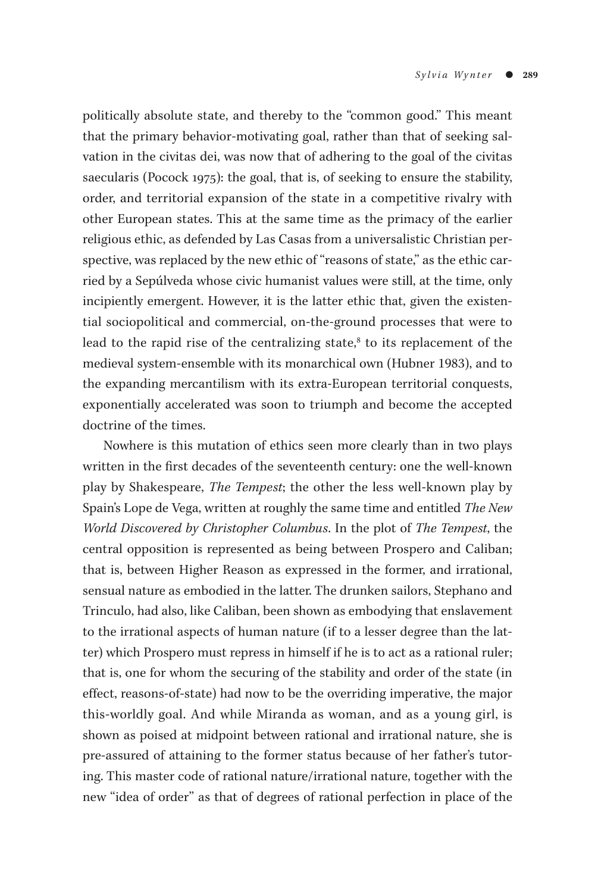politically absolute state, and thereby to the "common good." This meant that the primary behavior-motivating goal, rather than that of seeking salvation in the civitas dei, was now that of adhering to the goal of the civitas saecularis (Pocock 1975): the goal, that is, of seeking to ensure the stability, order, and territorial expansion of the state in a competitive rivalry with other European states. This at the same time as the primacy of the earlier religious ethic, as defended by Las Casas from a universalistic Christian perspective, was replaced by the new ethic of "reasons of state," as the ethic carried by a Sepúlveda whose civic humanist values were still, at the time, only incipiently emergent. However, it is the latter ethic that, given the existential sociopolitical and commercial, on-the-ground processes that were to lead to the rapid rise of the centralizing state,[8] to its replacement of the medieval system-ensemble with its monarchical own (Hubner 1983), and to the expanding mercantilism with its extra-European territorial conquests, exponentially accelerated was soon to triumph and become the accepted doctrine of the times.

Nowhere is this mutation of ethics seen more clearly than in two plays written in the first decades of the seventeenth century: one the well-known play by Shakespeare, *The Tempest*; the other the less well-known play by Spain's Lope de Vega, written at roughly the same time and entitled *The New World Discovered by Christopher Columbus*. In the plot of *The Tempest*, the central opposition is represented as being between Prospero and Caliban; that is, between Higher Reason as expressed in the former, and irrational, sensual nature as embodied in the latter. The drunken sailors, Stephano and Trinculo, had also, like Caliban, been shown as embodying that enslavement to the irrational aspects of human nature (if to a lesser degree than the latter) which Prospero must repress in himself if he is to act as a rational ruler; that is, one for whom the securing of the stability and order of the state (in effect, reasons-of-state) had now to be the overriding imperative, the major this-worldly goal. And while Miranda as woman, and as a young girl, is shown as poised at midpoint between rational and irrational nature, she is pre-assured of attaining to the former status because of her father's tutoring. This master code of rational nature/irrational nature, together with the new "idea of order" as that of degrees of rational perfection in place of the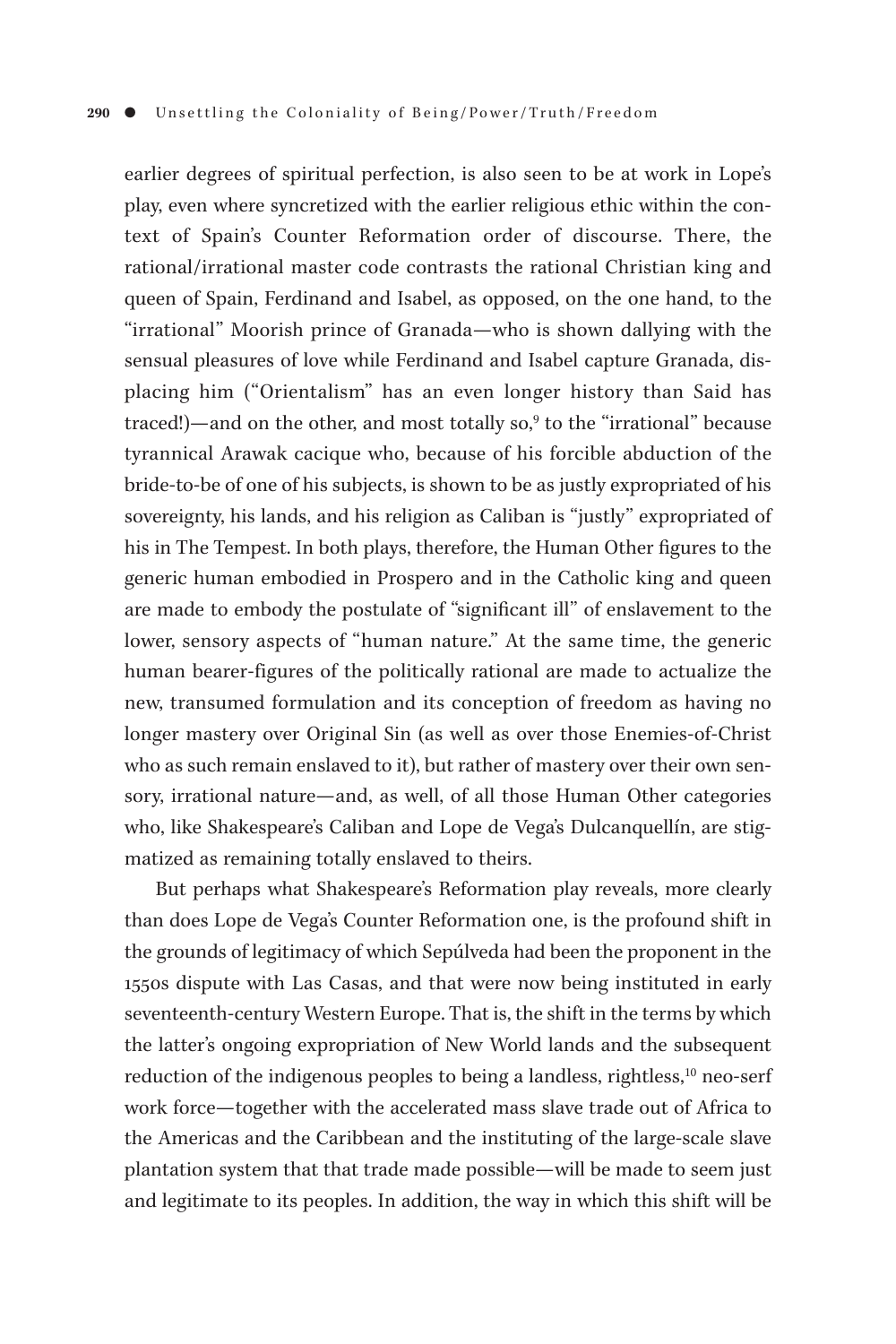earlier degrees of spiritual perfection, is also seen to be at work in Lope's play, even where syncretized with the earlier religious ethic within the context of Spain's Counter Reformation order of discourse. There, the rational/irrational master code contrasts the rational Christian king and queen of Spain, Ferdinand and Isabel, as opposed, on the one hand, to the "irrational" Moorish prince of Granada—who is shown dallying with the sensual pleasures of love while Ferdinand and Isabel capture Granada, displacing him ("Orientalism" has an even longer history than Said has traced!)—and on the other, and most totally so,[9] to the "irrational" because tyrannical Arawak cacique who, because of his forcible abduction of the bride-to-be of one of his subjects, is shown to be as justly expropriated of his sovereignty, his lands, and his religion as Caliban is "justly" expropriated of his in The Tempest. In both plays, therefore, the Human Other figures to the generic human embodied in Prospero and in the Catholic king and queen are made to embody the postulate of "significant ill" of enslavement to the lower, sensory aspects of "human nature." At the same time, the generic human bearer-figures of the politically rational are made to actualize the new, transumed formulation and its conception of freedom as having no longer mastery over Original Sin (as well as over those Enemies-of-Christ who as such remain enslaved to it), but rather of mastery over their own sensory, irrational nature—and, as well, of all those Human Other categories who, like Shakespeare's Caliban and Lope de Vega's Dulcanquellín, are stigmatized as remaining totally enslaved to theirs.

But perhaps what Shakespeare's Reformation play reveals, more clearly than does Lope de Vega's Counter Reformation one, is the profound shift in the grounds of legitimacy of which Sepúlveda had been the proponent in the 1550s dispute with Las Casas, and that were now being instituted in early seventeenth-century Western Europe. That is, the shift in the terms by which the latter's ongoing expropriation of New World lands and the subsequent reduction of the indigenous peoples to being a landless, rightless,[10] neo-serf work force—together with the accelerated mass slave trade out of Africa to the Americas and the Caribbean and the instituting of the large-scale slave plantation system that that trade made possible—will be made to seem just and legitimate to its peoples. In addition, the way in which this shift will be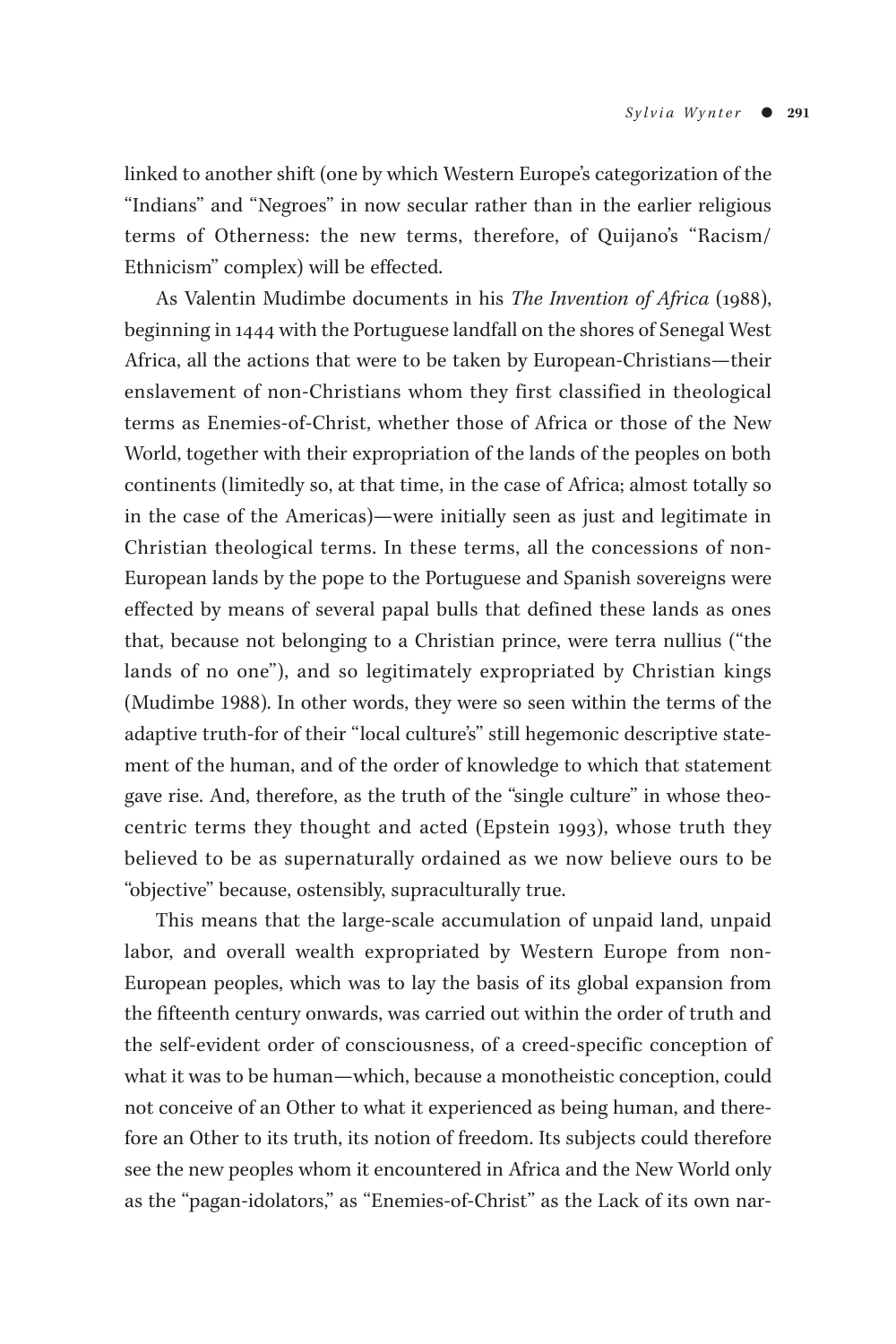linked to another shift (one by which Western Europe's categorization of the "Indians" and "Negroes" in now secular rather than in the earlier religious terms of Otherness: the new terms, therefore, of Quijano's "Racism/Ethnicism" complex) will be effected.

As Valentin Mudimbe documents in his *The Invention of Africa* (1988), beginning in 1444 with the Portuguese landfall on the shores of Senegal West Africa, all the actions that were to be taken by European-Christians—their enslavement of non-Christians whom they first classified in theological terms as Enemies-of-Christ, whether those of Africa or those of the New World, together with their expropriation of the lands of the peoples on both continents (limitedly so, at that time, in the case of Africa; almost totally so in the case of the Americas)—were initially seen as just and legitimate in Christian theological terms. In these terms, all the concessions of non-European lands by the pope to the Portuguese and Spanish sovereigns were effected by means of several papal bulls that defined these lands as ones that, because not belonging to a Christian prince, were terra nullius ("the lands of no one"), and so legitimately expropriated by Christian kings (Mudimbe 1988). In other words, they were so seen within the terms of the adaptive truth-for of their "local culture's" still hegemonic descriptive statement of the human, and of the order of knowledge to which that statement gave rise. And, therefore, as the truth of the "single culture" in whose theocentric terms they thought and acted (Epstein 1993), whose truth they believed to be as supernaturally ordained as we now believe ours to be "objective" because, ostensibly, supraculturally true.

This means that the large-scale accumulation of unpaid land, unpaid labor, and overall wealth expropriated by Western Europe from non-European peoples, which was to lay the basis of its global expansion from the fifteenth century onwards, was carried out within the order of truth and the self-evident order of consciousness, of a creed-specific conception of what it was to be human—which, because a monotheistic conception, could not conceive of an Other to what it experienced as being human, and therefore an Other to its truth, its notion of freedom. Its subjects could therefore see the new peoples whom it encountered in Africa and the New World only as the "pagan-idolators," as "Enemies-of-Christ" as the Lack of its own nar-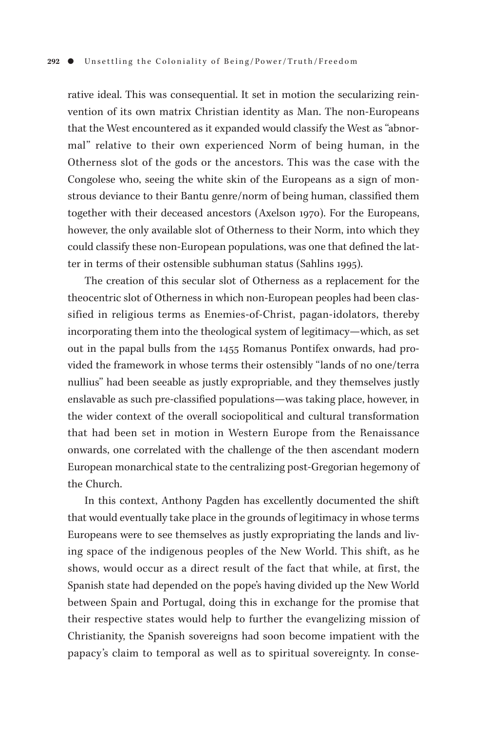rative ideal. This was consequential. It set in motion the secularizing reinvention of its own matrix Christian identity as Man. The non-Europeans that the West encountered as it expanded would classify the West as "abnormal" relative to their own experienced Norm of being human, in the Otherness slot of the gods or the ancestors. This was the case with the Congolese who, seeing the white skin of the Europeans as a sign of monstrous deviance to their Bantu genre/norm of being human, classified them together with their deceased ancestors (Axelson 1970). For the Europeans, however, the only available slot of Otherness to their Norm, into which they could classify these non-European populations, was one that defined the latter in terms of their ostensible subhuman status (Sahlins 1995).

The creation of this secular slot of Otherness as a replacement for the theocentric slot of Otherness in which non-European peoples had been classified in religious terms as Enemies-of-Christ, pagan-idolators, thereby incorporating them into the theological system of legitimacy—which, as set out in the papal bulls from the 1455 Romanus Pontifex onwards, had provided the framework in whose terms their ostensibly "lands of no one/terra nullius" had been seeable as justly expropriable, and they themselves justly enslavable as such pre-classified populations—was taking place, however, in the wider context of the overall sociopolitical and cultural transformation that had been set in motion in Western Europe from the Renaissance onwards, one correlated with the challenge of the then ascendant modern European monarchical state to the centralizing post-Gregorian hegemony of the Church.

In this context, Anthony Pagden has excellently documented the shift that would eventually take place in the grounds of legitimacy in whose terms Europeans were to see themselves as justly expropriating the lands and living space of the indigenous peoples of the New World. This shift, as he shows, would occur as a direct result of the fact that while, at first, the Spanish state had depended on the pope's having divided up the New World between Spain and Portugal, doing this in exchange for the promise that their respective states would help to further the evangelizing mission of Christianity, the Spanish sovereigns had soon become impatient with the papacy's claim to temporal as well as to spiritual sovereignty. In conse-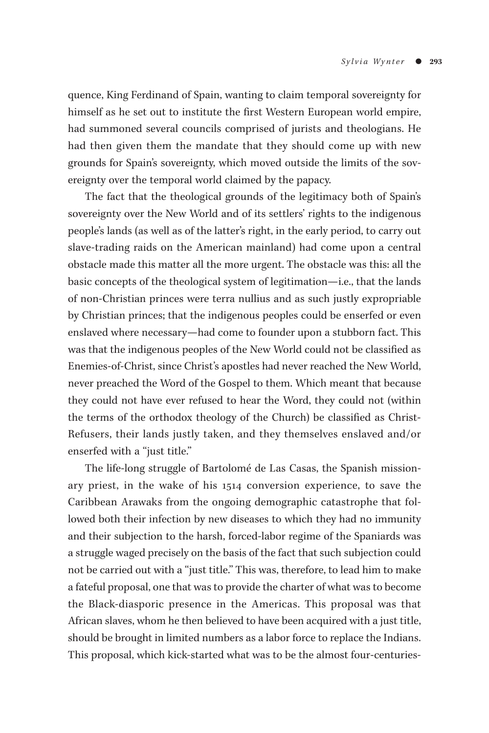quence, King Ferdinand of Spain, wanting to claim temporal sovereignty for himself as he set out to institute the first Western European world empire, had summoned several councils comprised of jurists and theologians. He had then given them the mandate that they should come up with new grounds for Spain's sovereignty, which moved outside the limits of the sovereignty over the temporal world claimed by the papacy.

The fact that the theological grounds of the legitimacy both of Spain's sovereignty over the New World and of its settlers' rights to the indigenous people's lands (as well as of the latter's right, in the early period, to carry out slave-trading raids on the American mainland) had come upon a central obstacle made this matter all the more urgent. The obstacle was this: all the basic concepts of the theological system of legitimation—i.e., that the lands of non-Christian princes were terra nullius and as such justly expropriable by Christian princes; that the indigenous peoples could be enserfed or even enslaved where necessary—had come to founder upon a stubborn fact. This was that the indigenous peoples of the New World could not be classified as Enemies-of-Christ, since Christ's apostles had never reached the New World, never preached the Word of the Gospel to them. Which meant that because they could not have ever refused to hear the Word, they could not (within the terms of the orthodox theology of the Church) be classified as Christ-Refusers, their lands justly taken, and they themselves enslaved and/or enserfed with a "just title."

The life-long struggle of Bartolomé de Las Casas, the Spanish missionary priest, in the wake of his 1514 conversion experience, to save the Caribbean Arawaks from the ongoing demographic catastrophe that followed both their infection by new diseases to which they had no immunity and their subjection to the harsh, forced-labor regime of the Spaniards was a struggle waged precisely on the basis of the fact that such subjection could not be carried out with a "just title." This was, therefore, to lead him to make a fateful proposal, one that was to provide the charter of what was to become the Black-diasporic presence in the Americas. This proposal was that African slaves, whom he then believed to have been acquired with a just title, should be brought in limited numbers as a labor force to replace the Indians. This proposal, which kick-started what was to be the almost four-centuries-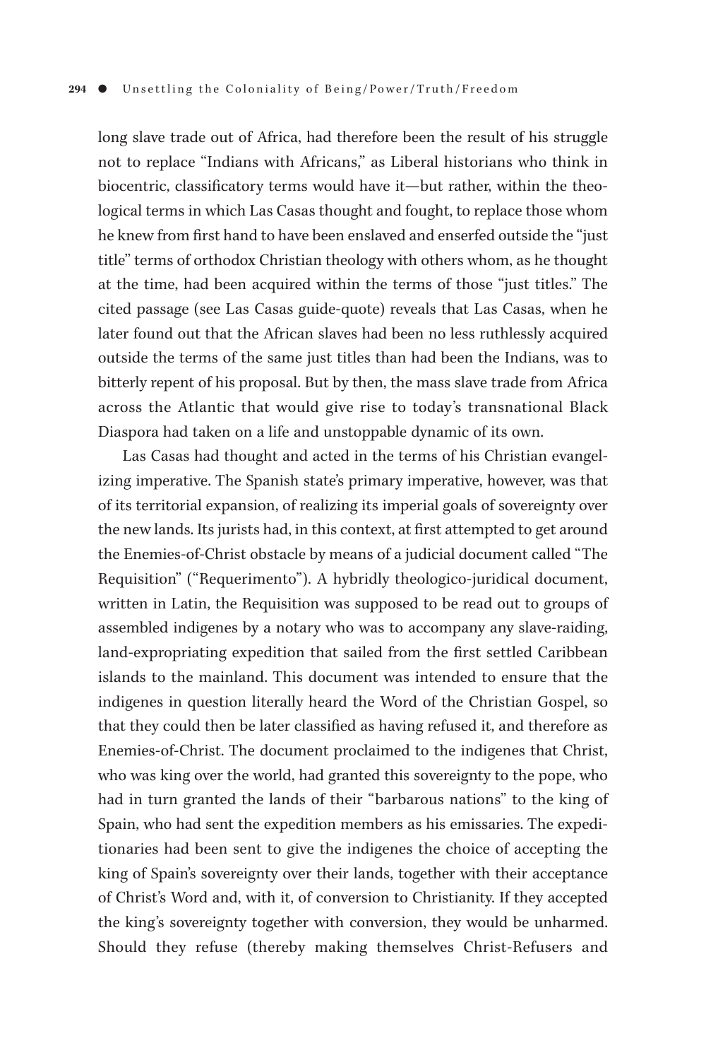long slave trade out of Africa, had therefore been the result of his struggle not to replace "Indians with Africans," as Liberal historians who think in biocentric, classificatory terms would have it—but rather, within the theological terms in which Las Casas thought and fought, to replace those whom he knew from first hand to have been enslaved and enserfed outside the "just title" terms of orthodox Christian theology with others whom, as he thought at the time, had been acquired within the terms of those "just titles." The cited passage (see Las Casas guide-quote) reveals that Las Casas, when he later found out that the African slaves had been no less ruthlessly acquired outside the terms of the same just titles than had been the Indians, was to bitterly repent of his proposal. But by then, the mass slave trade from Africa across the Atlantic that would give rise to today's transnational Black Diaspora had taken on a life and unstoppable dynamic of its own.

Las Casas had thought and acted in the terms of his Christian evangelizing imperative. The Spanish state's primary imperative, however, was that of its territorial expansion, of realizing its imperial goals of sovereignty over the new lands. Its jurists had, in this context, at first attempted to get around the Enemies-of-Christ obstacle by means of a judicial document called "The Requisition" ("Requerimento"). A hybridly theologico-juridical document, written in Latin, the Requisition was supposed to be read out to groups of assembled indigenes by a notary who was to accompany any slave-raiding, land-expropriating expedition that sailed from the first settled Caribbean islands to the mainland. This document was intended to ensure that the indigenes in question literally heard the Word of the Christian Gospel, so that they could then be later classified as having refused it, and therefore as Enemies-of-Christ. The document proclaimed to the indigenes that Christ, who was king over the world, had granted this sovereignty to the pope, who had in turn granted the lands of their "barbarous nations" to the king of Spain, who had sent the expedition members as his emissaries. The expeditionaries had been sent to give the indigenes the choice of accepting the king of Spain's sovereignty over their lands, together with their acceptance of Christ's Word and, with it, of conversion to Christianity. If they accepted the king's sovereignty together with conversion, they would be unharmed. Should they refuse (thereby making themselves Christ-Refusers and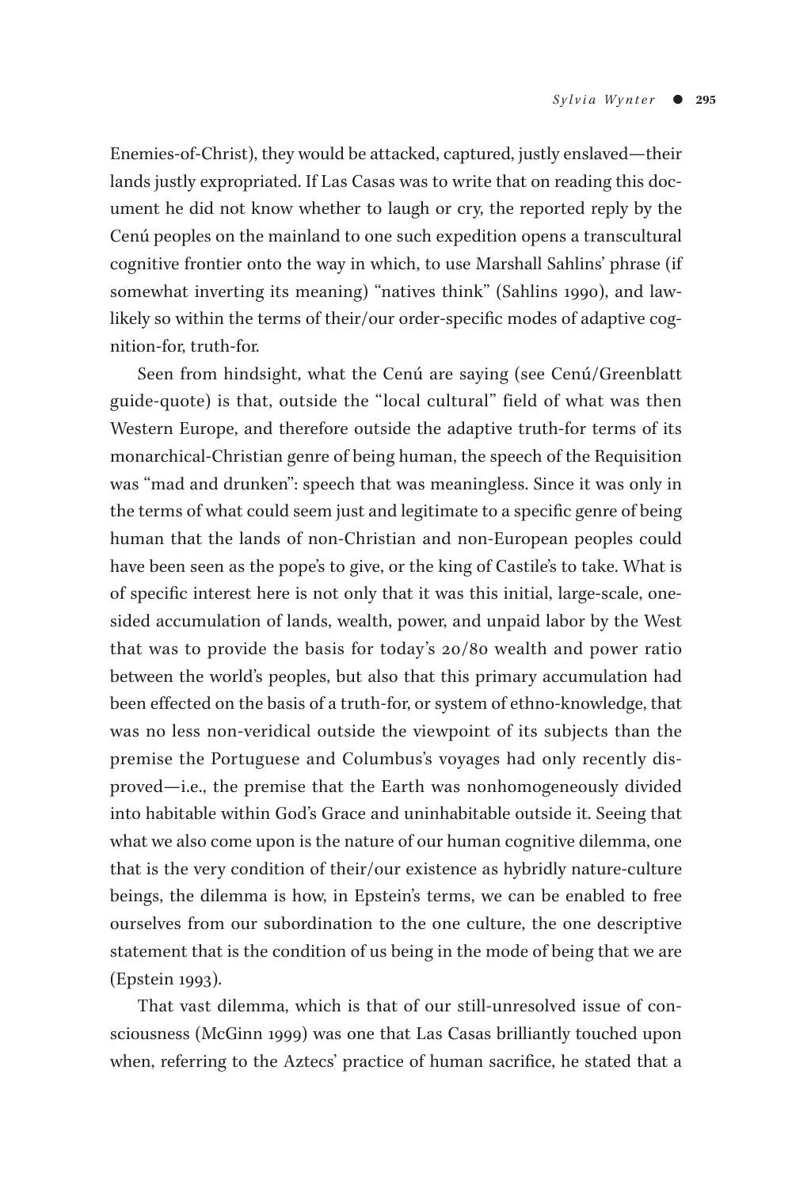Enemies-of-Christ), they would be attacked, captured, justly enslaved—their lands justly expropriated. If Las Casas was to write that on reading this document he did not know whether to laugh or cry, the reported reply by the Cenú peoples on the mainland to one such expedition opens a transcultural cognitive frontier onto the way in which, to use Marshall Sahlins' phrase (if somewhat inverting its meaning) "natives think" (Sahlins 1990), and law-likely so within the terms of their/our order-specific modes of adaptive cognition-for, truth-for.

Seen from hindsight, what the Cenú are saying (see Cenú/Greenblatt guide-quote) is that, outside the "local cultural" field of what was then Western Europe, and therefore outside the adaptive truth-for terms of its monarchical-Christian genre of being human, the speech of the Requisition was "mad and drunken": speech that was meaningless. Since it was only in the terms of what could seem just and legitimate to a specific genre of being human that the lands of non-Christian and non-European peoples could have been seen as the pope's to give, or the king of Castile's to take. What is of specific interest here is not only that it was this initial, large-scale, one-sided accumulation of lands, wealth, power, and unpaid labor by the West that was to provide the basis for today's 20/80 wealth and power ratio between the world's peoples, but also that this primary accumulation had been effected on the basis of a truth-for, or system of ethno-knowledge, that was no less non-veridical outside the viewpoint of its subjects than the premise the Portuguese and Columbus's voyages had only recently disproved—i.e., the premise that the Earth was nonhomogeneously divided into habitable within God's Grace and uninhabitable outside it. Seeing that what we also come upon is the nature of our human cognitive dilemma, one that is the very condition of their/our existence as hybridly nature-culture beings, the dilemma is how, in Epstein's terms, we can be enabled to free ourselves from our subordination to the one culture, the one descriptive statement that is the condition of us being in the mode of being that we are (Epstein 1993).

That vast dilemma, which is that of our still-unresolved issue of consciousness (McGinn 1999) was one that Las Casas brilliantly touched upon when, referring to the Aztecs' practice of human sacrifice, he stated that a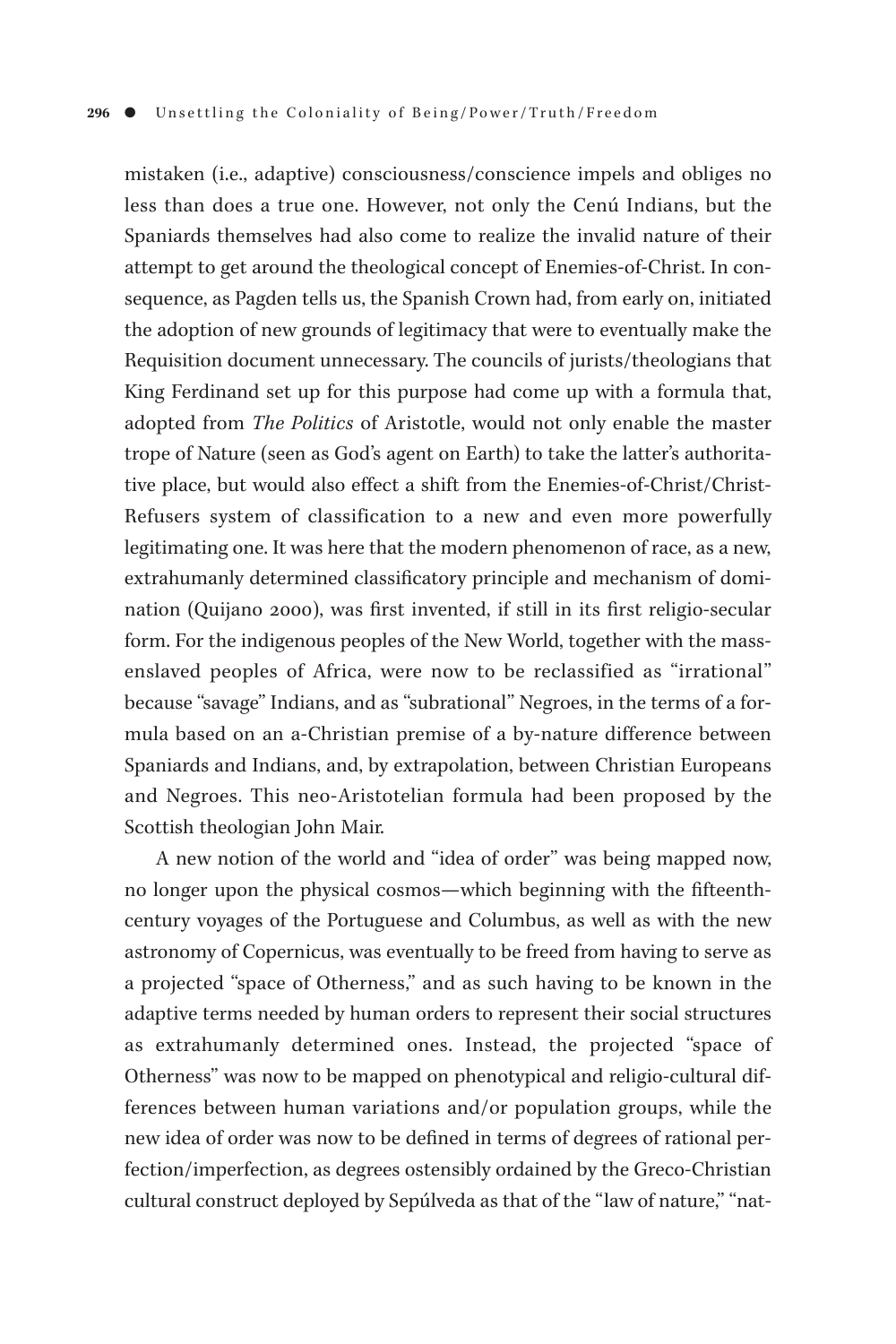mistaken (i.e., adaptive) consciousness/conscience impels and obliges no less than does a true one. However, not only the Cenú Indians, but the Spaniards themselves had also come to realize the invalid nature of their attempt to get around the theological concept of Enemies-of-Christ. In consequence, as Pagden tells us, the Spanish Crown had, from early on, initiated the adoption of new grounds of legitimacy that were to eventually make the Requisition document unnecessary. The councils of jurists/theologians that King Ferdinand set up for this purpose had come up with a formula that, adopted from *The Politics* of Aristotle, would not only enable the master trope of Nature (seen as God's agent on Earth) to take the latter's authoritative place, but would also effect a shift from the Enemies-of-Christ/Christ-Refusers system of classification to a new and even more powerfully legitimating one. It was here that the modern phenomenon of race, as a new, extrahumanly determined classificatory principle and mechanism of domination (Quijano 2000), was first invented, if still in its first religio-secular form. For the indigenous peoples of the New World, together with the mass-enslaved peoples of Africa, were now to be reclassified as "irrational" because "savage" Indians, and as "subrational" Negroes, in the terms of a formula based on an a-Christian premise of a by-nature difference between Spaniards and Indians, and, by extrapolation, between Christian Europeans and Negroes. This neo-Aristotelian formula had been proposed by the Scottish theologian John Mair.

A new notion of the world and "idea of order" was being mapped now, no longer upon the physical cosmos—which beginning with the fifteenth-century voyages of the Portuguese and Columbus, as well as with the new astronomy of Copernicus, was eventually to be freed from having to serve as a projected "space of Otherness," and as such having to be known in the adaptive terms needed by human orders to represent their social structures as extrahumanly determined ones. Instead, the projected "space of Otherness" was now to be mapped on phenotypical and religio-cultural differences between human variations and/or population groups, while the new idea of order was now to be defined in terms of degrees of rational perfection/imperfection, as degrees ostensibly ordained by the Greco-Christian cultural construct deployed by Sepúlveda as that of the "law of nature," "nat-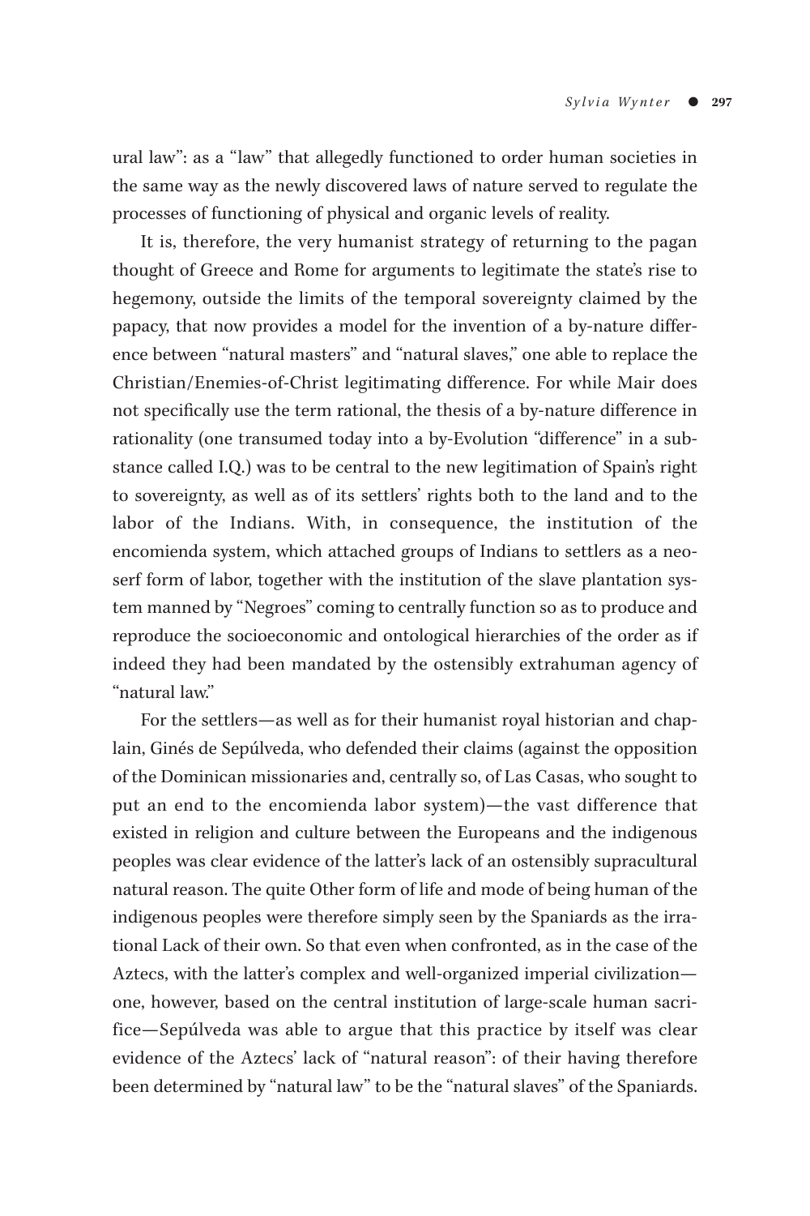ural law": as a "law" that allegedly functioned to order human societies in the same way as the newly discovered laws of nature served to regulate the processes of functioning of physical and organic levels of reality.

It is, therefore, the very humanist strategy of returning to the pagan thought of Greece and Rome for arguments to legitimate the state's rise to hegemony, outside the limits of the temporal sovereignty claimed by the papacy, that now provides a model for the invention of a by-nature difference between "natural masters" and "natural slaves," one able to replace the Christian/Enemies-of-Christ legitimating difference. For while Mair does not specifically use the term rational, the thesis of a by-nature difference in rationality (one transumed today into a by-Evolution "difference" in a substance called I.Q.) was to be central to the new legitimation of Spain's right to sovereignty, as well as of its settlers' rights both to the land and to the labor of the Indians. With, in consequence, the institution of the encomienda system, which attached groups of Indians to settlers as a neo-serf form of labor, together with the institution of the slave plantation system manned by "Negroes" coming to centrally function so as to produce and reproduce the socioeconomic and ontological hierarchies of the order as if indeed they had been mandated by the ostensibly extrahuman agency of "natural law."

For the settlers—as well as for their humanist royal historian and chaplain, Ginés de Sepúlveda, who defended their claims (against the opposition of the Dominican missionaries and, centrally so, of Las Casas, who sought to put an end to the encomienda labor system)—the vast difference that existed in religion and culture between the Europeans and the indigenous peoples was clear evidence of the latter's lack of an ostensibly supracultural natural reason. The quite Other form of life and mode of being human of the indigenous peoples were therefore simply seen by the Spaniards as the irrational Lack of their own. So that even when confronted, as in the case of the Aztecs, with the latter's complex and well-organized imperial civilization—one, however, based on the central institution of large-scale human sacrifice—Sepúlveda was able to argue that this practice by itself was clear evidence of the Aztecs' lack of "natural reason": of their having therefore been determined by "natural law" to be the "natural slaves" of the Spaniards.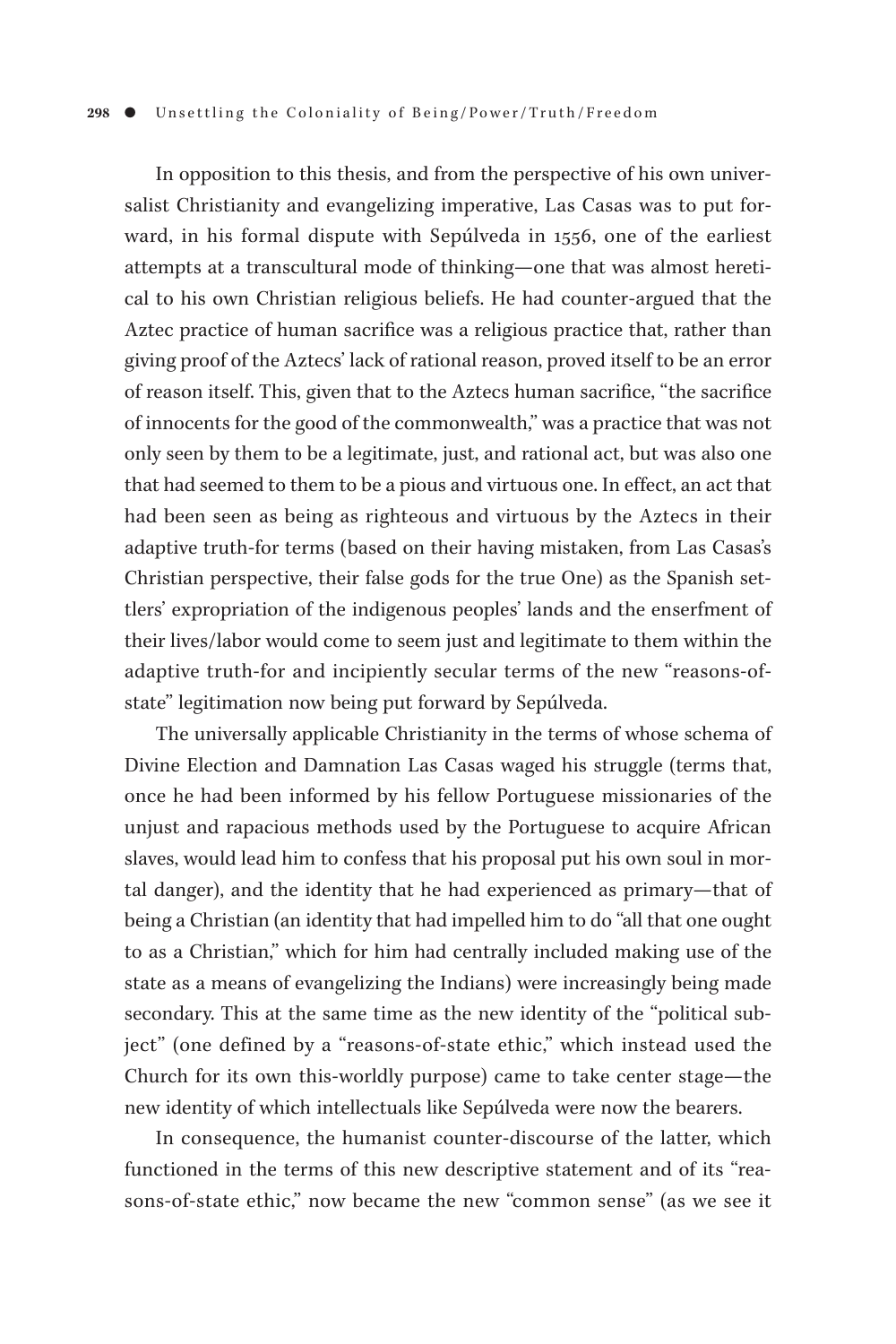In opposition to this thesis, and from the perspective of his own universalist Christianity and evangelizing imperative, Las Casas was to put forward, in his formal dispute with Sepúlveda in 1556, one of the earliest attempts at a transcultural mode of thinking—one that was almost heretical to his own Christian religious beliefs. He had counter-argued that the Aztec practice of human sacrifice was a religious practice that, rather than giving proof of the Aztecs' lack of rational reason, proved itself to be an error of reason itself. This, given that to the Aztecs human sacrifice, "the sacrifice of innocents for the good of the commonwealth," was a practice that was not only seen by them to be a legitimate, just, and rational act, but was also one that had seemed to them to be a pious and virtuous one. In effect, an act that had been seen as being as righteous and virtuous by the Aztecs in their adaptive truth-for terms (based on their having mistaken, from Las Casas's Christian perspective, their false gods for the true One) as the Spanish settlers' expropriation of the indigenous peoples' lands and the enserfment of their lives/labor would come to seem just and legitimate to them within the adaptive truth-for and incipiently secular terms of the new "reasons-of-state" legitimation now being put forward by Sepúlveda.

The universally applicable Christianity in the terms of whose schema of Divine Election and Damnation Las Casas waged his struggle (terms that, once he had been informed by his fellow Portuguese missionaries of the unjust and rapacious methods used by the Portuguese to acquire African slaves, would lead him to confess that his proposal put his own soul in mortal danger), and the identity that he had experienced as primary—that of being a Christian (an identity that had impelled him to do "all that one ought to as a Christian," which for him had centrally included making use of the state as a means of evangelizing the Indians) were increasingly being made secondary. This at the same time as the new identity of the "political subject" (one defined by a "reasons-of-state ethic," which instead used the Church for its own this-worldly purpose) came to take center stage—the new identity of which intellectuals like Sepúlveda were now the bearers.

In consequence, the humanist counter-discourse of the latter, which functioned in the terms of this new descriptive statement and of its "reasons-of-state ethic," now became the new "common sense" (as we see it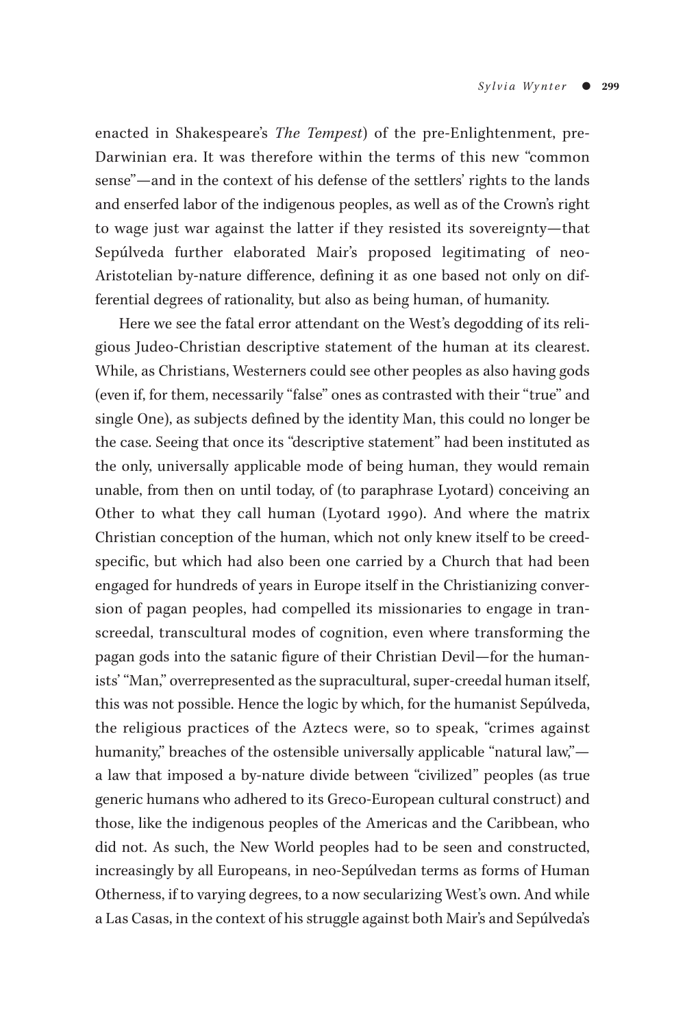enacted in Shakespeare's *The Tempest*) of the pre-Enlightenment, pre-Darwinian era. It was therefore within the terms of this new "common sense"—and in the context of his defense of the settlers' rights to the lands and enserfed labor of the indigenous peoples, as well as of the Crown's right to wage just war against the latter if they resisted its sovereignty—that Sepúlveda further elaborated Mair's proposed legitimating of neo-Aristotelian by-nature difference, defining it as one based not only on differential degrees of rationality, but also as being human, of humanity.

Here we see the fatal error attendant on the West's degodding of its religious Judeo-Christian descriptive statement of the human at its clearest. While, as Christians, Westerners could see other peoples as also having gods (even if, for them, necessarily "false" ones as contrasted with their "true" and single One), as subjects defined by the identity Man, this could no longer be the case. Seeing that once its "descriptive statement" had been instituted as the only, universally applicable mode of being human, they would remain unable, from then on until today, of (to paraphrase Lyotard) conceiving an Other to what they call human (Lyotard 1990). And where the matrix Christian conception of the human, which not only knew itself to be creed-specific, but which had also been one carried by a Church that had been engaged for hundreds of years in Europe itself in the Christianizing conversion of pagan peoples, had compelled its missionaries to engage in transcreedal, transcultural modes of cognition, even where transforming the pagan gods into the satanic figure of their Christian Devil—for the humanists' "Man," overrepresented as the supracultural, super-creedal human itself, this was not possible. Hence the logic by which, for the humanist Sepúlveda, the religious practices of the Aztecs were, so to speak, "crimes against humanity," breaches of the ostensible universally applicable "natural law,"—a law that imposed a by-nature divide between "civilized" peoples (as true generic humans who adhered to its Greco-European cultural construct) and those, like the indigenous peoples of the Americas and the Caribbean, who did not. As such, the New World peoples had to be seen and constructed, increasingly by all Europeans, in neo-Sepúlvedan terms as forms of Human Otherness, if to varying degrees, to a now secularizing West's own. And while a Las Casas, in the context of his struggle against both Mair's and Sepúlveda's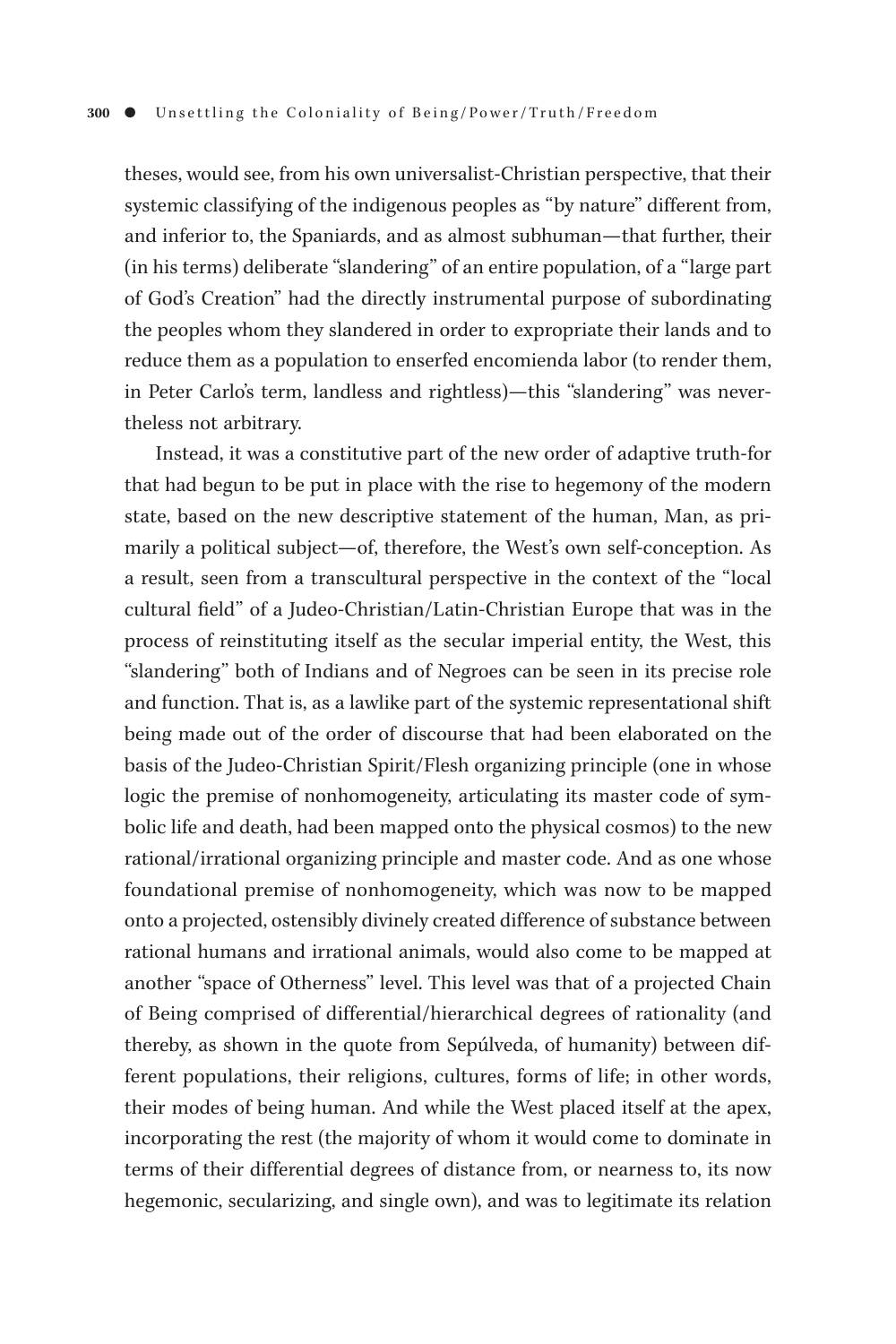theses, would see, from his own universalist-Christian perspective, that their systemic classifying of the indigenous peoples as "by nature" different from, and inferior to, the Spaniards, and as almost subhuman—that further, their (in his terms) deliberate "slandering" of an entire population, of a "large part of God's Creation" had the directly instrumental purpose of subordinating the peoples whom they slandered in order to expropriate their lands and to reduce them as a population to enserfed encomienda labor (to render them, in Peter Carlo's term, landless and rightless)—this "slandering" was nevertheless not arbitrary.

Instead, it was a constitutive part of the new order of adaptive truth-for that had begun to be put in place with the rise to hegemony of the modern state, based on the new descriptive statement of the human, Man, as primarily a political subject—of, therefore, the West's own self-conception. As a result, seen from a transcultural perspective in the context of the "local cultural field" of a Judeo-Christian/Latin-Christian Europe that was in the process of reinstituting itself as the secular imperial entity, the West, this "slandering" both of Indians and of Negroes can be seen in its precise role and function. That is, as a lawlike part of the systemic representational shift being made out of the order of discourse that had been elaborated on the basis of the Judeo-Christian Spirit/Flesh organizing principle (one in whose logic the premise of nonhomogeneity, articulating its master code of symbolic life and death, had been mapped onto the physical cosmos) to the new rational/irrational organizing principle and master code. And as one whose foundational premise of nonhomogeneity, which was now to be mapped onto a projected, ostensibly divinely created difference of substance between rational humans and irrational animals, would also come to be mapped at another "space of Otherness" level. This level was that of a projected Chain of Being comprised of differential/hierarchical degrees of rationality (and thereby, as shown in the quote from Sepúlveda, of humanity) between different populations, their religions, cultures, forms of life; in other words, their modes of being human. And while the West placed itself at the apex, incorporating the rest (the majority of whom it would come to dominate in terms of their differential degrees of distance from, or nearness to, its now hegemonic, secularizing, and single own), and was to legitimate its relation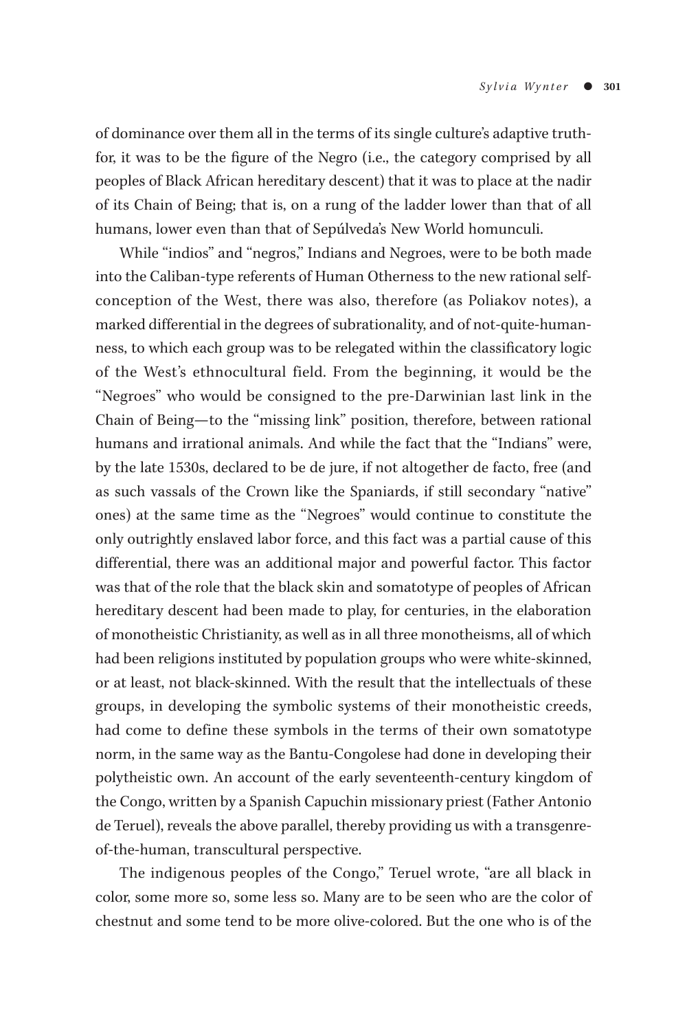of dominance over them all in the terms of its single culture's adaptive truth-for, it was to be the figure of the Negro (i.e., the category comprised by all peoples of Black African hereditary descent) that it was to place at the nadir of its Chain of Being; that is, on a rung of the ladder lower than that of all humans, lower even than that of Sepúlveda's New World homunculi.

While "indios" and "negros," Indians and Negroes, were to be both made into the Caliban-type referents of Human Otherness to the new rational self-conception of the West, there was also, therefore (as Poliakov notes), a marked differential in the degrees of subrationality, and of not-quite-humanness, to which each group was to be relegated within the classificatory logic of the West's ethnocultural field. From the beginning, it would be the "Negroes" who would be consigned to the pre-Darwinian last link in the Chain of Being—to the "missing link" position, therefore, between rational humans and irrational animals. And while the fact that the "Indians" were, by the late 1530s, declared to be de jure, if not altogether de facto, free (and as such vassals of the Crown like the Spaniards, if still secondary "native" ones) at the same time as the "Negroes" would continue to constitute the only outrightly enslaved labor force, and this fact was a partial cause of this differential, there was an additional major and powerful factor. This factor was that of the role that the black skin and somatotype of peoples of African hereditary descent had been made to play, for centuries, in the elaboration of monotheistic Christianity, as well as in all three monotheisms, all of which had been religions instituted by population groups who were white-skinned, or at least, not black-skinned. With the result that the intellectuals of these groups, in developing the symbolic systems of their monotheistic creeds, had come to define these symbols in the terms of their own somatotype norm, in the same way as the Bantu-Congolese had done in developing their polytheistic own. An account of the early seventeenth-century kingdom of the Congo, written by a Spanish Capuchin missionary priest (Father Antonio de Teruel), reveals the above parallel, thereby providing us with a transgenre-of-the-human, transcultural perspective.

The indigenous peoples of the Congo," Teruel wrote, "are all black in color, some more so, some less so. Many are to be seen who are the color of chestnut and some tend to be more olive-colored. But the one who is of the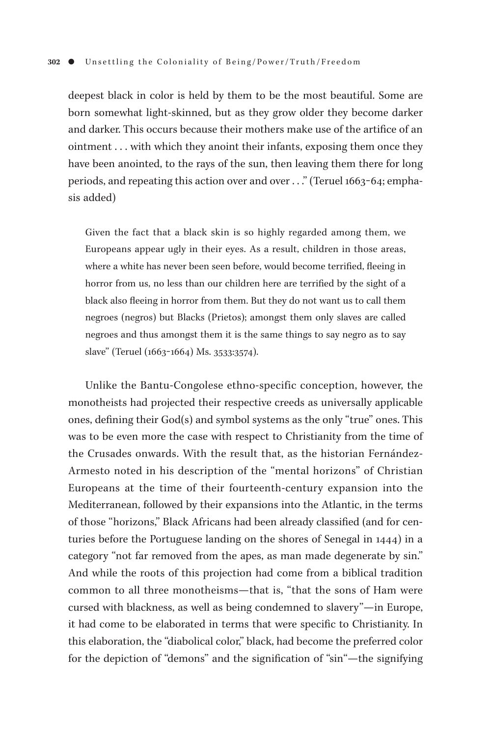deepest black in color is held by them to be the most beautiful. Some are born somewhat light-skinned, but as they grow older they become darker and darker. This occurs because their mothers make use of the artifice of an ointment . . . with which they anoint their infants, exposing them once they have been anointed, to the rays of the sun, then leaving them there for long periods, and repeating this action over and over . . ." (Teruel 1663–64; emphasis added)

> Given the fact that a black skin is so highly regarded among them, we Europeans appear ugly in their eyes. As a result, children in those areas, where a white has never been seen before, would become terrified, fleeing in horror from us, no less than our children here are terrified by the sight of a black also fleeing in horror from them. But they do not want us to call them negroes (negros) but Blacks (Prietos); amongst them only slaves are called negroes and thus amongst them it is the same things to say negro as to say slave" (Teruel (1663–1664) Ms. 3533:3574).

Unlike the Bantu-Congolese ethno-specific conception, however, the monotheists had projected their respective creeds as universally applicable ones, defining their God(s) and symbol systems as the only "true" ones. This was to be even more the case with respect to Christianity from the time of the Crusades onwards. With the result that, as the historian Fernández-Armesto noted in his description of the "mental horizons" of Christian Europeans at the time of their fourteenth-century expansion into the Mediterranean, followed by their expansions into the Atlantic, in the terms of those "horizons," Black Africans had been already classified (and for centuries before the Portuguese landing on the shores of Senegal in 1444) in a category "not far removed from the apes, as man made degenerate by sin." And while the roots of this projection had come from a biblical tradition common to all three monotheisms—that is, "that the sons of Ham were cursed with blackness, as well as being condemned to slavery"—in Europe, it had come to be elaborated in terms that were specific to Christianity. In this elaboration, the "diabolical color," black, had become the preferred color for the depiction of "demons" and the signification of "sin"—the signifying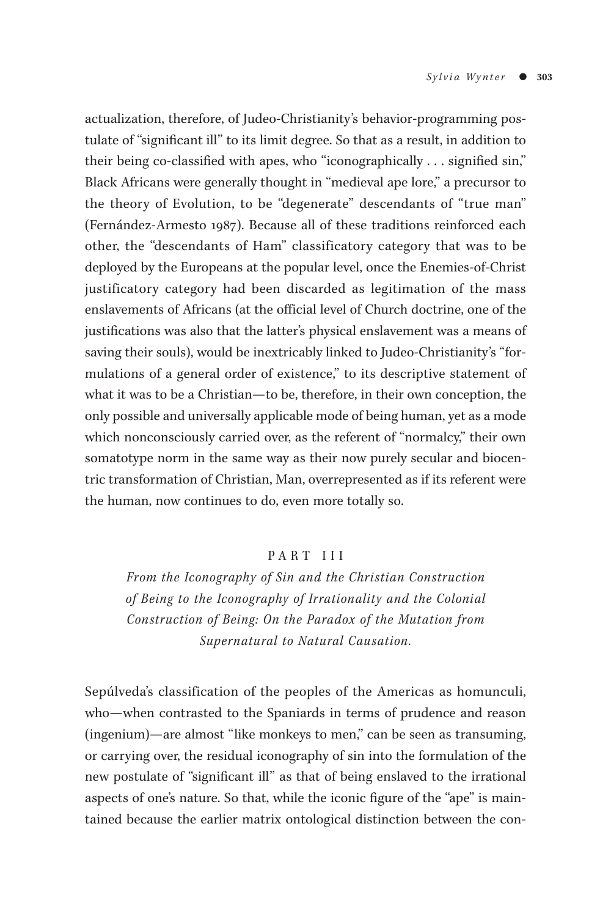actualization, therefore, of Judeo-Christianity's behavior-programming postulate of "significant ill" to its limit degree. So that as a result, in addition to their being co-classified with apes, who "iconographically . . . signified sin," Black Africans were generally thought in "medieval ape lore," a precursor to the theory of Evolution, to be "degenerate" descendants of "true man" (Fernández-Armesto 1987). Because all of these traditions reinforced each other, the "descendants of Ham" classificatory category that was to be deployed by the Europeans at the popular level, once the Enemies-of-Christ justificatory category had been discarded as legitimation of the mass enslavements of Africans (at the official level of Church doctrine, one of the justifications was also that the latter's physical enslavement was a means of saving their souls), would be inextricably linked to Judeo-Christianity's "formulations of a general order of existence," to its descriptive statement of what it was to be a Christian—to be, therefore, in their own conception, the only possible and universally applicable mode of being human, yet as a mode which nonconsciously carried over, as the referent of "normalcy," their own somatotype norm in the same way as their now purely secular and biocentric transformation of Christian, Man, overrepresented as if its referent were the human, now continues to do, even more totally so.

## PART III

### *From the Iconography of Sin and the Christian Construction of Being to the Iconography of Irrationality and the Colonial Construction of Being: On the Paradox of the Mutation from Supernatural to Natural Causation.*

Sepúlveda's classification of the peoples of the Americas as homunculi, who—when contrasted to the Spaniards in terms of prudence and reason (ingenium)—are almost "like monkeys to men," can be seen as transuming, or carrying over, the residual iconography of sin into the formulation of the new postulate of "significant ill" as that of being enslaved to the irrational aspects of one's nature. So that, while the iconic figure of the "ape" is maintained because the earlier matrix ontological distinction between the con-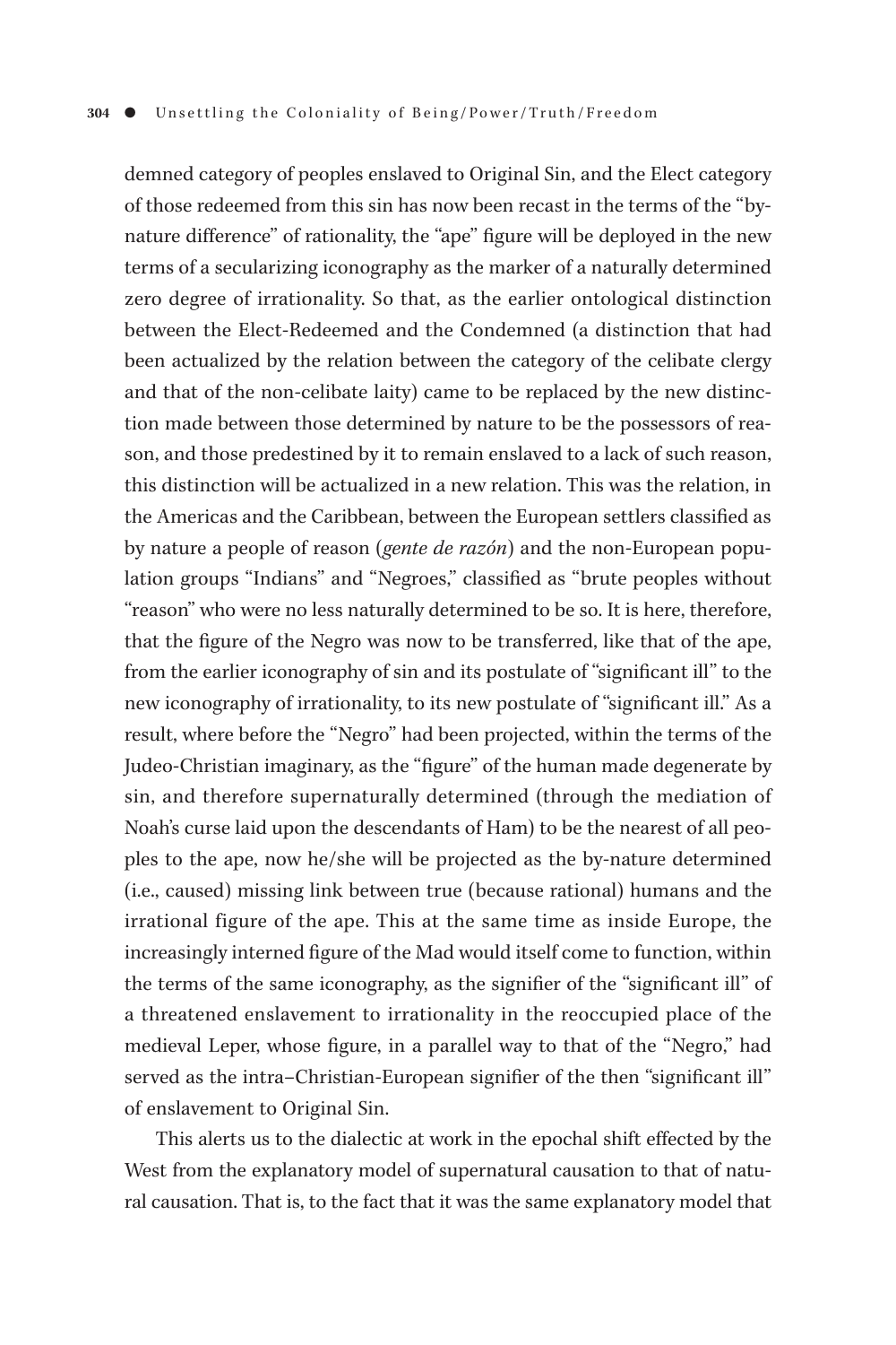demned category of peoples enslaved to Original Sin, and the Elect category of those redeemed from this sin has now been recast in the terms of the "by-nature difference" of rationality, the "ape" figure will be deployed in the new terms of a secularizing iconography as the marker of a naturally determined zero degree of irrationality. So that, as the earlier ontological distinction between the Elect-Redeemed and the Condemned (a distinction that had been actualized by the relation between the category of the celibate clergy and that of the non-celibate laity) came to be replaced by the new distinction made between those determined by nature to be the possessors of reason, and those predestined by it to remain enslaved to a lack of such reason, this distinction will be actualized in a new relation. This was the relation, in the Americas and the Caribbean, between the European settlers classified as by nature a people of reason (*gente de razón*) and the non-European population groups "Indians" and "Negroes," classified as "brute peoples without "reason" who were no less naturally determined to be so. It is here, therefore, that the figure of the Negro was now to be transferred, like that of the ape, from the earlier iconography of sin and its postulate of "significant ill" to the new iconography of irrationality, to its new postulate of "significant ill." As a result, where before the "Negro" had been projected, within the terms of the Judeo-Christian imaginary, as the "figure" of the human made degenerate by sin, and therefore supernaturally determined (through the mediation of Noah's curse laid upon the descendants of Ham) to be the nearest of all peoples to the ape, now he/she will be projected as the by-nature determined (i.e., caused) missing link between true (because rational) humans and the irrational figure of the ape. This at the same time as inside Europe, the increasingly interned figure of the Mad would itself come to function, within the terms of the same iconography, as the signifier of the "significant ill" of a threatened enslavement to irrationality in the reoccupied place of the medieval Leper, whose figure, in a parallel way to that of the "Negro," had served as the intra–Christian-European signifier of the then "significant ill" of enslavement to Original Sin.

This alerts us to the dialectic at work in the epochal shift effected by the West from the explanatory model of supernatural causation to that of natural causation. That is, to the fact that it was the same explanatory model that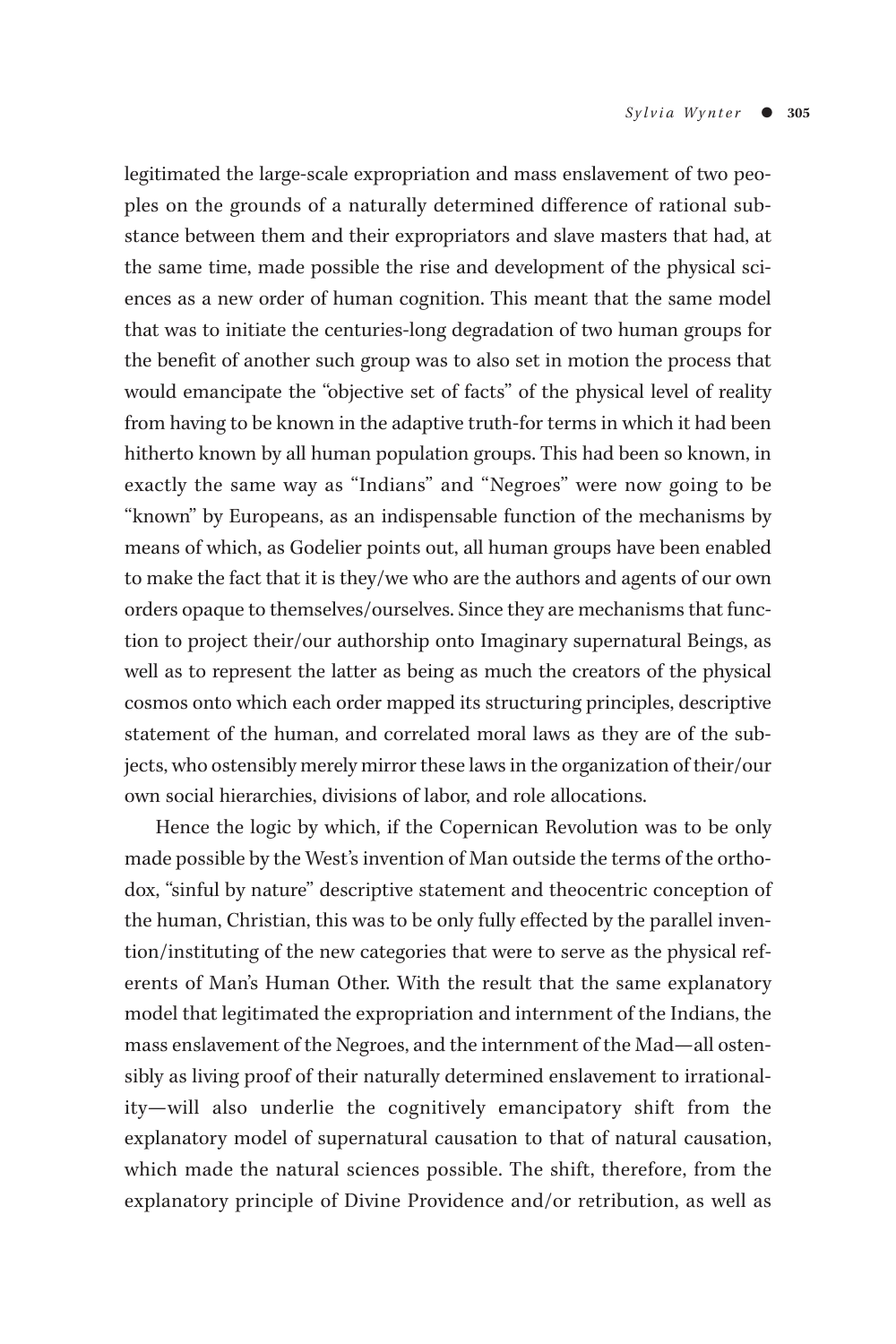legitimated the large-scale expropriation and mass enslavement of two peoples on the grounds of a naturally determined difference of rational substance between them and their expropriators and slave masters that had, at the same time, made possible the rise and development of the physical sciences as a new order of human cognition. This meant that the same model that was to initiate the centuries-long degradation of two human groups for the benefit of another such group was to also set in motion the process that would emancipate the "objective set of facts" of the physical level of reality from having to be known in the adaptive truth-for terms in which it had been hitherto known by all human population groups. This had been so known, in exactly the same way as "Indians" and "Negroes" were now going to be "known" by Europeans, as an indispensable function of the mechanisms by means of which, as Godelier points out, all human groups have been enabled to make the fact that it is they/we who are the authors and agents of our own orders opaque to themselves/ourselves. Since they are mechanisms that function to project their/our authorship onto Imaginary supernatural Beings, as well as to represent the latter as being as much the creators of the physical cosmos onto which each order mapped its structuring principles, descriptive statement of the human, and correlated moral laws as they are of the subjects, who ostensibly merely mirror these laws in the organization of their/our own social hierarchies, divisions of labor, and role allocations.

Hence the logic by which, if the Copernican Revolution was to be only made possible by the West's invention of Man outside the terms of the orthodox, "sinful by nature" descriptive statement and theocentric conception of the human, Christian, this was to be only fully effected by the parallel invention/instituting of the new categories that were to serve as the physical referents of Man's Human Other. With the result that the same explanatory model that legitimated the expropriation and internment of the Indians, the mass enslavement of the Negroes, and the internment of the Mad—all ostensibly as living proof of their naturally determined enslavement to irrationality—will also underlie the cognitively emancipatory shift from the explanatory model of supernatural causation to that of natural causation, which made the natural sciences possible. The shift, therefore, from the explanatory principle of Divine Providence and/or retribution, as well as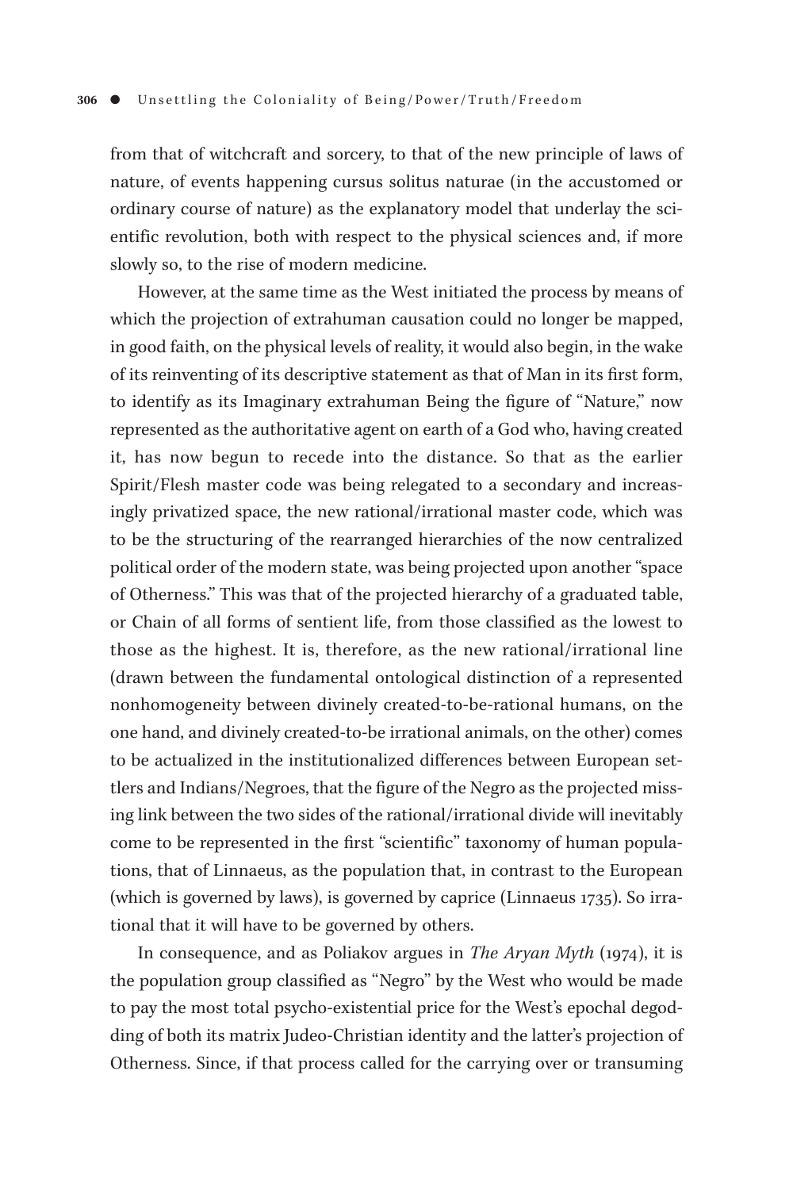from that of witchcraft and sorcery, to that of the new principle of laws of nature, of events happening cursus solitus naturae (in the accustomed or ordinary course of nature) as the explanatory model that underlay the scientific revolution, both with respect to the physical sciences and, if more slowly so, to the rise of modern medicine.

However, at the same time as the West initiated the process by means of which the projection of extrahuman causation could no longer be mapped, in good faith, on the physical levels of reality, it would also begin, in the wake of its reinventing of its descriptive statement as that of Man in its first form, to identify as its Imaginary extrahuman Being the figure of "Nature," now represented as the authoritative agent on earth of a God who, having created it, has now begun to recede into the distance. So that as the earlier Spirit/Flesh master code was being relegated to a secondary and increasingly privatized space, the new rational/irrational master code, which was to be the structuring of the rearranged hierarchies of the now centralized political order of the modern state, was being projected upon another "space of Otherness." This was that of the projected hierarchy of a graduated table, or Chain of all forms of sentient life, from those classified as the lowest to those as the highest. It is, therefore, as the new rational/irrational line (drawn between the fundamental ontological distinction of a represented nonhomogeneity between divinely created-to-be-rational humans, on the one hand, and divinely created-to-be irrational animals, on the other) comes to be actualized in the institutionalized differences between European settlers and Indians/Negroes, that the figure of the Negro as the projected missing link between the two sides of the rational/irrational divide will inevitably come to be represented in the first "scientific" taxonomy of human populations, that of Linnaeus, as the population that, in contrast to the European (which is governed by laws), is governed by caprice (Linnaeus 1735). So irrational that it will have to be governed by others.

In consequence, and as Poliakov argues in *The Aryan Myth* (1974), it is the population group classified as "Negro" by the West who would be made to pay the most total psycho-existential price for the West's epochal degodding of both its matrix Judeo-Christian identity and the latter's projection of Otherness. Since, if that process called for the carrying over or transuming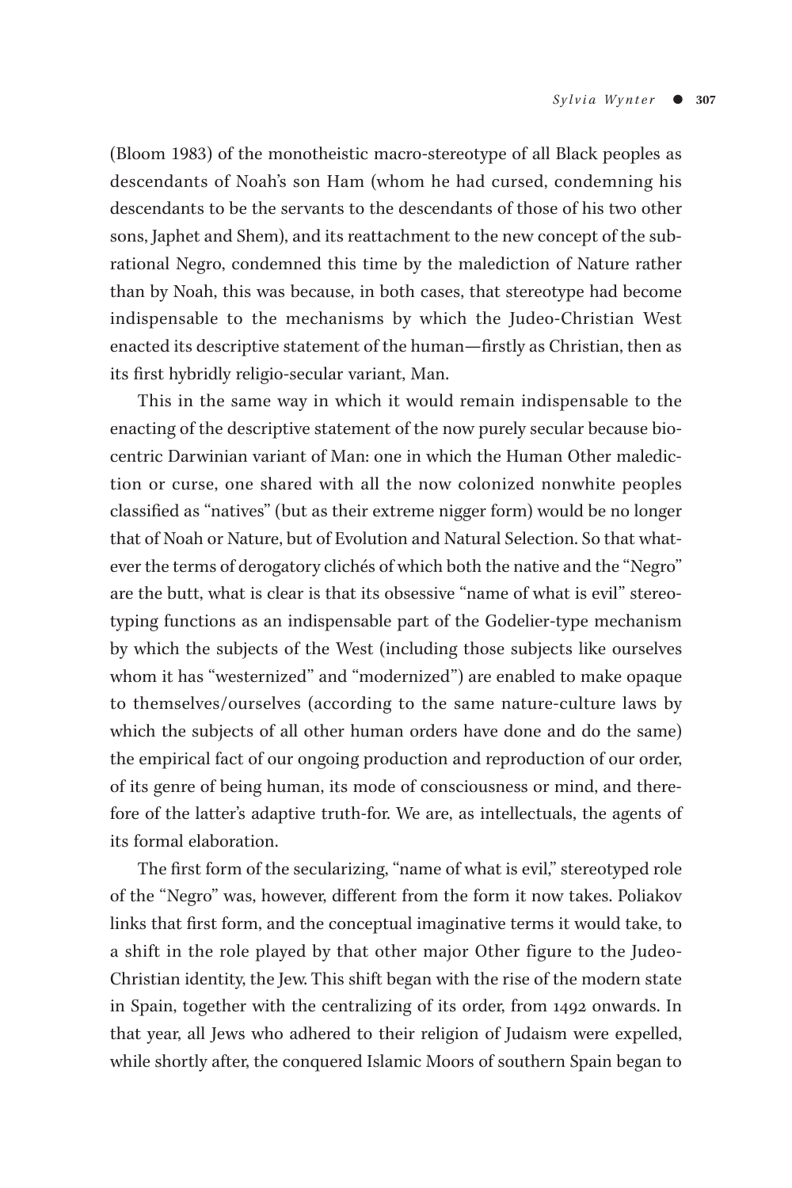(Bloom 1983) of the monotheistic macro-stereotype of all Black peoples as descendants of Noah's son Ham (whom he had cursed, condemning his descendants to be the servants to the descendants of those of his two other sons, Japhet and Shem), and its reattachment to the new concept of the subrational Negro, condemned this time by the malediction of Nature rather than by Noah, this was because, in both cases, that stereotype had become indispensable to the mechanisms by which the Judeo-Christian West enacted its descriptive statement of the human—firstly as Christian, then as its first hybridly religio-secular variant, Man.

This in the same way in which it would remain indispensable to the enacting of the descriptive statement of the now purely secular because biocentric Darwinian variant of Man: one in which the Human Other malediction or curse, one shared with all the now colonized nonwhite peoples classified as "natives" (but as their extreme nigger form) would be no longer that of Noah or Nature, but of Evolution and Natural Selection. So that whatever the terms of derogatory clichés of which both the native and the "Negro" are the butt, what is clear is that its obsessive "name of what is evil" stereotyping functions as an indispensable part of the Godelier-type mechanism by which the subjects of the West (including those subjects like ourselves whom it has "westernized" and "modernized") are enabled to make opaque to themselves/ourselves (according to the same nature-culture laws by which the subjects of all other human orders have done and do the same) the empirical fact of our ongoing production and reproduction of our order, of its genre of being human, its mode of consciousness or mind, and therefore of the latter's adaptive truth-for. We are, as intellectuals, the agents of its formal elaboration.

The first form of the secularizing, "name of what is evil," stereotyped role of the "Negro" was, however, different from the form it now takes. Poliakov links that first form, and the conceptual imaginative terms it would take, to a shift in the role played by that other major Other figure to the Judeo-Christian identity, the Jew. This shift began with the rise of the modern state in Spain, together with the centralizing of its order, from 1492 onwards. In that year, all Jews who adhered to their religion of Judaism were expelled, while shortly after, the conquered Islamic Moors of southern Spain began to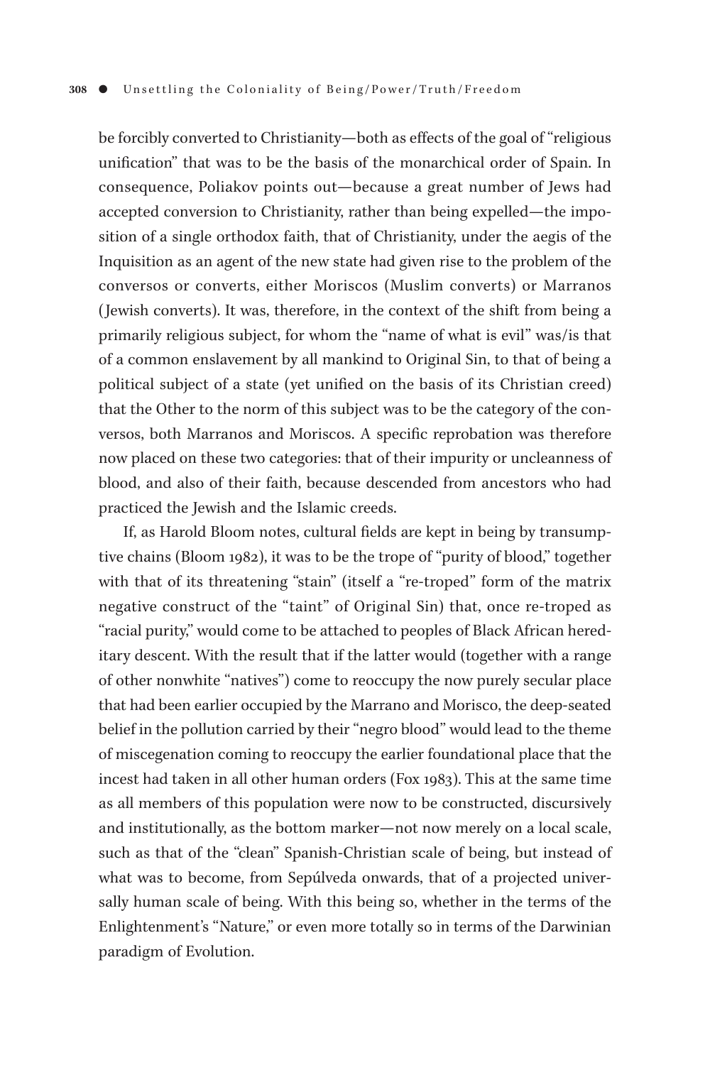be forcibly converted to Christianity—both as effects of the goal of "religious unification" that was to be the basis of the monarchical order of Spain. In consequence, Poliakov points out—because a great number of Jews had accepted conversion to Christianity, rather than being expelled—the imposition of a single orthodox faith, that of Christianity, under the aegis of the Inquisition as an agent of the new state had given rise to the problem of the conversos or converts, either Moriscos (Muslim converts) or Marranos (Jewish converts). It was, therefore, in the context of the shift from being a primarily religious subject, for whom the "name of what is evil" was/is that of a common enslavement by all mankind to Original Sin, to that of being a political subject of a state (yet unified on the basis of its Christian creed) that the Other to the norm of this subject was to be the category of the conversos, both Marranos and Moriscos. A specific reprobation was therefore now placed on these two categories: that of their impurity or uncleanness of blood, and also of their faith, because descended from ancestors who had practiced the Jewish and the Islamic creeds.

If, as Harold Bloom notes, cultural fields are kept in being by transumptive chains (Bloom 1982), it was to be the trope of "purity of blood," together with that of its threatening "stain" (itself a "re-troped" form of the matrix negative construct of the "taint" of Original Sin) that, once re-troped as "racial purity," would come to be attached to peoples of Black African hereditary descent. With the result that if the latter would (together with a range of other nonwhite "natives") come to reoccupy the now purely secular place that had been earlier occupied by the Marrano and Morisco, the deep-seated belief in the pollution carried by their "negro blood" would lead to the theme of miscegenation coming to reoccupy the earlier foundational place that the incest had taken in all other human orders (Fox 1983). This at the same time as all members of this population were now to be constructed, discursively and institutionally, as the bottom marker—not now merely on a local scale, such as that of the "clean" Spanish-Christian scale of being, but instead of what was to become, from Sepúlveda onwards, that of a projected universally human scale of being. With this being so, whether in the terms of the Enlightenment's "Nature," or even more totally so in terms of the Darwinian paradigm of Evolution.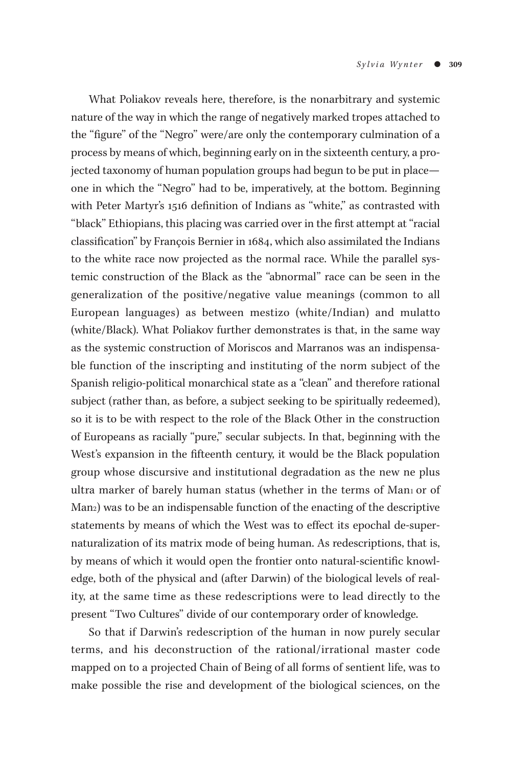What Poliakov reveals here, therefore, is the nonarbitrary and systemic nature of the way in which the range of negatively marked tropes attached to the "figure" of the "Negro" were/are only the contemporary culmination of a process by means of which, beginning early on in the sixteenth century, a projected taxonomy of human population groups had begun to be put in place—one in which the "Negro" had to be, imperatively, at the bottom. Beginning with Peter Martyr's 1516 definition of Indians as "white," as contrasted with "black" Ethiopians, this placing was carried over in the first attempt at "racial classification" by François Bernier in 1684, which also assimilated the Indians to the white race now projected as the normal race. While the parallel systemic construction of the Black as the "abnormal" race can be seen in the generalization of the positive/negative value meanings (common to all European languages) as between mestizo (white/Indian) and mulatto (white/Black). What Poliakov further demonstrates is that, in the same way as the systemic construction of Moriscos and Marranos was an indispensable function of the inscripting and instituting of the norm subject of the Spanish religio-political monarchical state as a "clean" and therefore rational subject (rather than, as before, a subject seeking to be spiritually redeemed), so it is to be with respect to the role of the Black Other in the construction of Europeans as racially "pure," secular subjects. In that, beginning with the West's expansion in the fifteenth century, it would be the Black population group whose discursive and institutional degradation as the new ne plus ultra marker of barely human status (whether in the terms of Man$_1$ or of Man$_2$) was to be an indispensable function of the enacting of the descriptive statements by means of which the West was to effect its epochal de-supernaturalization of its matrix mode of being human. As redescriptions, that is, by means of which it would open the frontier onto natural-scientific knowledge, both of the physical and (after Darwin) of the biological levels of reality, at the same time as these redescriptions were to lead directly to the present "Two Cultures" divide of our contemporary order of knowledge.

So that if Darwin's redescription of the human in now purely secular terms, and his deconstruction of the rational/irrational master code mapped on to a projected Chain of Being of all forms of sentient life, was to make possible the rise and development of the biological sciences, on the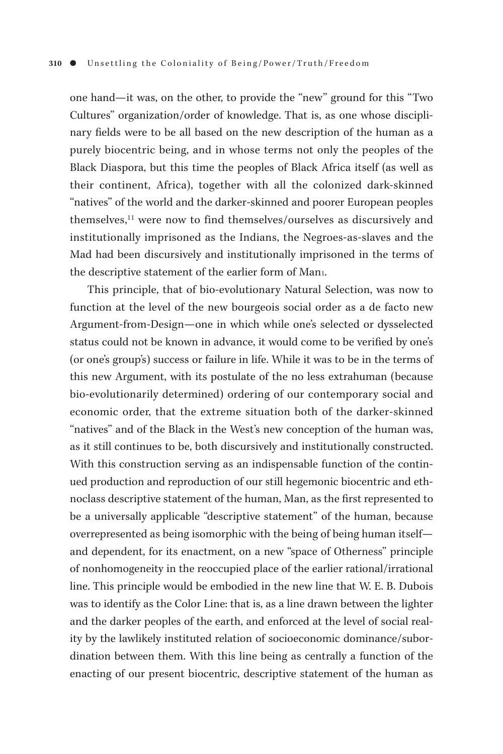one hand—it was, on the other, to provide the "new" ground for this "Two Cultures" organization/order of knowledge. That is, as one whose disciplinary fields were to be all based on the new description of the human as a purely biocentric being, and in whose terms not only the peoples of the Black Diaspora, but this time the peoples of Black Africa itself (as well as their continent, Africa), together with all the colonized dark-skinned "natives" of the world and the darker-skinned and poorer European peoples themselves,[11] were now to find themselves/ourselves as discursively and institutionally imprisoned as the Indians, the Negroes-as-slaves and the Mad had been discursively and institutionally imprisoned in the terms of the descriptive statement of the earlier form of Man1.

This principle, that of bio-evolutionary Natural Selection, was now to function at the level of the new bourgeois social order as a de facto new Argument-from-Design—one in which while one's selected or dysselected status could not be known in advance, it would come to be verified by one's (or one's group's) success or failure in life. While it was to be in the terms of this new Argument, with its postulate of the no less extrahuman (because bio-evolutionarily determined) ordering of our contemporary social and economic order, that the extreme situation both of the darker-skinned "natives" and of the Black in the West's new conception of the human was, as it still continues to be, both discursively and institutionally constructed. With this construction serving as an indispensable function of the continued production and reproduction of our still hegemonic biocentric and ethnoclass descriptive statement of the human, Man, as the first represented to be a universally applicable "descriptive statement" of the human, because overrepresented as being isomorphic with the being of being human itself—and dependent, for its enactment, on a new "space of Otherness" principle of nonhomogeneity in the reoccupied place of the earlier rational/irrational line. This principle would be embodied in the new line that W. E. B. Dubois was to identify as the Color Line: that is, as a line drawn between the lighter and the darker peoples of the earth, and enforced at the level of social reality by the lawlikely instituted relation of socioeconomic dominance/subordination between them. With this line being as centrally a function of the enacting of our present biocentric, descriptive statement of the human as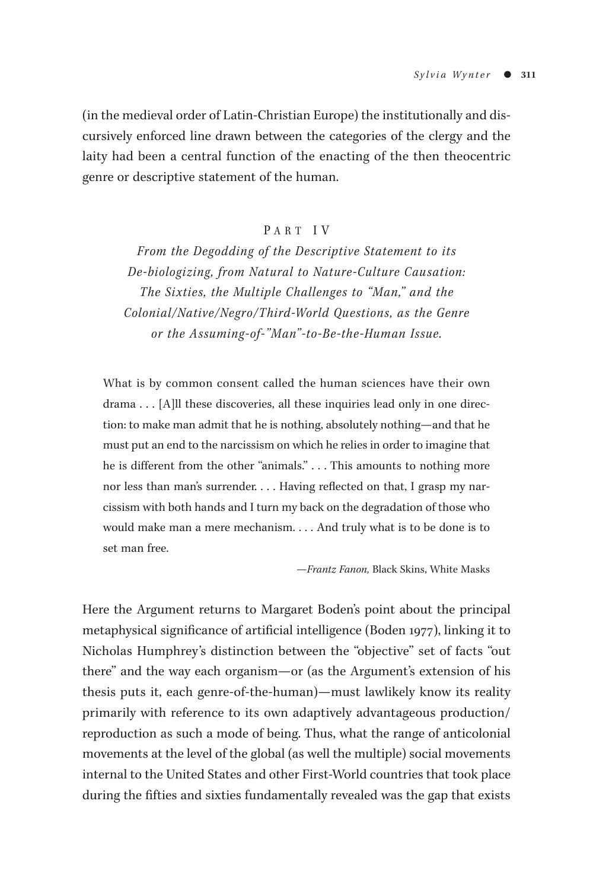(in the medieval order of Latin-Christian Europe) the institutionally and discursively enforced line drawn between the categories of the clergy and the laity had been a central function of the enacting of the then theocentric genre or descriptive statement of the human.

## PART IV

### *From the Degodding of the Descriptive Statement to its De-biologizing, from Natural to Nature-Culture Causation: The Sixties, the Multiple Challenges to "Man," and the Colonial/Native/Negro/Third-World Questions, as the Genre or the Assuming-of-"Man"-to-Be-the-Human Issue.*

> What is by common consent called the human sciences have their own drama . . . [A]ll these discoveries, all these inquiries lead only in one direction: to make man admit that he is nothing, absolutely nothing—and that he must put an end to the narcissism on which he relies in order to imagine that he is different from the other "animals." . . . This amounts to nothing more nor less than man's surrender. . . . Having reflected on that, I grasp my narcissism with both hands and I turn my back on the degradation of those who would make man a mere mechanism. . . . And truly what is to be done is to set man free.
>
> —*Frantz Fanon,* Black Skins, White Masks

Here the Argument returns to Margaret Boden's point about the principal metaphysical significance of artificial intelligence (Boden 1977), linking it to Nicholas Humphrey's distinction between the "objective" set of facts "out there" and the way each organism—or (as the Argument's extension of his thesis puts it, each genre-of-the-human)—must lawlikely know its reality primarily with reference to its own adaptively advantageous production/reproduction as such a mode of being. Thus, what the range of anticolonial movements at the level of the global (as well the multiple) social movements internal to the United States and other First-World countries that took place during the fifties and sixties fundamentally revealed was the gap that exists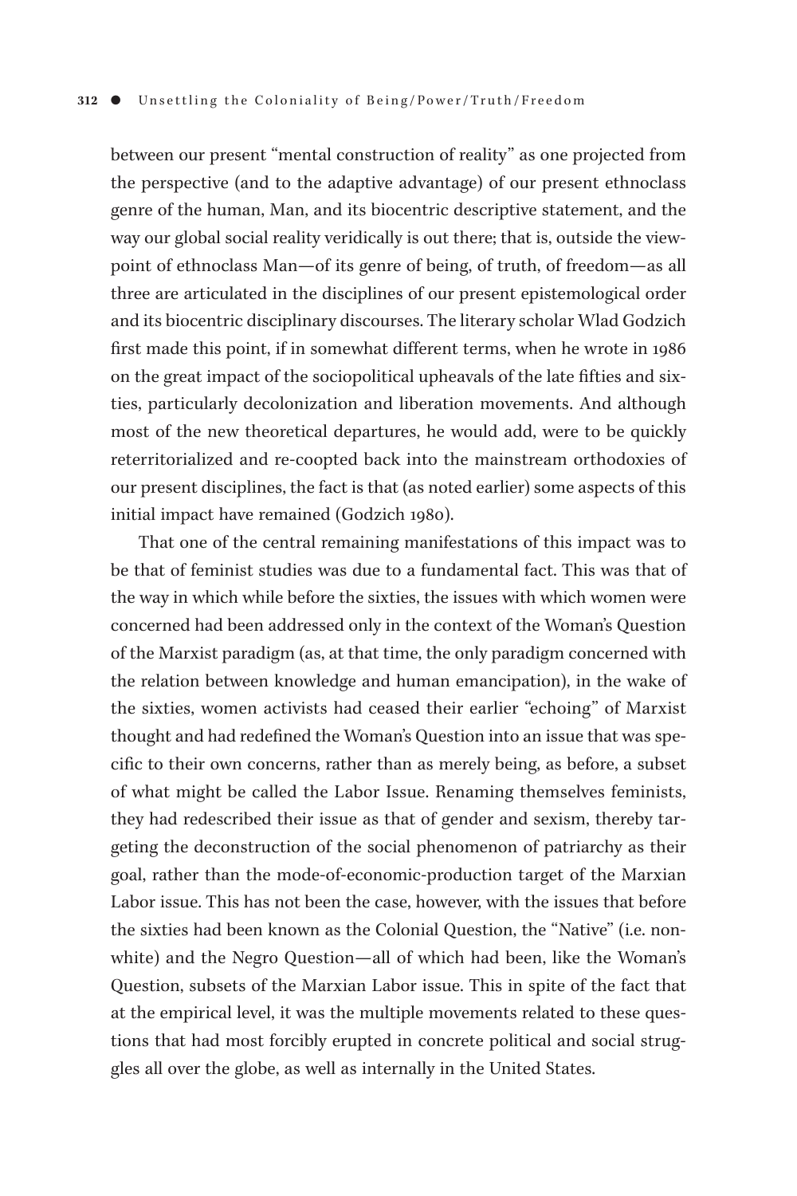between our present "mental construction of reality" as one projected from the perspective (and to the adaptive advantage) of our present ethnoclass genre of the human, Man, and its biocentric descriptive statement, and the way our global social reality veridically is out there; that is, outside the viewpoint of ethnoclass Man—of its genre of being, of truth, of freedom—as all three are articulated in the disciplines of our present epistemological order and its biocentric disciplinary discourses. The literary scholar Wlad Godzich first made this point, if in somewhat different terms, when he wrote in 1986 on the great impact of the sociopolitical upheavals of the late fifties and sixties, particularly decolonization and liberation movements. And although most of the new theoretical departures, he would add, were to be quickly reterritorialized and re-coopted back into the mainstream orthodoxies of our present disciplines, the fact is that (as noted earlier) some aspects of this initial impact have remained (Godzich 1980).

That one of the central remaining manifestations of this impact was to be that of feminist studies was due to a fundamental fact. This was that of the way in which while before the sixties, the issues with which women were concerned had been addressed only in the context of the Woman's Question of the Marxist paradigm (as, at that time, the only paradigm concerned with the relation between knowledge and human emancipation), in the wake of the sixties, women activists had ceased their earlier "echoing" of Marxist thought and had redefined the Woman's Question into an issue that was specific to their own concerns, rather than as merely being, as before, a subset of what might be called the Labor Issue. Renaming themselves feminists, they had redescribed their issue as that of gender and sexism, thereby targeting the deconstruction of the social phenomenon of patriarchy as their goal, rather than the mode-of-economic-production target of the Marxian Labor issue. This has not been the case, however, with the issues that before the sixties had been known as the Colonial Question, the "Native" (i.e. nonwhite) and the Negro Question—all of which had been, like the Woman's Question, subsets of the Marxian Labor issue. This in spite of the fact that at the empirical level, it was the multiple movements related to these questions that had most forcibly erupted in concrete political and social struggles all over the globe, as well as internally in the United States.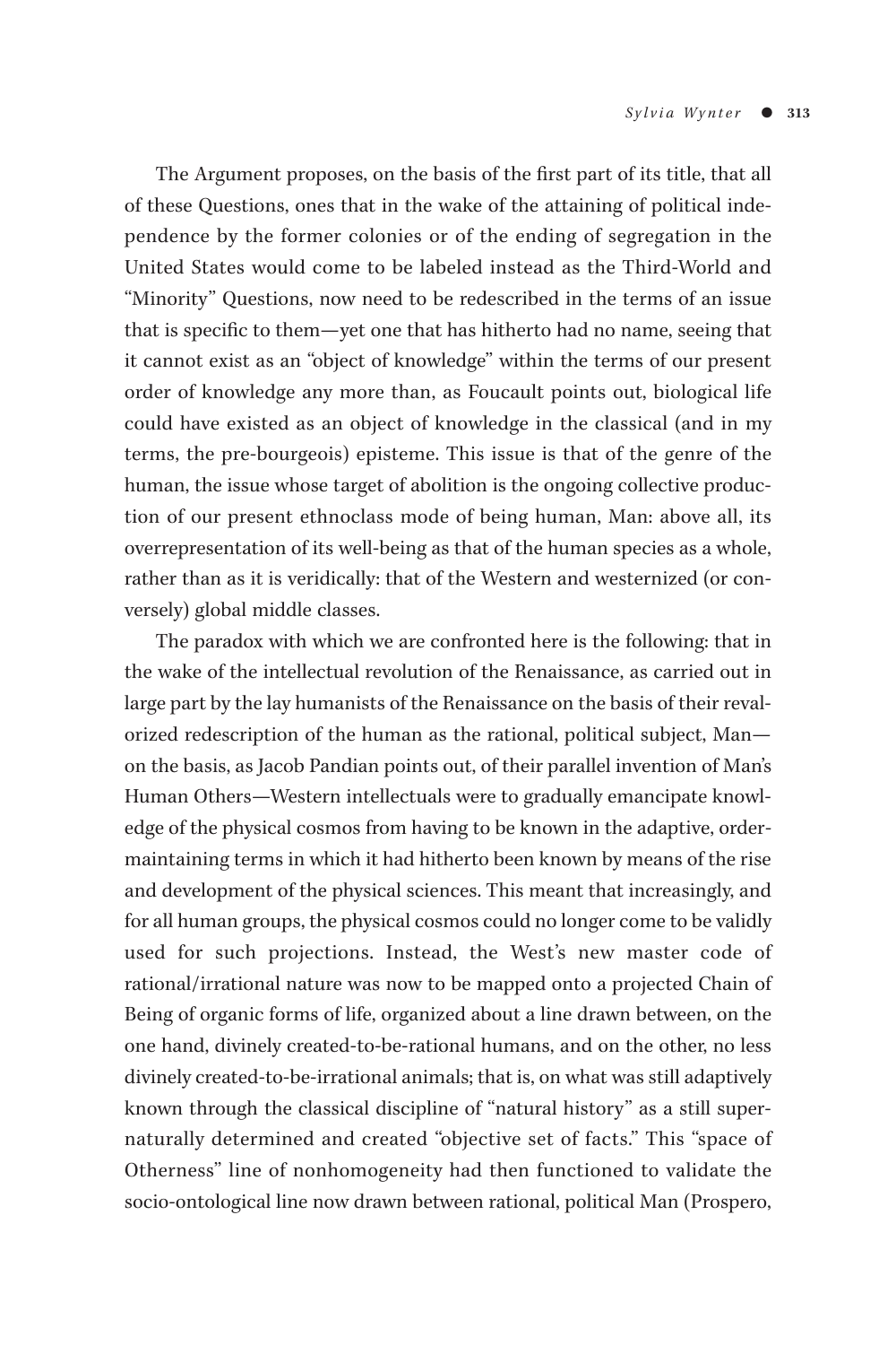The Argument proposes, on the basis of the first part of its title, that all of these Questions, ones that in the wake of the attaining of political independence by the former colonies or of the ending of segregation in the United States would come to be labeled instead as the Third-World and "Minority" Questions, now need to be redescribed in the terms of an issue that is specific to them—yet one that has hitherto had no name, seeing that it cannot exist as an "object of knowledge" within the terms of our present order of knowledge any more than, as Foucault points out, biological life could have existed as an object of knowledge in the classical (and in my terms, the pre-bourgeois) episteme. This issue is that of the genre of the human, the issue whose target of abolition is the ongoing collective production of our present ethnoclass mode of being human, Man: above all, its overrepresentation of its well-being as that of the human species as a whole, rather than as it is veridically: that of the Western and westernized (or conversely) global middle classes.

The paradox with which we are confronted here is the following: that in the wake of the intellectual revolution of the Renaissance, as carried out in large part by the lay humanists of the Renaissance on the basis of their revalorized redescription of the human as the rational, political subject, Man—on the basis, as Jacob Pandian points out, of their parallel invention of Man's Human Others—Western intellectuals were to gradually emancipate knowledge of the physical cosmos from having to be known in the adaptive, order-maintaining terms in which it had hitherto been known by means of the rise and development of the physical sciences. This meant that increasingly, and for all human groups, the physical cosmos could no longer come to be validly used for such projections. Instead, the West's new master code of rational/irrational nature was now to be mapped onto a projected Chain of Being of organic forms of life, organized about a line drawn between, on the one hand, divinely created-to-be-rational humans, and on the other, no less divinely created-to-be-irrational animals; that is, on what was still adaptively known through the classical discipline of "natural history" as a still supernaturally determined and created "objective set of facts." This "space of Otherness" line of nonhomogeneity had then functioned to validate the socio-ontological line now drawn between rational, political Man (Prospero,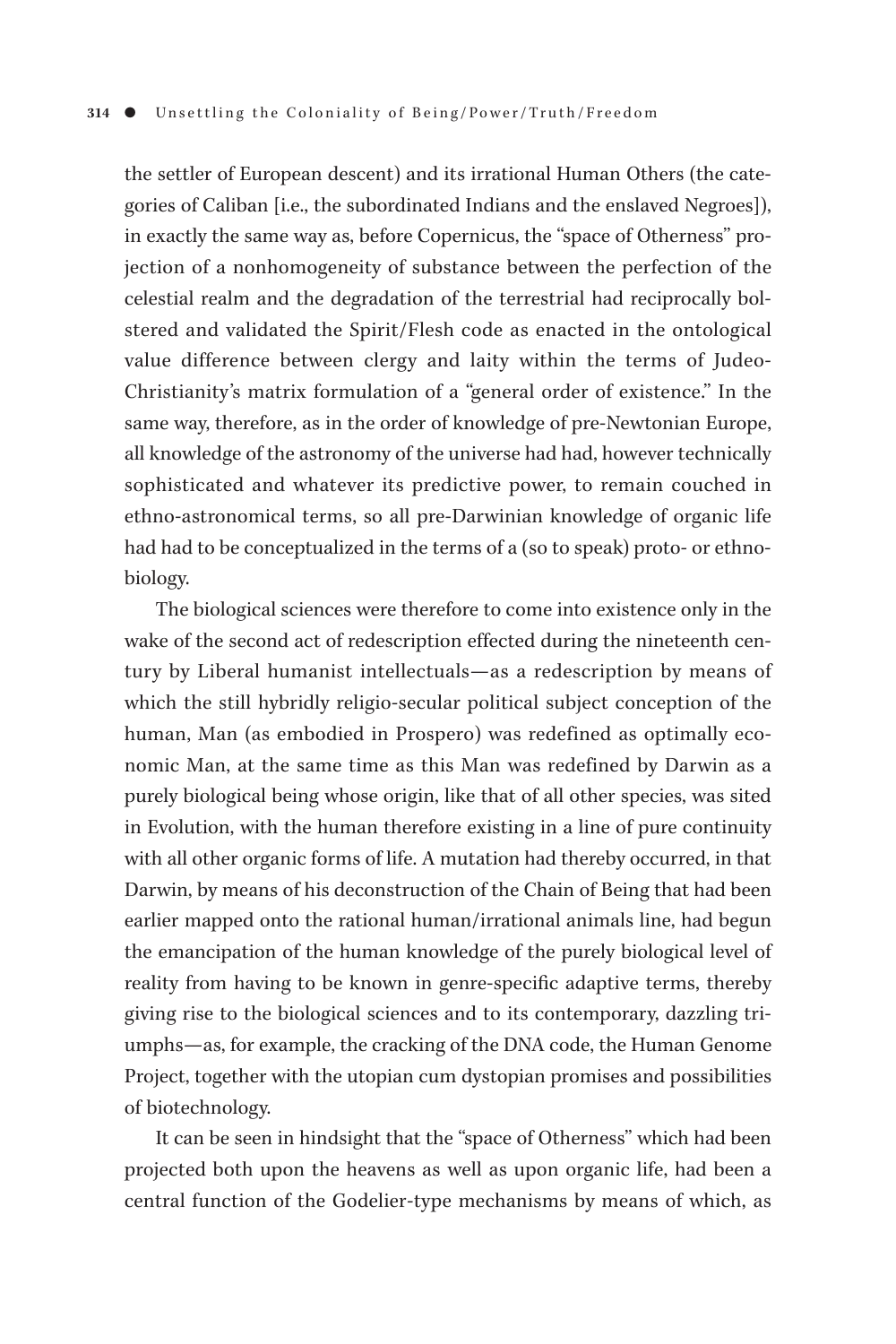the settler of European descent) and its irrational Human Others (the categories of Caliban [i.e., the subordinated Indians and the enslaved Negroes]), in exactly the same way as, before Copernicus, the "space of Otherness" projection of a nonhomogeneity of substance between the perfection of the celestial realm and the degradation of the terrestrial had reciprocally bolstered and validated the Spirit/Flesh code as enacted in the ontological value difference between clergy and laity within the terms of Judeo-Christianity's matrix formulation of a "general order of existence." In the same way, therefore, as in the order of knowledge of pre-Newtonian Europe, all knowledge of the astronomy of the universe had had, however technically sophisticated and whatever its predictive power, to remain couched in ethno-astronomical terms, so all pre-Darwinian knowledge of organic life had had to be conceptualized in the terms of a (so to speak) proto- or ethno-biology.

The biological sciences were therefore to come into existence only in the wake of the second act of redescription effected during the nineteenth century by Liberal humanist intellectuals—as a redescription by means of which the still hybridly religio-secular political subject conception of the human, Man (as embodied in Prospero) was redefined as optimally economic Man, at the same time as this Man was redefined by Darwin as a purely biological being whose origin, like that of all other species, was sited in Evolution, with the human therefore existing in a line of pure continuity with all other organic forms of life. A mutation had thereby occurred, in that Darwin, by means of his deconstruction of the Chain of Being that had been earlier mapped onto the rational human/irrational animals line, had begun the emancipation of the human knowledge of the purely biological level of reality from having to be known in genre-specific adaptive terms, thereby giving rise to the biological sciences and to its contemporary, dazzling triumphs—as, for example, the cracking of the DNA code, the Human Genome Project, together with the utopian cum dystopian promises and possibilities of biotechnology.

It can be seen in hindsight that the "space of Otherness" which had been projected both upon the heavens as well as upon organic life, had been a central function of the Godelier-type mechanisms by means of which, as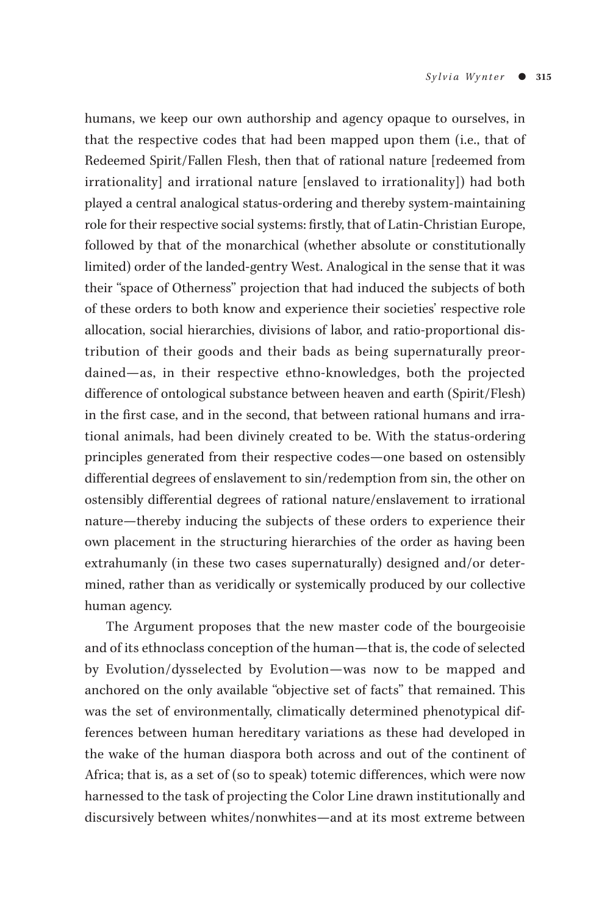humans, we keep our own authorship and agency opaque to ourselves, in that the respective codes that had been mapped upon them (i.e., that of Redeemed Spirit/Fallen Flesh, then that of rational nature [redeemed from irrationality] and irrational nature [enslaved to irrationality]) had both played a central analogical status-ordering and thereby system-maintaining role for their respective social systems: firstly, that of Latin-Christian Europe, followed by that of the monarchical (whether absolute or constitutionally limited) order of the landed-gentry West. Analogical in the sense that it was their "space of Otherness" projection that had induced the subjects of both of these orders to both know and experience their societies' respective role allocation, social hierarchies, divisions of labor, and ratio-proportional distribution of their goods and their bads as being supernaturally preordained—as, in their respective ethno-knowledges, both the projected difference of ontological substance between heaven and earth (Spirit/Flesh) in the first case, and in the second, that between rational humans and irrational animals, had been divinely created to be. With the status-ordering principles generated from their respective codes—one based on ostensibly differential degrees of enslavement to sin/redemption from sin, the other on ostensibly differential degrees of rational nature/enslavement to irrational nature—thereby inducing the subjects of these orders to experience their own placement in the structuring hierarchies of the order as having been extrahumanly (in these two cases supernaturally) designed and/or determined, rather than as veridically or systemically produced by our collective human agency.

The Argument proposes that the new master code of the bourgeoisie and of its ethnoclass conception of the human—that is, the code of selected by Evolution/dysselected by Evolution—was now to be mapped and anchored on the only available "objective set of facts" that remained. This was the set of environmentally, climatically determined phenotypical differences between human hereditary variations as these had developed in the wake of the human diaspora both across and out of the continent of Africa; that is, as a set of (so to speak) totemic differences, which were now harnessed to the task of projecting the Color Line drawn institutionally and discursively between whites/nonwhites—and at its most extreme between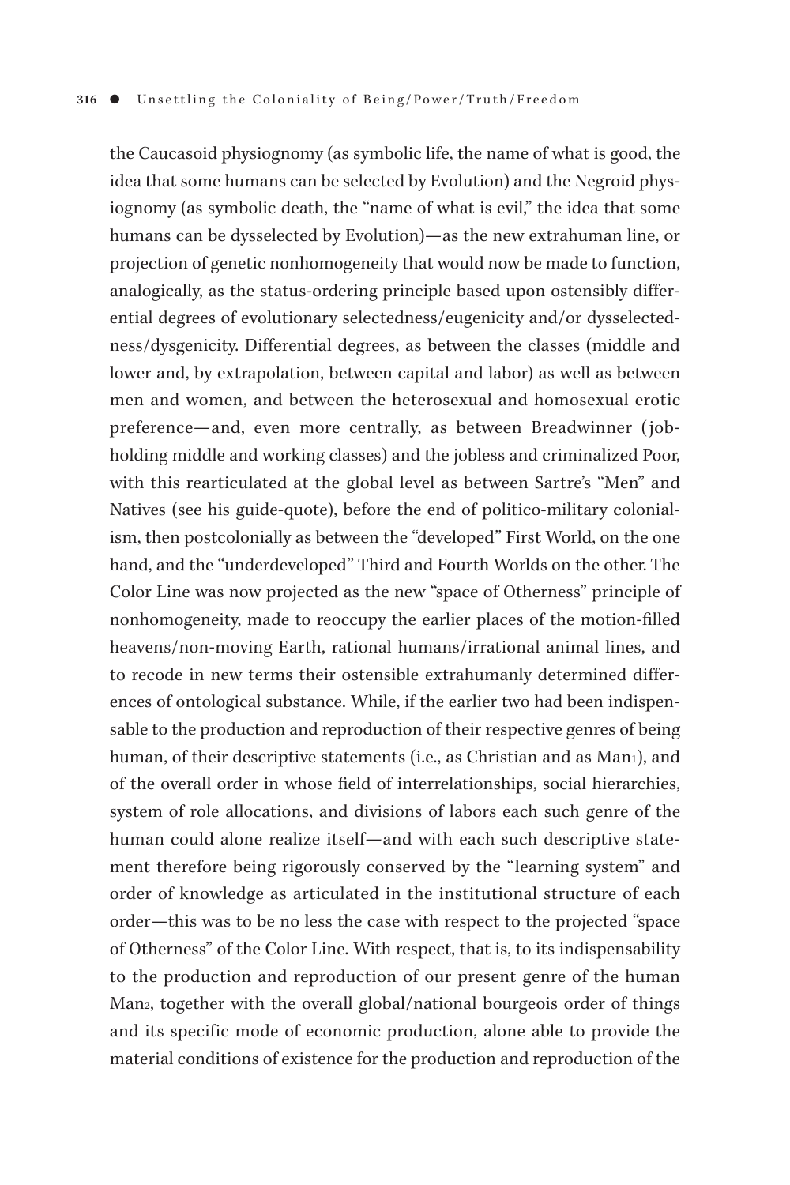the Caucasoid physiognomy (as symbolic life, the name of what is good, the idea that some humans can be selected by Evolution) and the Negroid physiognomy (as symbolic death, the "name of what is evil," the idea that some humans can be dysselected by Evolution)—as the new extrahuman line, or projection of genetic nonhomogeneity that would now be made to function, analogically, as the status-ordering principle based upon ostensibly differential degrees of evolutionary selectedness/eugenicity and/or dysselectedness/dysgenicity. Differential degrees, as between the classes (middle and lower and, by extrapolation, between capital and labor) as well as between men and women, and between the heterosexual and homosexual erotic preference—and, even more centrally, as between Breadwinner (jobholding middle and working classes) and the jobless and criminalized Poor, with this rearticulated at the global level as between Sartre's "Men" and Natives (see his guide-quote), before the end of politico-military colonialism, then postcolonially as between the "developed" First World, on the one hand, and the "underdeveloped" Third and Fourth Worlds on the other. The Color Line was now projected as the new "space of Otherness" principle of nonhomogeneity, made to reoccupy the earlier places of the motion-filled heavens/non-moving Earth, rational humans/irrational animal lines, and to recode in new terms their ostensible extrahumanly determined differences of ontological substance. While, if the earlier two had been indispensable to the production and reproduction of their respective genres of being human, of their descriptive statements (i.e., as Christian and as $Man_1$), and of the overall order in whose field of interrelationships, social hierarchies, system of role allocations, and divisions of labors each such genre of the human could alone realize itself—and with each such descriptive statement therefore being rigorously conserved by the "learning system" and order of knowledge as articulated in the institutional structure of each order—this was to be no less the case with respect to the projected "space of Otherness" of the Color Line. With respect, that is, to its indispensability to the production and reproduction of our present genre of the human $Man_2$, together with the overall global/national bourgeois order of things and its specific mode of economic production, alone able to provide the material conditions of existence for the production and reproduction of the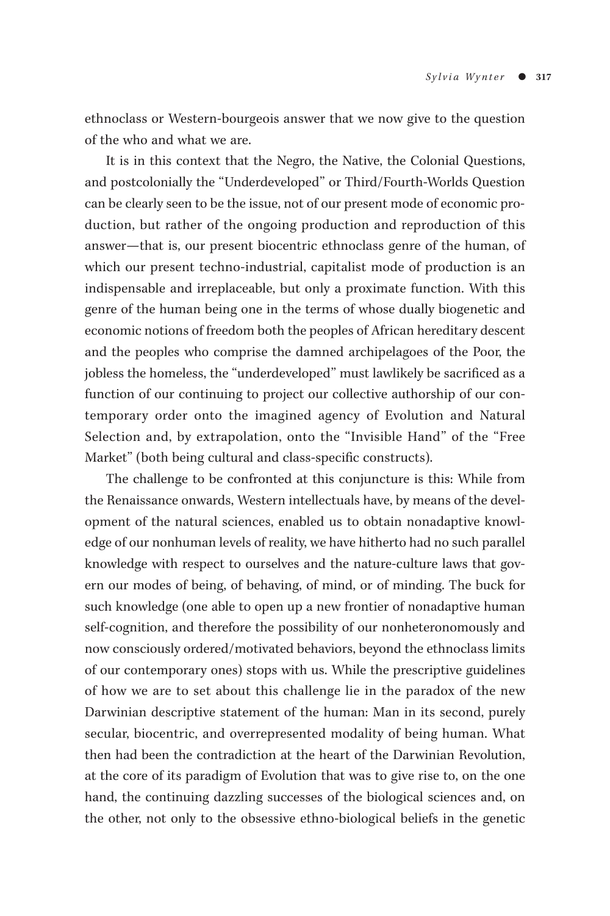ethnoclass or Western-bourgeois answer that we now give to the question of the who and what we are.

It is in this context that the Negro, the Native, the Colonial Questions, and postcolonially the "Underdeveloped" or Third/Fourth-Worlds Question can be clearly seen to be the issue, not of our present mode of economic production, but rather of the ongoing production and reproduction of this answer—that is, our present biocentric ethnoclass genre of the human, of which our present techno-industrial, capitalist mode of production is an indispensable and irreplaceable, but only a proximate function. With this genre of the human being one in the terms of whose dually biogenetic and economic notions of freedom both the peoples of African hereditary descent and the peoples who comprise the damned archipelagoes of the Poor, the jobless the homeless, the "underdeveloped" must lawlikely be sacrificed as a function of our continuing to project our collective authorship of our contemporary order onto the imagined agency of Evolution and Natural Selection and, by extrapolation, onto the "Invisible Hand" of the "Free Market" (both being cultural and class-specific constructs).

The challenge to be confronted at this conjuncture is this: While from the Renaissance onwards, Western intellectuals have, by means of the development of the natural sciences, enabled us to obtain nonadaptive knowledge of our nonhuman levels of reality, we have hitherto had no such parallel knowledge with respect to ourselves and the nature-culture laws that govern our modes of being, of behaving, of mind, or of minding. The buck for such knowledge (one able to open up a new frontier of nonadaptive human self-cognition, and therefore the possibility of our nonheteronomously and now consciously ordered/motivated behaviors, beyond the ethnoclass limits of our contemporary ones) stops with us. While the prescriptive guidelines of how we are to set about this challenge lie in the paradox of the new Darwinian descriptive statement of the human: Man in its second, purely secular, biocentric, and overrepresented modality of being human. What then had been the contradiction at the heart of the Darwinian Revolution, at the core of its paradigm of Evolution that was to give rise to, on the one hand, the continuing dazzling successes of the biological sciences and, on the other, not only to the obsessive ethno-biological beliefs in the genetic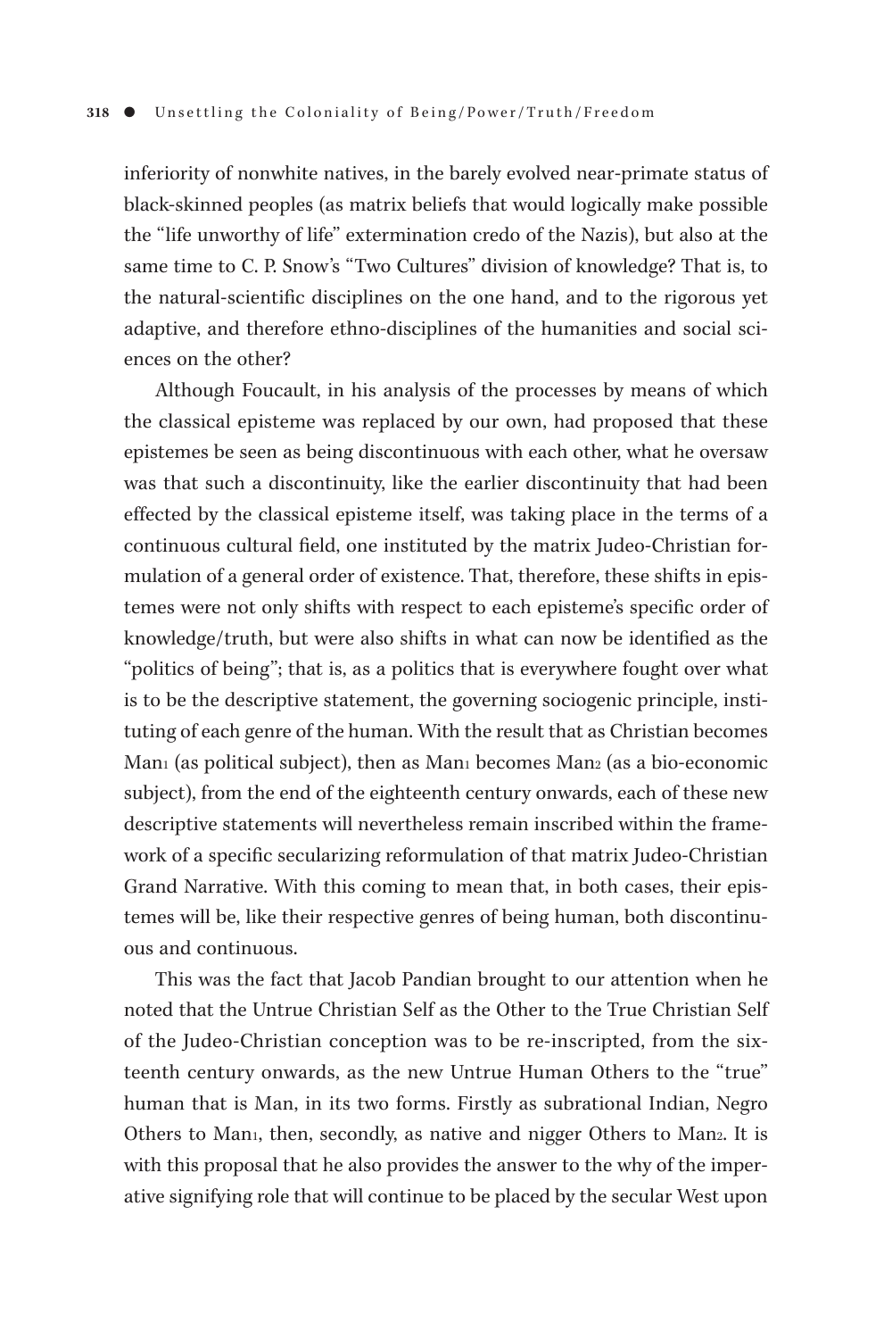inferiority of nonwhite natives, in the barely evolved near-primate status of black-skinned peoples (as matrix beliefs that would logically make possible the "life unworthy of life" extermination credo of the Nazis), but also at the same time to C. P. Snow's "Two Cultures" division of knowledge? That is, to the natural-scientific disciplines on the one hand, and to the rigorous yet adaptive, and therefore ethno-disciplines of the humanities and social sciences on the other?

Although Foucault, in his analysis of the processes by means of which the classical episteme was replaced by our own, had proposed that these epistemes be seen as being discontinuous with each other, what he oversaw was that such a discontinuity, like the earlier discontinuity that had been effected by the classical episteme itself, was taking place in the terms of a continuous cultural field, one instituted by the matrix Judeo-Christian formulation of a general order of existence. That, therefore, these shifts in epistemes were not only shifts with respect to each episteme's specific order of knowledge/truth, but were also shifts in what can now be identified as the "politics of being"; that is, as a politics that is everywhere fought over what is to be the descriptive statement, the governing sociogenic principle, instituting of each genre of the human. With the result that as Christian becomes $Man_1$ (as political subject), then as $Man_1$ becomes $Man_2$ (as a bio-economic subject), from the end of the eighteenth century onwards, each of these new descriptive statements will nevertheless remain inscribed within the framework of a specific secularizing reformulation of that matrix Judeo-Christian Grand Narrative. With this coming to mean that, in both cases, their epistemes will be, like their respective genres of being human, both discontinuous and continuous.

This was the fact that Jacob Pandian brought to our attention when he noted that the Untrue Christian Self as the Other to the True Christian Self of the Judeo-Christian conception was to be re-inscripted, from the sixteenth century onwards, as the new Untrue Human Others to the "true" human that is Man, in its two forms. Firstly as subrational Indian, Negro Others to $Man_1$, then, secondly, as native and nigger Others to $Man_2$. It is with this proposal that he also provides the answer to the why of the imperative signifying role that will continue to be placed by the secular West upon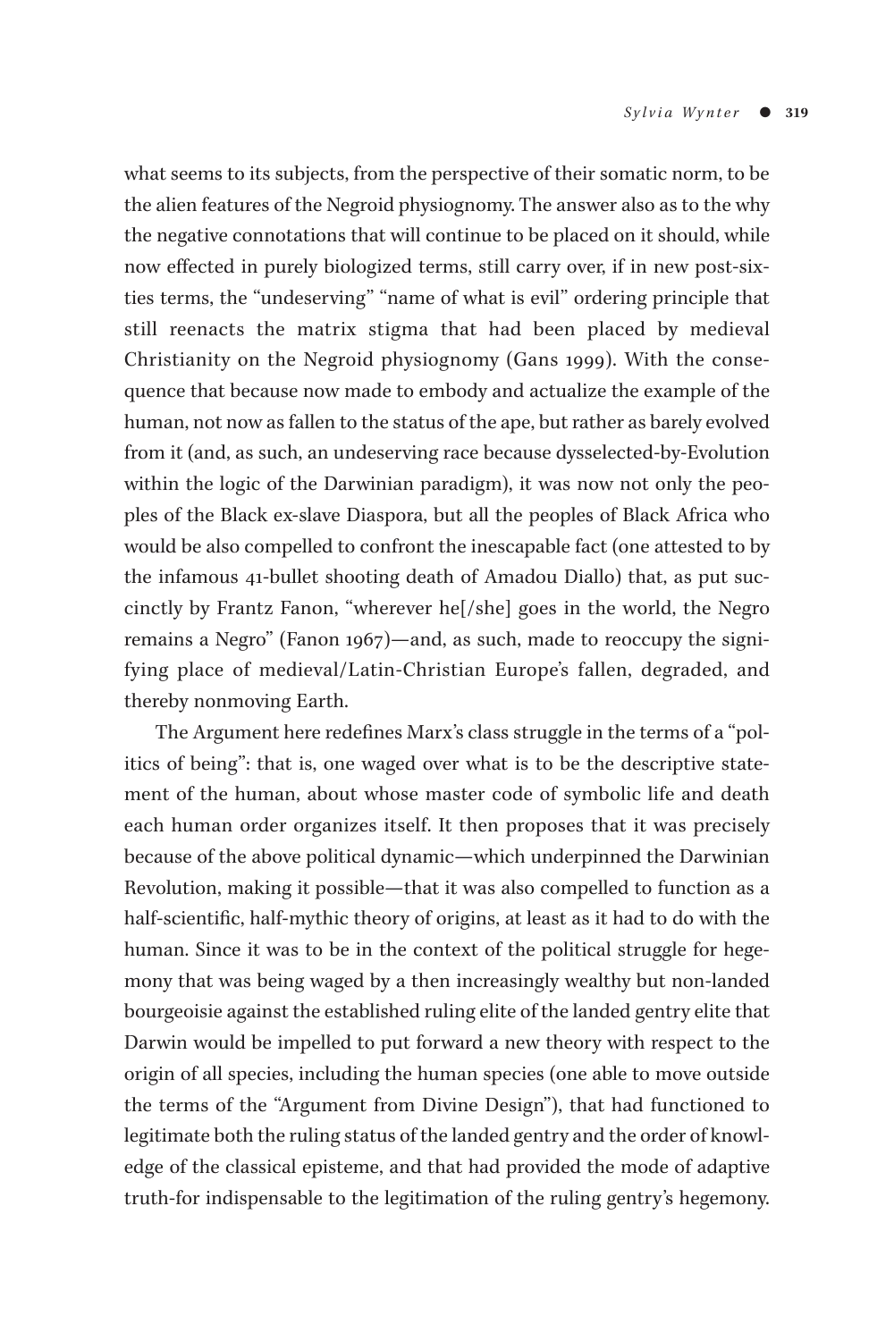what seems to its subjects, from the perspective of their somatic norm, to be the alien features of the Negroid physiognomy. The answer also as to the why the negative connotations that will continue to be placed on it should, while now effected in purely biologized terms, still carry over, if in new post-sixties terms, the "undeserving" "name of what is evil" ordering principle that still reenacts the matrix stigma that had been placed by medieval Christianity on the Negroid physiognomy (Gans 1999). With the consequence that because now made to embody and actualize the example of the human, not now as fallen to the status of the ape, but rather as barely evolved from it (and, as such, an undeserving race because dysselected-by-Evolution within the logic of the Darwinian paradigm), it was now not only the peoples of the Black ex-slave Diaspora, but all the peoples of Black Africa who would be also compelled to confront the inescapable fact (one attested to by the infamous 41-bullet shooting death of Amadou Diallo) that, as put succinctly by Frantz Fanon, "wherever he[/she] goes in the world, the Negro remains a Negro" (Fanon 1967)—and, as such, made to reoccupy the signifying place of medieval/Latin-Christian Europe's fallen, degraded, and thereby nonmoving Earth.

The Argument here redefines Marx's class struggle in the terms of a "politics of being": that is, one waged over what is to be the descriptive statement of the human, about whose master code of symbolic life and death each human order organizes itself. It then proposes that it was precisely because of the above political dynamic—which underpinned the Darwinian Revolution, making it possible—that it was also compelled to function as a half-scientific, half-mythic theory of origins, at least as it had to do with the human. Since it was to be in the context of the political struggle for hegemony that was being waged by a then increasingly wealthy but non-landed bourgeoisie against the established ruling elite of the landed gentry elite that Darwin would be impelled to put forward a new theory with respect to the origin of all species, including the human species (one able to move outside the terms of the "Argument from Divine Design"), that had functioned to legitimate both the ruling status of the landed gentry and the order of knowledge of the classical episteme, and that had provided the mode of adaptive truth-for indispensable to the legitimation of the ruling gentry's hegemony.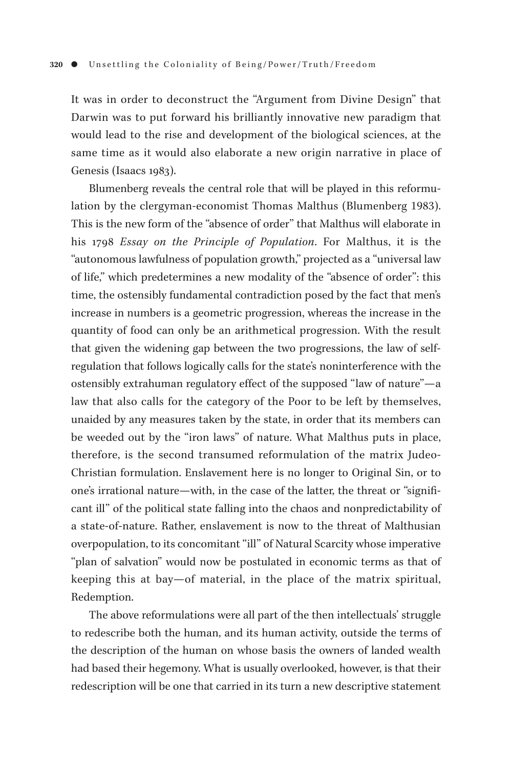It was in order to deconstruct the "Argument from Divine Design" that Darwin was to put forward his brilliantly innovative new paradigm that would lead to the rise and development of the biological sciences, at the same time as it would also elaborate a new origin narrative in place of Genesis (Isaacs 1983).

Blumenberg reveals the central role that will be played in this reformulation by the clergyman-economist Thomas Malthus (Blumenberg 1983). This is the new form of the "absence of order" that Malthus will elaborate in his 1798 *Essay on the Principle of Population*. For Malthus, it is the "autonomous lawfulness of population growth," projected as a "universal law of life," which predetermines a new modality of the "absence of order": this time, the ostensibly fundamental contradiction posed by the fact that men's increase in numbers is a geometric progression, whereas the increase in the quantity of food can only be an arithmetical progression. With the result that given the widening gap between the two progressions, the law of self-regulation that follows logically calls for the state's noninterference with the ostensibly extrahuman regulatory effect of the supposed "law of nature"—a law that also calls for the category of the Poor to be left by themselves, unaided by any measures taken by the state, in order that its members can be weeded out by the "iron laws" of nature. What Malthus puts in place, therefore, is the second transumed reformulation of the matrix Judeo-Christian formulation. Enslavement here is no longer to Original Sin, or to one's irrational nature—with, in the case of the latter, the threat or "significant ill" of the political state falling into the chaos and nonpredictability of a state-of-nature. Rather, enslavement is now to the threat of Malthusian overpopulation, to its concomitant "ill" of Natural Scarcity whose imperative "plan of salvation" would now be postulated in economic terms as that of keeping this at bay—of material, in the place of the matrix spiritual, Redemption.

The above reformulations were all part of the then intellectuals' struggle to redescribe both the human, and its human activity, outside the terms of the description of the human on whose basis the owners of landed wealth had based their hegemony. What is usually overlooked, however, is that their redescription will be one that carried in its turn a new descriptive statement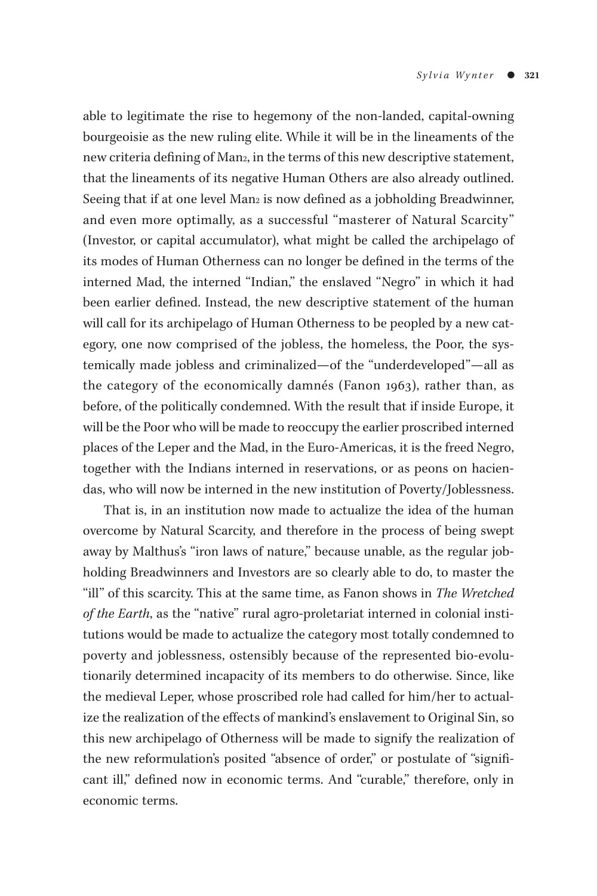able to legitimate the rise to hegemony of the non-landed, capital-owning bourgeoisie as the new ruling elite. While it will be in the lineaments of the new criteria defining of $Man_2$, in the terms of this new descriptive statement, that the lineaments of its negative Human Others are also already outlined. Seeing that if at one level $Man_2$ is now defined as a jobholding Breadwinner, and even more optimally, as a successful "masterer of Natural Scarcity" (Investor, or capital accumulator), what might be called the archipelago of its modes of Human Otherness can no longer be defined in the terms of the interned Mad, the interned "Indian," the enslaved "Negro" in which it had been earlier defined. Instead, the new descriptive statement of the human will call for its archipelago of Human Otherness to be peopled by a new category, one now comprised of the jobless, the homeless, the Poor, the systemically made jobless and criminalized—of the "underdeveloped"—all as the category of the economically damnés (Fanon 1963), rather than, as before, of the politically condemned. With the result that if inside Europe, it will be the Poor who will be made to reoccupy the earlier proscribed interned places of the Leper and the Mad, in the Euro-Americas, it is the freed Negro, together with the Indians interned in reservations, or as peons on haciendas, who will now be interned in the new institution of Poverty/Joblessness.

That is, in an institution now made to actualize the idea of the human overcome by Natural Scarcity, and therefore in the process of being swept away by Malthus's "iron laws of nature," because unable, as the regular jobholding Breadwinners and Investors are so clearly able to do, to master the "ill" of this scarcity. This at the same time, as Fanon shows in *The Wretched of the Earth*, as the "native" rural agro-proletariat interned in colonial institutions would be made to actualize the category most totally condemned to poverty and joblessness, ostensibly because of the represented bio-evolutionarily determined incapacity of its members to do otherwise. Since, like the medieval Leper, whose proscribed role had called for him/her to actualize the realization of the effects of mankind's enslavement to Original Sin, so this new archipelago of Otherness will be made to signify the realization of the new reformulation's posited "absence of order," or postulate of "significant ill," defined now in economic terms. And "curable," therefore, only in economic terms.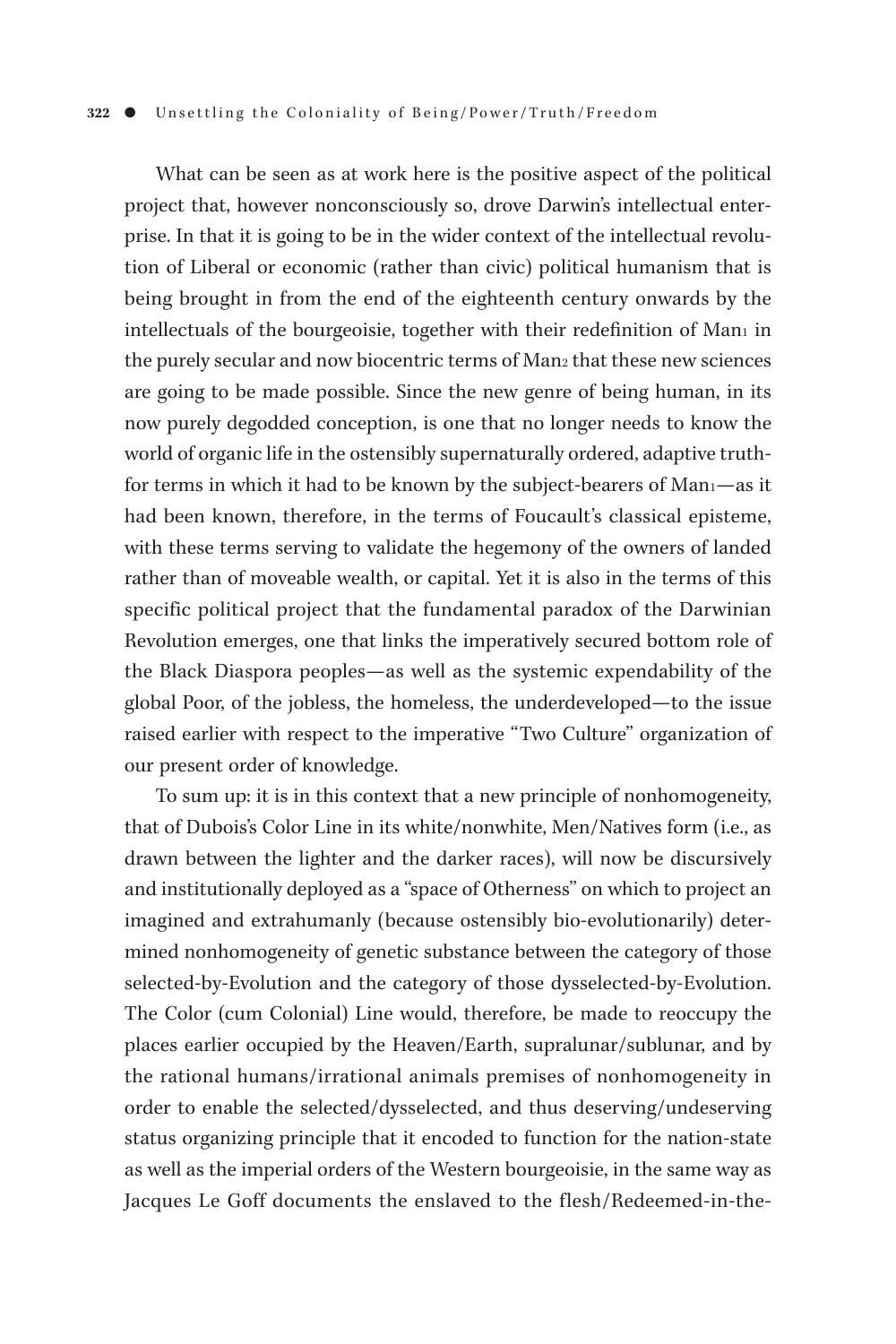What can be seen as at work here is the positive aspect of the political project that, however nonconsciously so, drove Darwin's intellectual enterprise. In that it is going to be in the wider context of the intellectual revolution of Liberal or economic (rather than civic) political humanism that is being brought in from the end of the eighteenth century onwards by the intellectuals of the bourgeoisie, together with their redefinition of $Man_1$ in the purely secular and now biocentric terms of $Man_2$ that these new sciences are going to be made possible. Since the new genre of being human, in its now purely degodded conception, is one that no longer needs to know the world of organic life in the ostensibly supernaturally ordered, adaptive truth-for terms in which it had to be known by the subject-bearers of $Man_1$—as it had been known, therefore, in the terms of Foucault's classical episteme, with these terms serving to validate the hegemony of the owners of landed rather than of moveable wealth, or capital. Yet it is also in the terms of this specific political project that the fundamental paradox of the Darwinian Revolution emerges, one that links the imperatively secured bottom role of the Black Diaspora peoples—as well as the systemic expendability of the global Poor, of the jobless, the homeless, the underdeveloped—to the issue raised earlier with respect to the imperative "Two Culture" organization of our present order of knowledge.

To sum up: it is in this context that a new principle of nonhomogeneity, that of Dubois's Color Line in its white/nonwhite, Men/Natives form (i.e., as drawn between the lighter and the darker races), will now be discursively and institutionally deployed as a "space of Otherness" on which to project an imagined and extrahumanly (because ostensibly bio-evolutionarily) determined nonhomogeneity of genetic substance between the category of those selected-by-Evolution and the category of those dysselected-by-Evolution. The Color (cum Colonial) Line would, therefore, be made to reoccupy the places earlier occupied by the Heaven/Earth, supralunar/sublunar, and by the rational humans/irrational animals premises of nonhomogeneity in order to enable the selected/dysselected, and thus deserving/undeserving status organizing principle that it encoded to function for the nation-state as well as the imperial orders of the Western bourgeoisie, in the same way as Jacques Le Goff documents the enslaved to the flesh/Redeemed-in-the-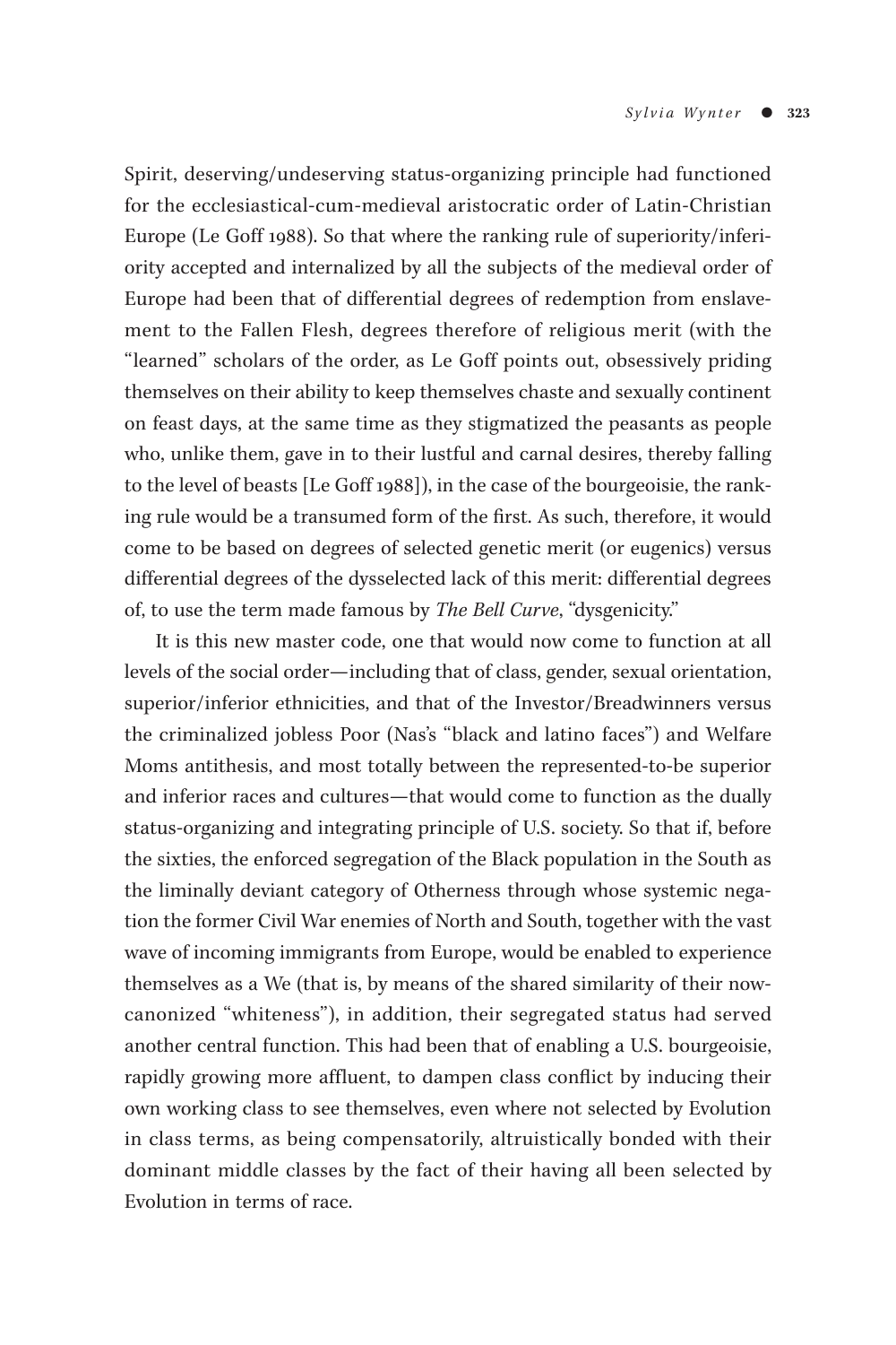Spirit, deserving/undeserving status-organizing principle had functioned for the ecclesiastical-cum-medieval aristocratic order of Latin-Christian Europe (Le Goff 1988). So that where the ranking rule of superiority/inferiority accepted and internalized by all the subjects of the medieval order of Europe had been that of differential degrees of redemption from enslavement to the Fallen Flesh, degrees therefore of religious merit (with the "learned" scholars of the order, as Le Goff points out, obsessively priding themselves on their ability to keep themselves chaste and sexually continent on feast days, at the same time as they stigmatized the peasants as people who, unlike them, gave in to their lustful and carnal desires, thereby falling to the level of beasts [Le Goff 1988]), in the case of the bourgeoisie, the ranking rule would be a transumed form of the first. As such, therefore, it would come to be based on degrees of selected genetic merit (or eugenics) versus differential degrees of the dysselected lack of this merit: differential degrees of, to use the term made famous by *The Bell Curve*, "dysgenicity."

It is this new master code, one that would now come to function at all levels of the social order—including that of class, gender, sexual orientation, superior/inferior ethnicities, and that of the Investor/Breadwinners versus the criminalized jobless Poor (Nas's "black and latino faces") and Welfare Moms antithesis, and most totally between the represented-to-be superior and inferior races and cultures—that would come to function as the dually status-organizing and integrating principle of U.S. society. So that if, before the sixties, the enforced segregation of the Black population in the South as the liminally deviant category of Otherness through whose systemic negation the former Civil War enemies of North and South, together with the vast wave of incoming immigrants from Europe, would be enabled to experience themselves as a We (that is, by means of the shared similarity of their now-canonized "whiteness"), in addition, their segregated status had served another central function. This had been that of enabling a U.S. bourgeoisie, rapidly growing more affluent, to dampen class conflict by inducing their own working class to see themselves, even where not selected by Evolution in class terms, as being compensatorily, altruistically bonded with their dominant middle classes by the fact of their having all been selected by Evolution in terms of race.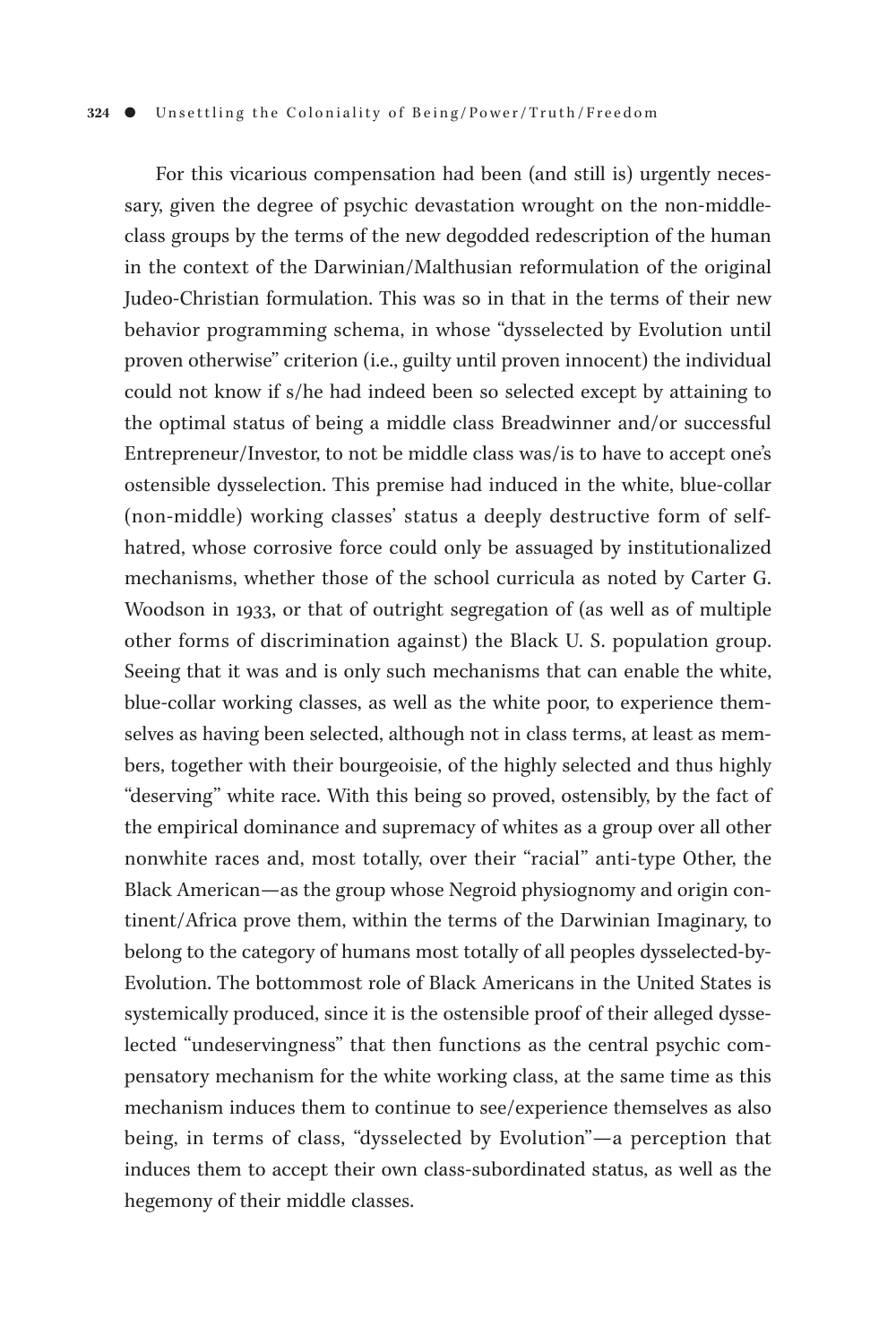For this vicarious compensation had been (and still is) urgently necessary, given the degree of psychic devastation wrought on the non-middle-class groups by the terms of the new degodded redescription of the human in the context of the Darwinian/Malthusian reformulation of the original Judeo-Christian formulation. This was so in that in the terms of their new behavior programming schema, in whose "dysselected by Evolution until proven otherwise" criterion (i.e., guilty until proven innocent) the individual could not know if s/he had indeed been so selected except by attaining to the optimal status of being a middle class Breadwinner and/or successful Entrepreneur/Investor, to not be middle class was/is to have to accept one's ostensible dysselection. This premise had induced in the white, blue-collar (non-middle) working classes' status a deeply destructive form of self-hatred, whose corrosive force could only be assuaged by institutionalized mechanisms, whether those of the school curricula as noted by Carter G. Woodson in 1933, or that of outright segregation of (as well as of multiple other forms of discrimination against) the Black U. S. population group. Seeing that it was and is only such mechanisms that can enable the white, blue-collar working classes, as well as the white poor, to experience themselves as having been selected, although not in class terms, at least as members, together with their bourgeoisie, of the highly selected and thus highly "deserving" white race. With this being so proved, ostensibly, by the fact of the empirical dominance and supremacy of whites as a group over all other nonwhite races and, most totally, over their "racial" anti-type Other, the Black American—as the group whose Negroid physiognomy and origin continent/Africa prove them, within the terms of the Darwinian Imaginary, to belong to the category of humans most totally of all peoples dysselected-by-Evolution. The bottommost role of Black Americans in the United States is systemically produced, since it is the ostensible proof of their alleged dysselected "undeservingness" that then functions as the central psychic compensatory mechanism for the white working class, at the same time as this mechanism induces them to continue to see/experience themselves as also being, in terms of class, "dysselected by Evolution"—a perception that induces them to accept their own class-subordinated status, as well as the hegemony of their middle classes.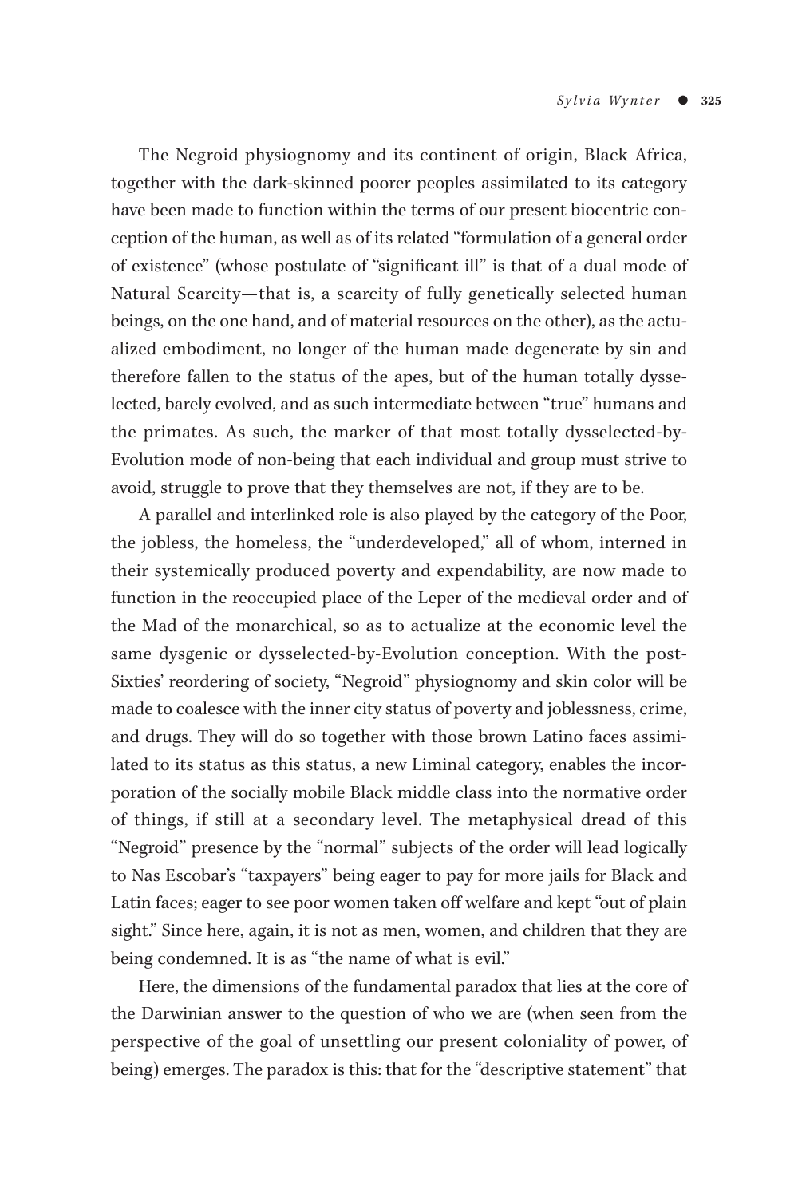The Negroid physiognomy and its continent of origin, Black Africa, together with the dark-skinned poorer peoples assimilated to its category have been made to function within the terms of our present biocentric conception of the human, as well as of its related "formulation of a general order of existence" (whose postulate of "significant ill" is that of a dual mode of Natural Scarcity—that is, a scarcity of fully genetically selected human beings, on the one hand, and of material resources on the other), as the actualized embodiment, no longer of the human made degenerate by sin and therefore fallen to the status of the apes, but of the human totally dysselected, barely evolved, and as such intermediate between "true" humans and the primates. As such, the marker of that most totally dysselected-by-Evolution mode of non-being that each individual and group must strive to avoid, struggle to prove that they themselves are not, if they are to be.

A parallel and interlinked role is also played by the category of the Poor, the jobless, the homeless, the "underdeveloped," all of whom, interned in their systemically produced poverty and expendability, are now made to function in the reoccupied place of the Leper of the medieval order and of the Mad of the monarchical, so as to actualize at the economic level the same dysgenic or dysselected-by-Evolution conception. With the post-Sixties' reordering of society, "Negroid" physiognomy and skin color will be made to coalesce with the inner city status of poverty and joblessness, crime, and drugs. They will do so together with those brown Latino faces assimilated to its status as this status, a new Liminal category, enables the incorporation of the socially mobile Black middle class into the normative order of things, if still at a secondary level. The metaphysical dread of this "Negroid" presence by the "normal" subjects of the order will lead logically to Nas Escobar's "taxpayers" being eager to pay for more jails for Black and Latin faces; eager to see poor women taken off welfare and kept "out of plain sight." Since here, again, it is not as men, women, and children that they are being condemned. It is as "the name of what is evil."

Here, the dimensions of the fundamental paradox that lies at the core of the Darwinian answer to the question of who we are (when seen from the perspective of the goal of unsettling our present coloniality of power, of being) emerges. The paradox is this: that for the "descriptive statement" that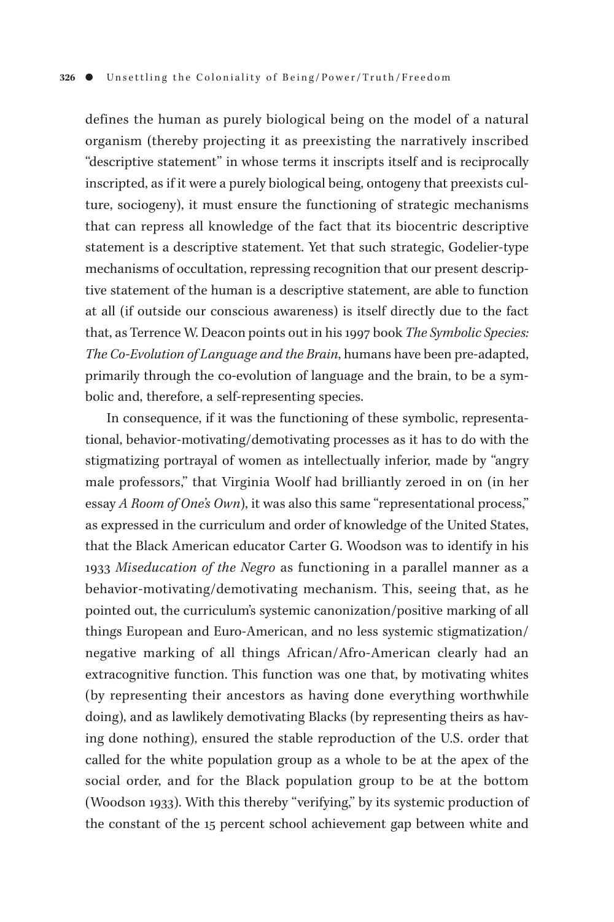defines the human as purely biological being on the model of a natural organism (thereby projecting it as preexisting the narratively inscribed "descriptive statement" in whose terms it inscripts itself and is reciprocally inscripted, as if it were a purely biological being, ontogeny that preexists culture, sociogeny), it must ensure the functioning of strategic mechanisms that can repress all knowledge of the fact that its biocentric descriptive statement is a descriptive statement. Yet that such strategic, Godelier-type mechanisms of occultation, repressing recognition that our present descriptive statement of the human is a descriptive statement, are able to function at all (if outside our conscious awareness) is itself directly due to the fact that, as Terrence W. Deacon points out in his 1997 book *The Symbolic Species: The Co-Evolution of Language and the Brain*, humans have been pre-adapted, primarily through the co-evolution of language and the brain, to be a symbolic and, therefore, a self-representing species.

In consequence, if it was the functioning of these symbolic, representational, behavior-motivating/demotivating processes as it has to do with the stigmatizing portrayal of women as intellectually inferior, made by "angry male professors," that Virginia Woolf had brilliantly zeroed in on (in her essay *A Room of One's Own*), it was also this same "representational process," as expressed in the curriculum and order of knowledge of the United States, that the Black American educator Carter G. Woodson was to identify in his 1933 *Miseducation of the Negro* as functioning in a parallel manner as a behavior-motivating/demotivating mechanism. This, seeing that, as he pointed out, the curriculum's systemic canonization/positive marking of all things European and Euro-American, and no less systemic stigmatization/negative marking of all things African/Afro-American clearly had an extracognitive function. This function was one that, by motivating whites (by representing their ancestors as having done everything worthwhile doing), and as lawlikely demotivating Blacks (by representing theirs as having done nothing), ensured the stable reproduction of the U.S. order that called for the white population group as a whole to be at the apex of the social order, and for the Black population group to be at the bottom (Woodson 1933). With this thereby "verifying," by its systemic production of the constant of the 15 percent school achievement gap between white and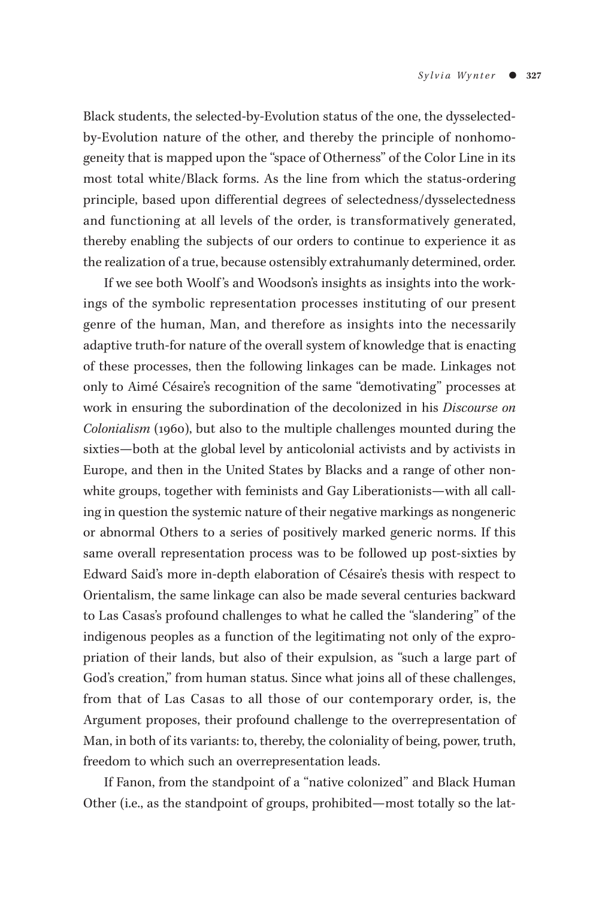Black students, the selected-by-Evolution status of the one, the dysselected-by-Evolution nature of the other, and thereby the principle of nonhomogeneity that is mapped upon the "space of Otherness" of the Color Line in its most total white/Black forms. As the line from which the status-ordering principle, based upon differential degrees of selectedness/dysselectedness and functioning at all levels of the order, is transformatively generated, thereby enabling the subjects of our orders to continue to experience it as the realization of a true, because ostensibly extrahumanly determined, order.

If we see both Woolf's and Woodson's insights as insights into the workings of the symbolic representation processes instituting of our present genre of the human, Man, and therefore as insights into the necessarily adaptive truth-for nature of the overall system of knowledge that is enacting of these processes, then the following linkages can be made. Linkages not only to Aimé Césaire's recognition of the same "demotivating" processes at work in ensuring the subordination of the decolonized in his *Discourse on Colonialism* (1960), but also to the multiple challenges mounted during the sixties—both at the global level by anticolonial activists and by activists in Europe, and then in the United States by Blacks and a range of other nonwhite groups, together with feminists and Gay Liberationists—with all calling in question the systemic nature of their negative markings as nongeneric or abnormal Others to a series of positively marked generic norms. If this same overall representation process was to be followed up post-sixties by Edward Said's more in-depth elaboration of Césaire's thesis with respect to Orientalism, the same linkage can also be made several centuries backward to Las Casas's profound challenges to what he called the "slandering" of the indigenous peoples as a function of the legitimating not only of the expropriation of their lands, but also of their expulsion, as "such a large part of God's creation," from human status. Since what joins all of these challenges, from that of Las Casas to all those of our contemporary order, is, the Argument proposes, their profound challenge to the overrepresentation of Man, in both of its variants: to, thereby, the coloniality of being, power, truth, freedom to which such an overrepresentation leads.

If Fanon, from the standpoint of a "native colonized" and Black Human Other (i.e., as the standpoint of groups, prohibited—most totally so the lat-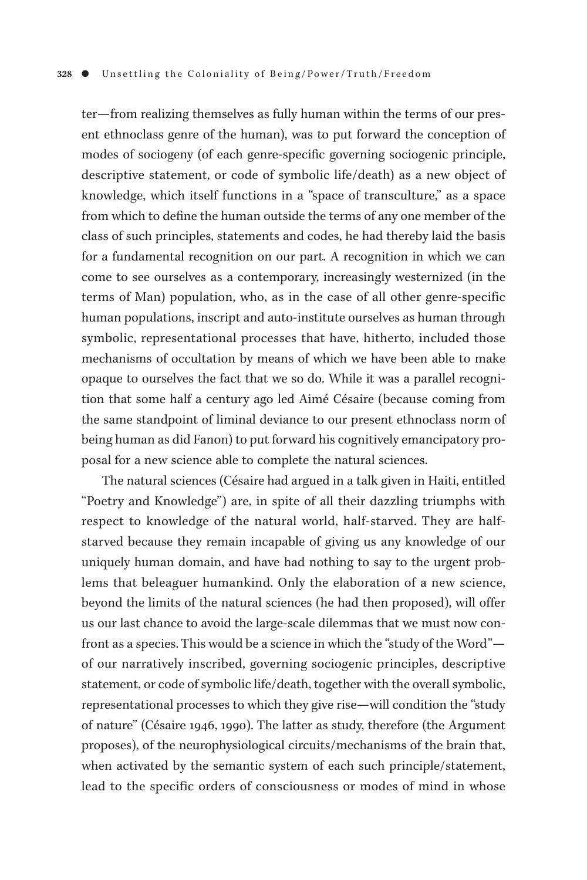ter—from realizing themselves as fully human within the terms of our present ethnoclass genre of the human), was to put forward the conception of modes of sociogeny (of each genre-specific governing sociogenic principle, descriptive statement, or code of symbolic life/death) as a new object of knowledge, which itself functions in a "space of transculture," as a space from which to define the human outside the terms of any one member of the class of such principles, statements and codes, he had thereby laid the basis for a fundamental recognition on our part. A recognition in which we can come to see ourselves as a contemporary, increasingly westernized (in the terms of Man) population, who, as in the case of all other genre-specific human populations, inscript and auto-institute ourselves as human through symbolic, representational processes that have, hitherto, included those mechanisms of occultation by means of which we have been able to make opaque to ourselves the fact that we so do. While it was a parallel recognition that some half a century ago led Aimé Césaire (because coming from the same standpoint of liminal deviance to our present ethnoclass norm of being human as did Fanon) to put forward his cognitively emancipatory proposal for a new science able to complete the natural sciences.

The natural sciences (Césaire had argued in a talk given in Haiti, entitled "Poetry and Knowledge") are, in spite of all their dazzling triumphs with respect to knowledge of the natural world, half-starved. They are half-starved because they remain incapable of giving us any knowledge of our uniquely human domain, and have had nothing to say to the urgent problems that beleaguer humankind. Only the elaboration of a new science, beyond the limits of the natural sciences (he had then proposed), will offer us our last chance to avoid the large-scale dilemmas that we must now confront as a species. This would be a science in which the "study of the Word"—of our narratively inscribed, governing sociogenic principles, descriptive statement, or code of symbolic life/death, together with the overall symbolic, representational processes to which they give rise—will condition the "study of nature" (Césaire 1946, 1990). The latter as study, therefore (the Argument proposes), of the neurophysiological circuits/mechanisms of the brain that, when activated by the semantic system of each such principle/statement, lead to the specific orders of consciousness or modes of mind in whose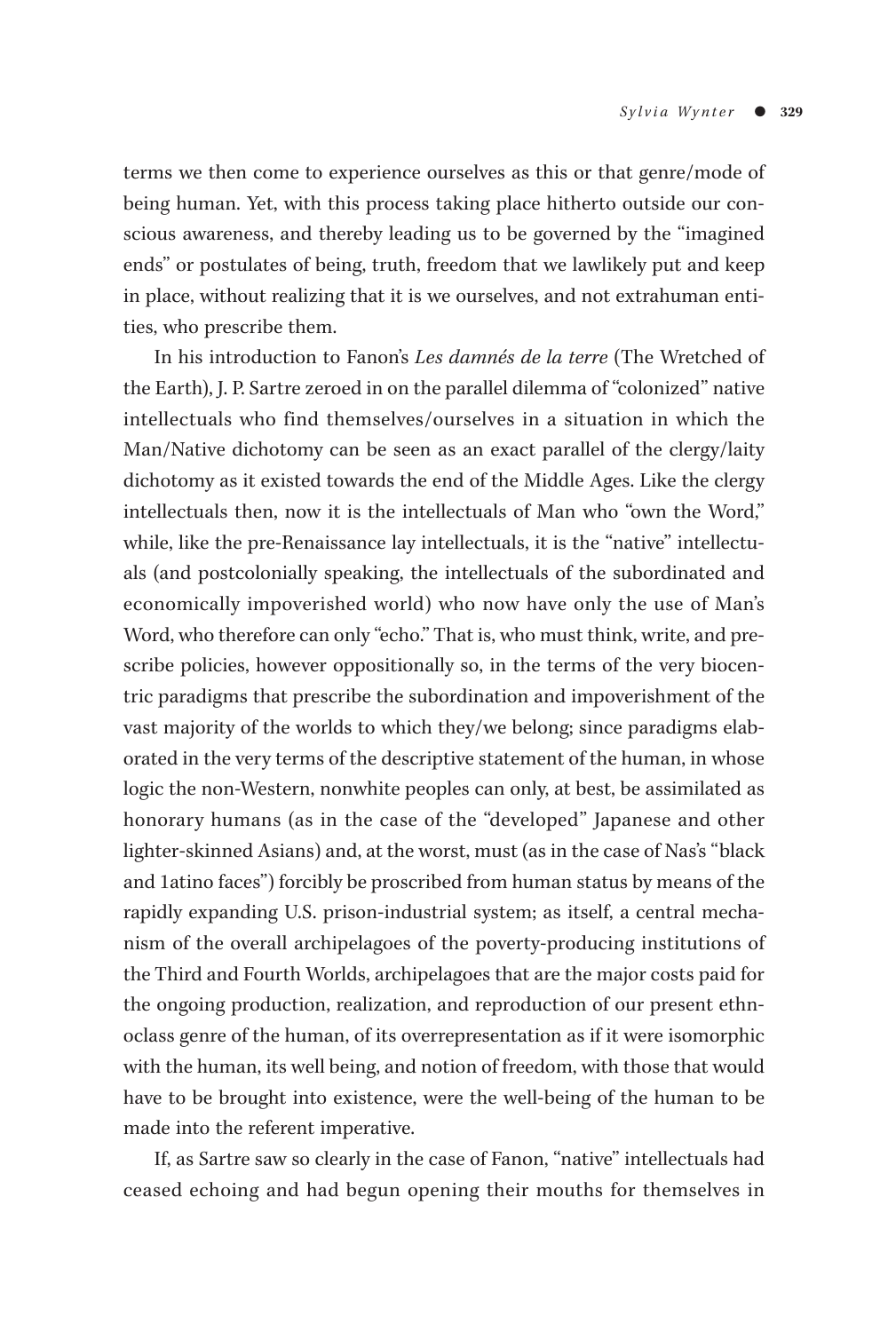terms we then come to experience ourselves as this or that genre/mode of being human. Yet, with this process taking place hitherto outside our conscious awareness, and thereby leading us to be governed by the "imagined ends" or postulates of being, truth, freedom that we lawlikely put and keep in place, without realizing that it is we ourselves, and not extrahuman entities, who prescribe them.

In his introduction to Fanon's *Les damnés de la terre* (The Wretched of the Earth), J. P. Sartre zeroed in on the parallel dilemma of "colonized" native intellectuals who find themselves/ourselves in a situation in which the Man/Native dichotomy can be seen as an exact parallel of the clergy/laity dichotomy as it existed towards the end of the Middle Ages. Like the clergy intellectuals then, now it is the intellectuals of Man who "own the Word," while, like the pre-Renaissance lay intellectuals, it is the "native" intellectuals (and postcolonially speaking, the intellectuals of the subordinated and economically impoverished world) who now have only the use of Man's Word, who therefore can only "echo." That is, who must think, write, and prescribe policies, however oppositionally so, in the terms of the very biocentric paradigms that prescribe the subordination and impoverishment of the vast majority of the worlds to which they/we belong; since paradigms elaborated in the very terms of the descriptive statement of the human, in whose logic the non-Western, nonwhite peoples can only, at best, be assimilated as honorary humans (as in the case of the "developed" Japanese and other lighter-skinned Asians) and, at the worst, must (as in the case of Nas's "black and 1atino faces") forcibly be proscribed from human status by means of the rapidly expanding U.S. prison-industrial system; as itself, a central mechanism of the overall archipelagoes of the poverty-producing institutions of the Third and Fourth Worlds, archipelagoes that are the major costs paid for the ongoing production, realization, and reproduction of our present ethnoclass genre of the human, of its overrepresentation as if it were isomorphic with the human, its well being, and notion of freedom, with those that would have to be brought into existence, were the well-being of the human to be made into the referent imperative.

If, as Sartre saw so clearly in the case of Fanon, "native" intellectuals had ceased echoing and had begun opening their mouths for themselves in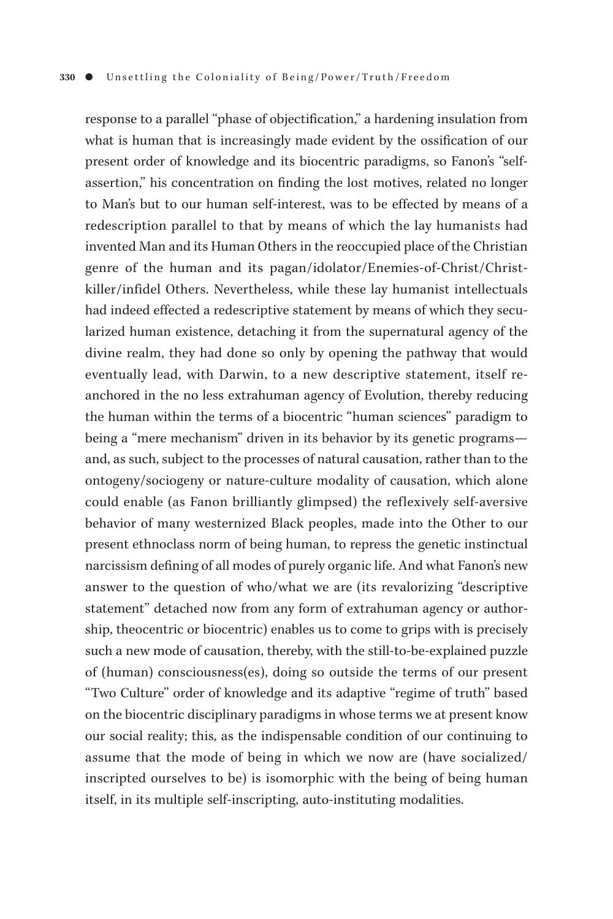response to a parallel "phase of objectification," a hardening insulation from what is human that is increasingly made evident by the ossification of our present order of knowledge and its biocentric paradigms, so Fanon's "self-assertion," his concentration on finding the lost motives, related no longer to Man's but to our human self-interest, was to be effected by means of a redescription parallel to that by means of which the lay humanists had invented Man and its Human Others in the reoccupied place of the Christian genre of the human and its pagan/idolator/Enemies-of-Christ/Christ-killer/infidel Others. Nevertheless, while these lay humanist intellectuals had indeed effected a redescriptive statement by means of which they secularized human existence, detaching it from the supernatural agency of the divine realm, they had done so only by opening the pathway that would eventually lead, with Darwin, to a new descriptive statement, itself re-anchored in the no less extrahuman agency of Evolution, thereby reducing the human within the terms of a biocentric "human sciences" paradigm to being a "mere mechanism" driven in its behavior by its genetic programs—and, as such, subject to the processes of natural causation, rather than to the ontogeny/sociogeny or nature-culture modality of causation, which alone could enable (as Fanon brilliantly glimpsed) the reflexively self-aversive behavior of many westernized Black peoples, made into the Other to our present ethnoclass norm of being human, to repress the genetic instinctual narcissism defining of all modes of purely organic life. And what Fanon's new answer to the question of who/what we are (its revalorizing "descriptive statement" detached now from any form of extrahuman agency or authorship, theocentric or biocentric) enables us to come to grips with is precisely such a new mode of causation, thereby, with the still-to-be-explained puzzle of (human) consciousness(es), doing so outside the terms of our present "Two Culture" order of knowledge and its adaptive "regime of truth" based on the biocentric disciplinary paradigms in whose terms we at present know our social reality; this, as the indispensable condition of our continuing to assume that the mode of being in which we now are (have socialized/inscripted ourselves to be) is isomorphic with the being of being human itself, in its multiple self-inscripting, auto-instituting modalities.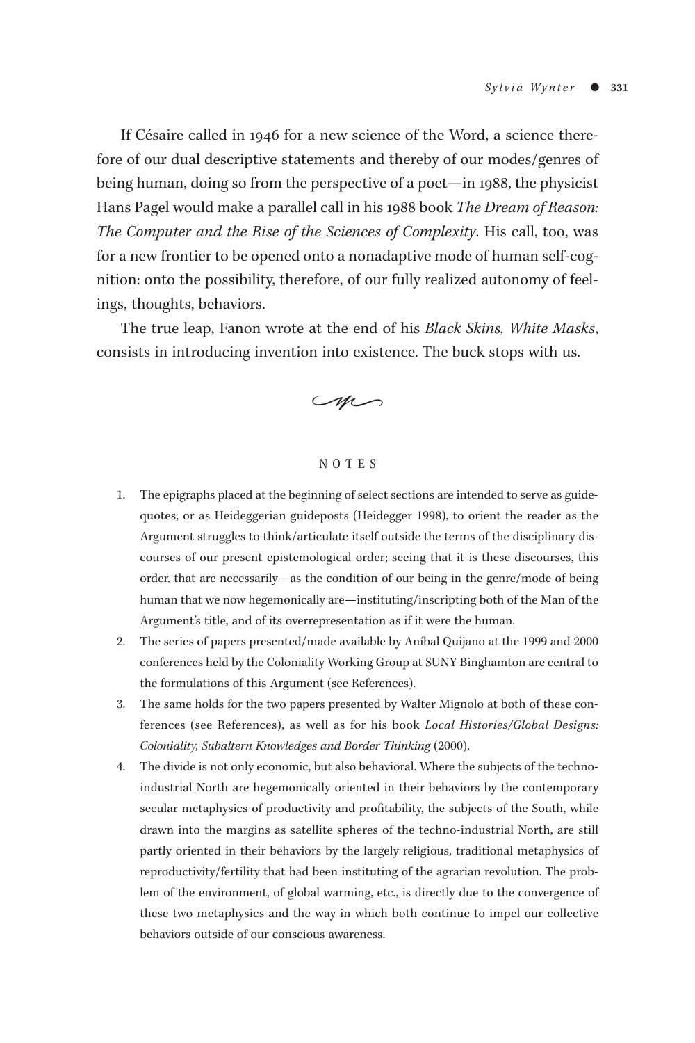If Césaire called in 1946 for a new science of the Word, a science therefore of our dual descriptive statements and thereby of our modes/genres of being human, doing so from the perspective of a poet—in 1988, the physicist Hans Pagel would make a parallel call in his 1988 book *The Dream of Reason: The Computer and the Rise of the Sciences of Complexity*. His call, too, was for a new frontier to be opened onto a nonadaptive mode of human self-cognition: onto the possibility, therefore, of our fully realized autonomy of feelings, thoughts, behaviors.

The true leap, Fanon wrote at the end of his *Black Skins, White Masks*, consists in introducing invention into existence. The buck stops with us.

## NOTES

1. The epigraphs placed at the beginning of select sections are intended to serve as guide-quotes, or as Heideggerian guideposts (Heidegger 1998), to orient the reader as the Argument struggles to think/articulate itself outside the terms of the disciplinary discourses of our present epistemological order; seeing that it is these discourses, this order, that are necessarily—as the condition of our being in the genre/mode of being human that we now hegemonically are—instituting/inscripting both of the Man of the Argument's title, and of its overrepresentation as if it were the human.
2. The series of papers presented/made available by Aníbal Quijano at the 1999 and 2000 conferences held by the Coloniality Working Group at SUNY-Binghamton are central to the formulations of this Argument (see References).
3. The same holds for the two papers presented by Walter Mignolo at both of these conferences (see References), as well as for his book *Local Histories/Global Designs: Coloniality, Subaltern Knowledges and Border Thinking* (2000).
4. The divide is not only economic, but also behavioral. Where the subjects of the techno-industrial North are hegemonically oriented in their behaviors by the contemporary secular metaphysics of productivity and profitability, the subjects of the South, while drawn into the margins as satellite spheres of the techno-industrial North, are still partly oriented in their behaviors by the largely religious, traditional metaphysics of reproductivity/fertility that had been instituting of the agrarian revolution. The problem of the environment, of global warming, etc., is directly due to the convergence of these two metaphysics and the way in which both continue to impel our collective behaviors outside of our conscious awareness.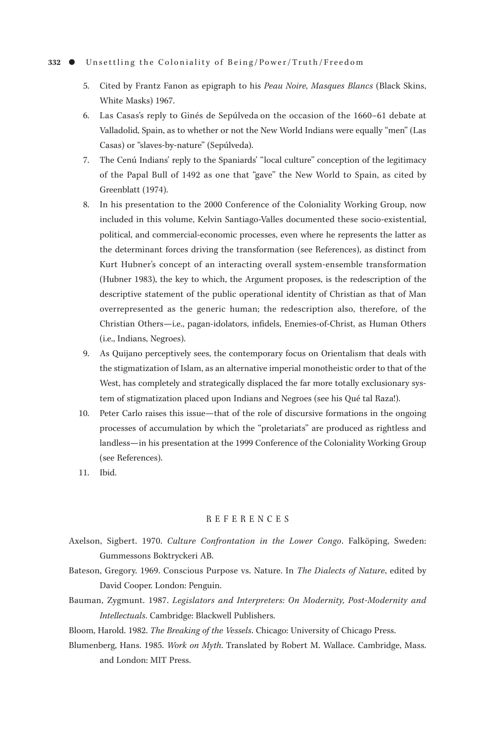5. Cited by Frantz Fanon as epigraph to his *Peau Noire, Masques Blancs* (Black Skins, White Masks) 1967.
6. Las Casas's reply to Ginés de Sepúlveda on the occasion of the 1660–61 debate at Valladolid, Spain, as to whether or not the New World Indians were equally "men" (Las Casas) or "slaves-by-nature" (Sepúlveda).
7. The Cenú Indians' reply to the Spaniards' "local culture" conception of the legitimacy of the Papal Bull of 1492 as one that "gave" the New World to Spain, as cited by Greenblatt (1974).
8. In his presentation to the 2000 Conference of the Coloniality Working Group, now included in this volume, Kelvin Santiago-Valles documented these socio-existential, political, and commercial-economic processes, even where he represents the latter as the determinant forces driving the transformation (see References), as distinct from Kurt Hubner's concept of an interacting overall system-ensemble transformation (Hubner 1983), the key to which, the Argument proposes, is the redescription of the descriptive statement of the public operational identity of Christian as that of Man overrepresented as the generic human; the redescription also, therefore, of the Christian Others—i.e., pagan-idolators, infidels, Enemies-of-Christ, as Human Others (i.e., Indians, Negroes).
9. As Quijano perceptively sees, the contemporary focus on Orientalism that deals with the stigmatization of Islam, as an alternative imperial monotheistic order to that of the West, has completely and strategically displaced the far more totally exclusionary system of stigmatization placed upon Indians and Negroes (see his Qué tal Raza!).
10. Peter Carlo raises this issue—that of the role of discursive formations in the ongoing processes of accumulation by which the "proletariats" are produced as rightless and landless—in his presentation at the 1999 Conference of the Coloniality Working Group (see References).
11. Ibid.

## REFERENCES

Axelson, Sigbert. 1970. *Culture Confrontation in the Lower Congo*. Falköping, Sweden: Gummessons Boktryckeri AB.

Bateson, Gregory. 1969. Conscious Purpose vs. Nature. In *The Dialects of Nature*, edited by David Cooper. London: Penguin.

Bauman, Zygmunt. 1987. *Legislators and Interpreters: On Modernity, Post-Modernity and Intellectuals*. Cambridge: Blackwell Publishers.

Bloom, Harold. 1982. *The Breaking of the Vessels*. Chicago: University of Chicago Press.

Blumenberg, Hans. 1985. *Work on Myth*. Translated by Robert M. Wallace. Cambridge, Mass. and London: MIT Press.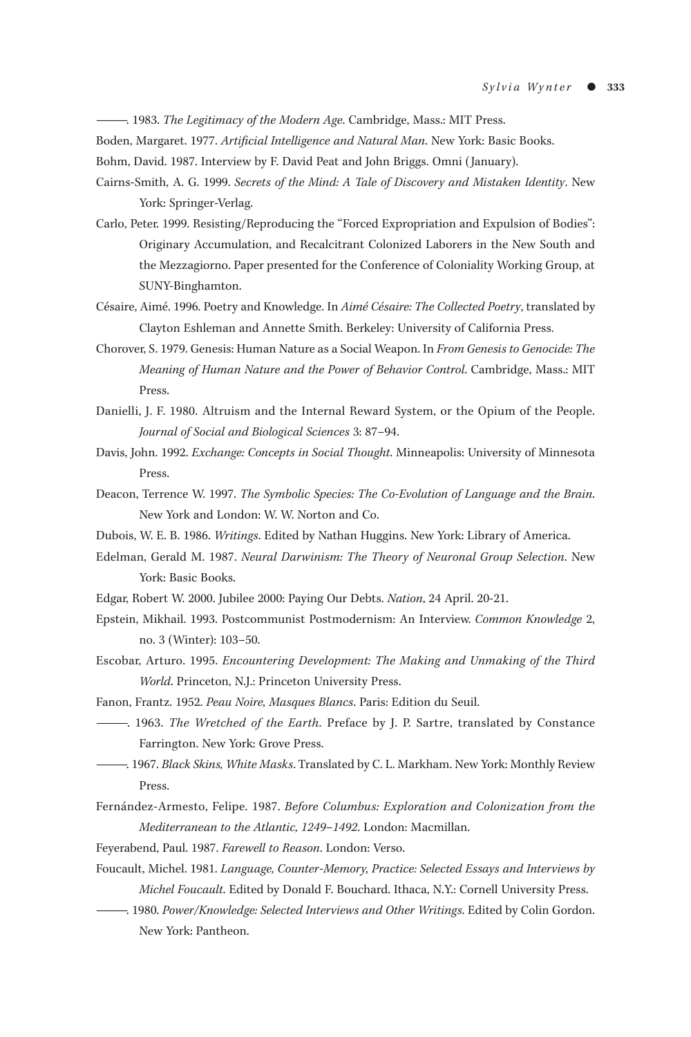———. 1983. *The Legitimacy of the Modern Age*. Cambridge, Mass.: MIT Press.

Boden, Margaret. 1977. *Artificial Intelligence and Natural Man*. New York: Basic Books.

Bohm, David. 1987. Interview by F. David Peat and John Briggs. Omni (January).

Cairns-Smith, A. G. 1999. *Secrets of the Mind: A Tale of Discovery and Mistaken Identity*. New York: Springer-Verlag.

Carlo, Peter. 1999. Resisting/Reproducing the "Forced Expropriation and Expulsion of Bodies": Originary Accumulation, and Recalcitrant Colonized Laborers in the New South and the Mezzagiorno. Paper presented for the Conference of Coloniality Working Group, at SUNY-Binghamton.

Césaire, Aimé. 1996. Poetry and Knowledge. In *Aimé Césaire: The Collected Poetry*, translated by Clayton Eshleman and Annette Smith. Berkeley: University of California Press.

Chorover, S. 1979. Genesis: Human Nature as a Social Weapon. In *From Genesis to Genocide: The Meaning of Human Nature and the Power of Behavior Control*. Cambridge, Mass.: MIT Press.

Danielli, J. F. 1980. Altruism and the Internal Reward System, or the Opium of the People. *Journal of Social and Biological Sciences* 3: 87–94.

Davis, John. 1992. *Exchange: Concepts in Social Thought*. Minneapolis: University of Minnesota Press.

Deacon, Terrence W. 1997. *The Symbolic Species: The Co-Evolution of Language and the Brain*. New York and London: W. W. Norton and Co.

Dubois, W. E. B. 1986. *Writings*. Edited by Nathan Huggins. New York: Library of America.

Edelman, Gerald M. 1987. *Neural Darwinism: The Theory of Neuronal Group Selection*. New York: Basic Books.

Edgar, Robert W. 2000. Jubilee 2000: Paying Our Debts. *Nation*, 24 April. 20-21.

Epstein, Mikhail. 1993. Postcommunist Postmodernism: An Interview. *Common Knowledge* 2, no. 3 (Winter): 103–50.

Escobar, Arturo. 1995. *Encountering Development: The Making and Unmaking of the Third World*. Princeton, N.J.: Princeton University Press.

Fanon, Frantz. 1952. *Peau Noire, Masques Blancs*. Paris: Edition du Seuil.

———. 1963. *The Wretched of the Earth*. Preface by J. P. Sartre, translated by Constance Farrington. New York: Grove Press.

———. 1967. *Black Skins, White Masks*. Translated by C. L. Markham. New York: Monthly Review Press.

Fernández-Armesto, Felipe. 1987. *Before Columbus: Exploration and Colonization from the Mediterranean to the Atlantic, 1249–1492*. London: Macmillan.

Feyerabend, Paul. 1987. *Farewell to Reason*. London: Verso.

Foucault, Michel. 1981. *Language, Counter-Memory, Practice: Selected Essays and Interviews by Michel Foucault*. Edited by Donald F. Bouchard. Ithaca, N.Y.: Cornell University Press.

———. 1980. *Power/Knowledge: Selected Interviews and Other Writings*. Edited by Colin Gordon. New York: Pantheon.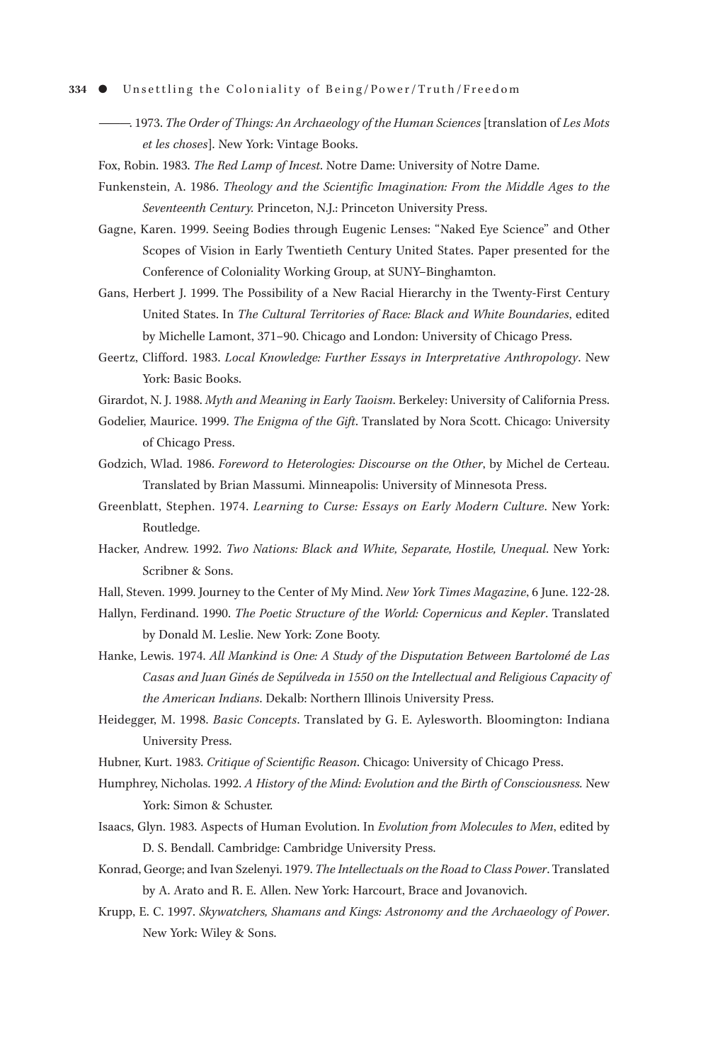———. 1973. *The Order of Things: An Archaeology of the Human Sciences* [translation of *Les Mots et les choses*]. New York: Vintage Books.

Fox, Robin. 1983. *The Red Lamp of Incest*. Notre Dame: University of Notre Dame.

Funkenstein, A. 1986. *Theology and the Scientific Imagination: From the Middle Ages to the Seventeenth Century.* Princeton, N.J.: Princeton University Press.

Gagne, Karen. 1999. Seeing Bodies through Eugenic Lenses: "Naked Eye Science" and Other Scopes of Vision in Early Twentieth Century United States. Paper presented for the Conference of Coloniality Working Group, at SUNY–Binghamton.

Gans, Herbert J. 1999. The Possibility of a New Racial Hierarchy in the Twenty-First Century United States. In *The Cultural Territories of Race: Black and White Boundaries*, edited by Michelle Lamont, 371–90. Chicago and London: University of Chicago Press.

Geertz, Clifford. 1983. *Local Knowledge: Further Essays in Interpretative Anthropology*. New York: Basic Books.

Girardot, N. J. 1988. *Myth and Meaning in Early Taoism*. Berkeley: University of California Press.

Godelier, Maurice. 1999. *The Enigma of the Gift*. Translated by Nora Scott. Chicago: University of Chicago Press.

Godzich, Wlad. 1986. *Foreword to Heterologies: Discourse on the Other*, by Michel de Certeau. Translated by Brian Massumi. Minneapolis: University of Minnesota Press.

Greenblatt, Stephen. 1974. *Learning to Curse: Essays on Early Modern Culture*. New York: Routledge.

Hacker, Andrew. 1992. *Two Nations: Black and White, Separate, Hostile, Unequal*. New York: Scribner & Sons.

Hall, Steven. 1999. Journey to the Center of My Mind. *New York Times Magazine*, 6 June. 122-28.

Hallyn, Ferdinand. 1990. *The Poetic Structure of the World: Copernicus and Kepler*. Translated by Donald M. Leslie. New York: Zone Booty.

Hanke, Lewis. 1974. *All Mankind is One: A Study of the Disputation Between Bartolomé de Las Casas and Juan Ginés de Sepúlveda in 1550 on the Intellectual and Religious Capacity of the American Indians*. Dekalb: Northern Illinois University Press.

Heidegger, M. 1998. *Basic Concepts*. Translated by G. E. Aylesworth. Bloomington: Indiana University Press.

Hubner, Kurt. 1983. *Critique of Scientific Reason*. Chicago: University of Chicago Press.

Humphrey, Nicholas. 1992. *A History of the Mind: Evolution and the Birth of Consciousness.* New York: Simon & Schuster.

Isaacs, Glyn. 1983. Aspects of Human Evolution. In *Evolution from Molecules to Men*, edited by D. S. Bendall. Cambridge: Cambridge University Press.

Konrad, George; and Ivan Szelenyi. 1979. *The Intellectuals on the Road to Class Power*. Translated by A. Arato and R. E. Allen. New York: Harcourt, Brace and Jovanovich.

Krupp, E. C. 1997. *Skywatchers, Shamans and Kings: Astronomy and the Archaeology of Power*. New York: Wiley & Sons.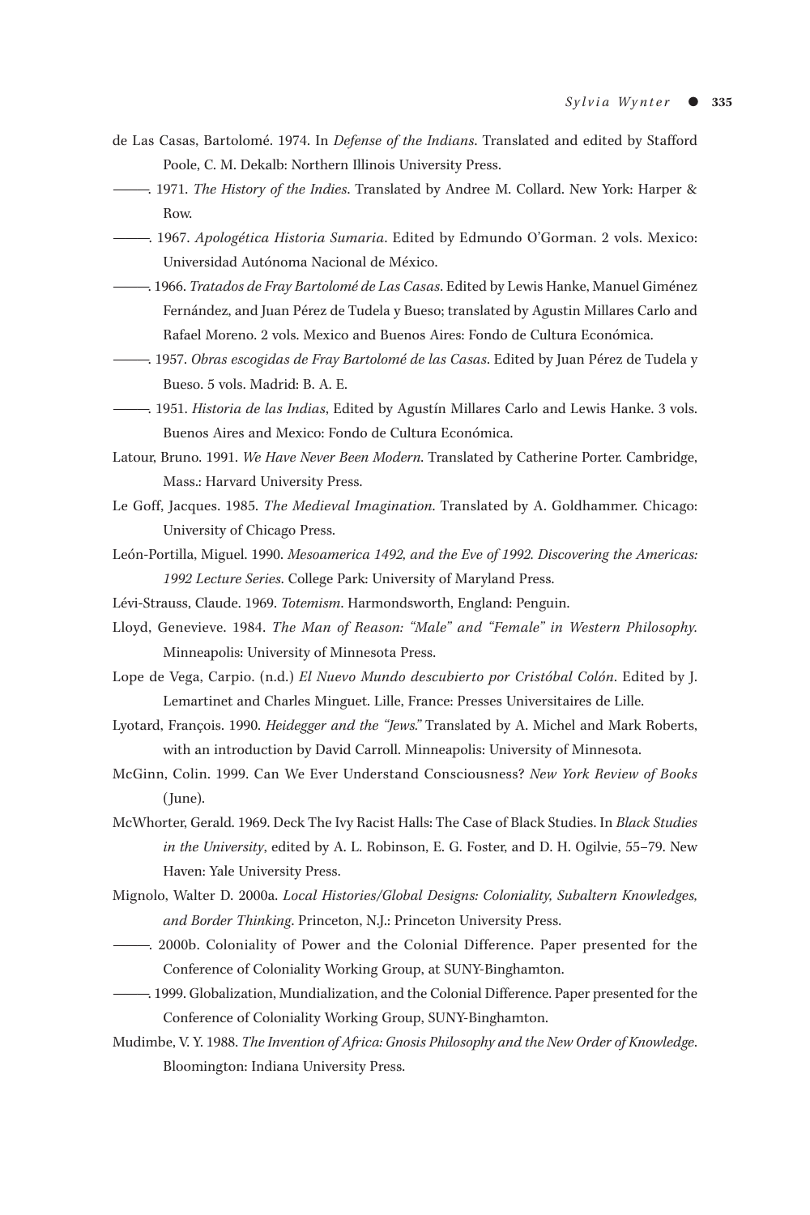de Las Casas, Bartolomé. 1974. In *Defense of the Indians*. Translated and edited by Stafford Poole, C. M. Dekalb: Northern Illinois University Press.

———. 1971. *The History of the Indies*. Translated by Andree M. Collard. New York: Harper & Row.

———. 1967. *Apologética Historia Sumaria*. Edited by Edmundo O'Gorman. 2 vols. Mexico: Universidad Autónoma Nacional de México.

———. 1966. *Tratados de Fray Bartolomé de Las Casas*. Edited by Lewis Hanke, Manuel Giménez Fernández, and Juan Pérez de Tudela y Bueso; translated by Agustin Millares Carlo and Rafael Moreno. 2 vols. Mexico and Buenos Aires: Fondo de Cultura Económica.

———. 1957. *Obras escogidas de Fray Bartolomé de las Casas*. Edited by Juan Pérez de Tudela y Bueso. 5 vols. Madrid: B. A. E.

———. 1951. *Historia de las Indias*, Edited by Agustín Millares Carlo and Lewis Hanke. 3 vols. Buenos Aires and Mexico: Fondo de Cultura Económica.

Latour, Bruno. 1991. *We Have Never Been Modern*. Translated by Catherine Porter. Cambridge, Mass.: Harvard University Press.

Le Goff, Jacques. 1985. *The Medieval Imagination*. Translated by A. Goldhammer. Chicago: University of Chicago Press.

León-Portilla, Miguel. 1990. *Mesoamerica 1492, and the Eve of 1992. Discovering the Americas: 1992 Lecture Series*. College Park: University of Maryland Press.

Lévi-Strauss, Claude. 1969. *Totemism*. Harmondsworth, England: Penguin.

Lloyd, Genevieve. 1984. *The Man of Reason: "Male" and "Female" in Western Philosophy*. Minneapolis: University of Minnesota Press.

Lope de Vega, Carpio. (n.d.) *El Nuevo Mundo descubierto por Cristóbal Colón*. Edited by J. Lemartinet and Charles Minguet. Lille, France: Presses Universitaires de Lille.

Lyotard, François. 1990. *Heidegger and the "Jews."* Translated by A. Michel and Mark Roberts, with an introduction by David Carroll. Minneapolis: University of Minnesota.

McGinn, Colin. 1999. Can We Ever Understand Consciousness? *New York Review of Books* (June).

McWhorter, Gerald. 1969. Deck The Ivy Racist Halls: The Case of Black Studies. In *Black Studies in the University*, edited by A. L. Robinson, E. G. Foster, and D. H. Ogilvie, 55–79. New Haven: Yale University Press.

Mignolo, Walter D. 2000a. *Local Histories/Global Designs: Coloniality, Subaltern Knowledges, and Border Thinking*. Princeton, N.J.: Princeton University Press.

———. 2000b. Coloniality of Power and the Colonial Difference. Paper presented for the Conference of Coloniality Working Group, at SUNY-Binghamton.

———. 1999. Globalization, Mundialization, and the Colonial Difference. Paper presented for the Conference of Coloniality Working Group, SUNY-Binghamton.

Mudimbe, V. Y. 1988. *The Invention of Africa: Gnosis Philosophy and the New Order of Knowledge*. Bloomington: Indiana University Press.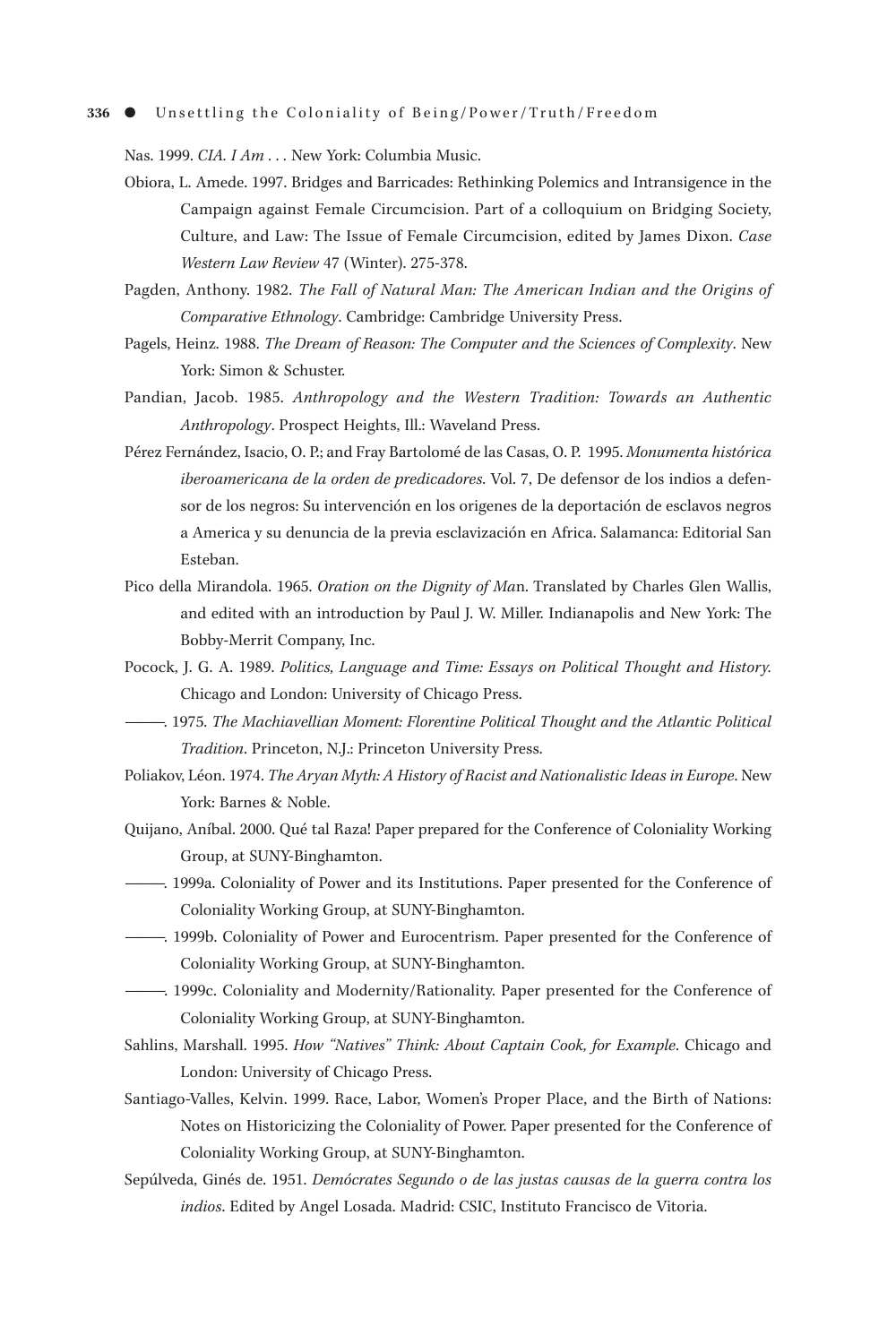Nas. 1999. *CIA. I Am . . .* New York: Columbia Music.

Obiora, L. Amede. 1997. Bridges and Barricades: Rethinking Polemics and Intransigence in the Campaign against Female Circumcision. Part of a colloquium on Bridging Society, Culture, and Law: The Issue of Female Circumcision, edited by James Dixon. *Case Western Law Review* 47 (Winter). 275-378.

Pagden, Anthony. 1982. *The Fall of Natural Man: The American Indian and the Origins of Comparative Ethnology*. Cambridge: Cambridge University Press.

Pagels, Heinz. 1988. *The Dream of Reason: The Computer and the Sciences of Complexity*. New York: Simon & Schuster.

Pandian, Jacob. 1985. *Anthropology and the Western Tradition: Towards an Authentic Anthropology*. Prospect Heights, Ill.: Waveland Press.

Pérez Fernández, Isacio, O. P.; and Fray Bartolomé de las Casas, O. P. 1995. *Monumenta histórica iberoamericana de la orden de predicadores*. Vol. 7, De defensor de los indios a defensor de los negros: Su intervención en los origenes de la deportación de esclavos negros a America y su denuncia de la previa esclavización en Africa. Salamanca: Editorial San Esteban.

Pico della Mirandola. 1965. *Oration on the Dignity of Ma*n. Translated by Charles Glen Wallis, and edited with an introduction by Paul J. W. Miller. Indianapolis and New York: The Bobby-Merrit Company, Inc.

Pocock, J. G. A. 1989. *Politics, Language and Time: Essays on Political Thought and History.* Chicago and London: University of Chicago Press.

———. 1975. *The Machiavellian Moment: Florentine Political Thought and the Atlantic Political Tradition*. Princeton, N.J.: Princeton University Press.

Poliakov, Léon. 1974. *The Aryan Myth: A History of Racist and Nationalistic Ideas in Europe*. New York: Barnes & Noble.

Quijano, Aníbal. 2000. Qué tal Raza! Paper prepared for the Conference of Coloniality Working Group, at SUNY-Binghamton.

———. 1999a. Coloniality of Power and its Institutions. Paper presented for the Conference of Coloniality Working Group, at SUNY-Binghamton.

———. 1999b. Coloniality of Power and Eurocentrism. Paper presented for the Conference of Coloniality Working Group, at SUNY-Binghamton.

———. 1999c. Coloniality and Modernity/Rationality. Paper presented for the Conference of Coloniality Working Group, at SUNY-Binghamton.

Sahlins, Marshall. 1995. *How "Natives" Think: About Captain Cook, for Example*. Chicago and London: University of Chicago Press.

Santiago-Valles, Kelvin. 1999. Race, Labor, Women's Proper Place, and the Birth of Nations: Notes on Historicizing the Coloniality of Power. Paper presented for the Conference of Coloniality Working Group, at SUNY-Binghamton.

Sepúlveda, Ginés de. 1951. *Demócrates Segundo o de las justas causas de la guerra contra los indios*. Edited by Angel Losada. Madrid: CSIC, Instituto Francisco de Vitoria.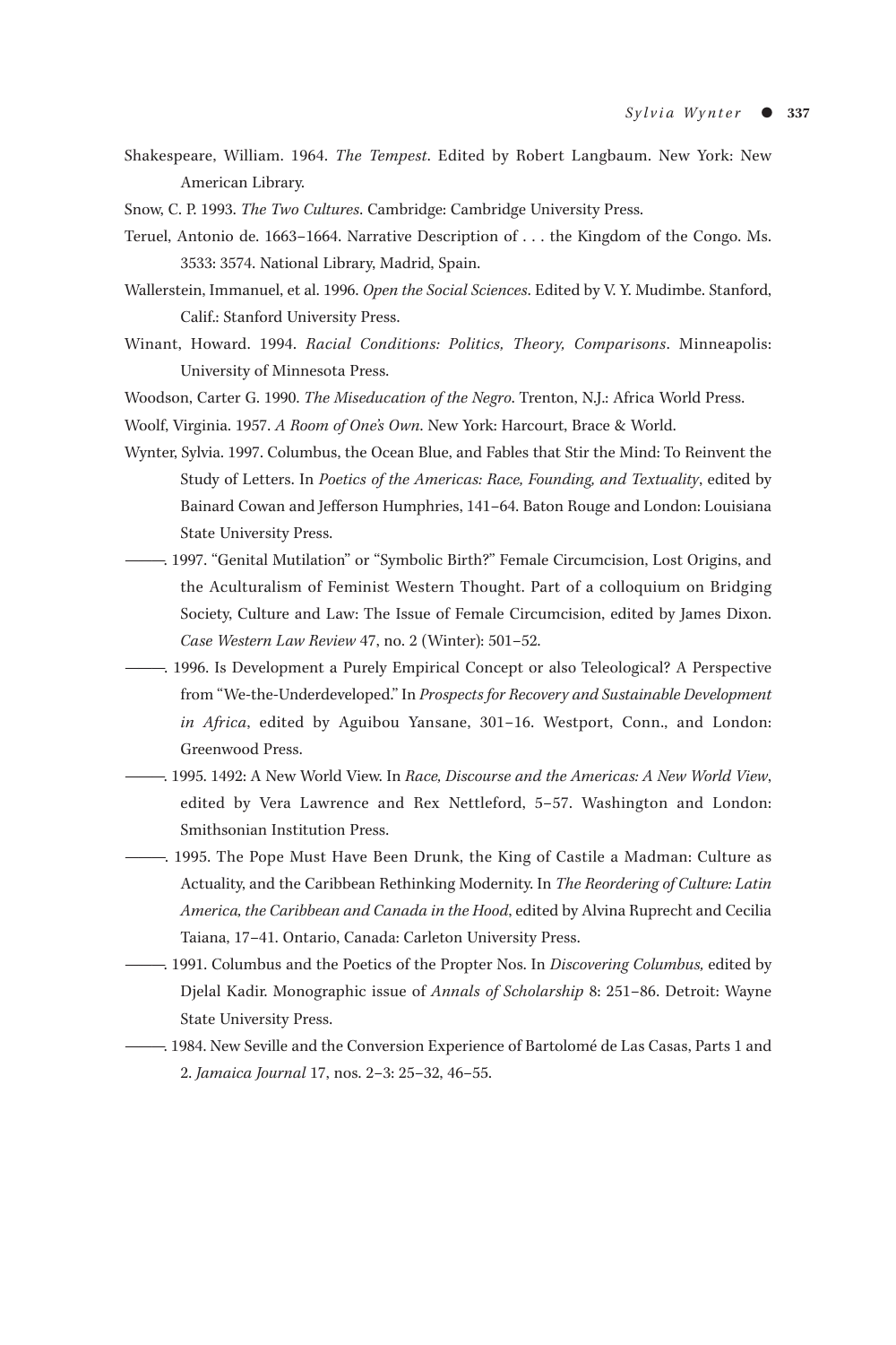Shakespeare, William. 1964. *The Tempest*. Edited by Robert Langbaum. New York: New American Library.

Snow, C. P. 1993. *The Two Cultures*. Cambridge: Cambridge University Press.

Teruel, Antonio de. 1663–1664. Narrative Description of . . . the Kingdom of the Congo. Ms. 3533: 3574. National Library, Madrid, Spain.

Wallerstein, Immanuel, et al. 1996. *Open the Social Sciences*. Edited by V. Y. Mudimbe. Stanford, Calif.: Stanford University Press.

Winant, Howard. 1994. *Racial Conditions: Politics, Theory, Comparisons*. Minneapolis: University of Minnesota Press.

Woodson, Carter G. 1990. *The Miseducation of the Negro*. Trenton, N.J.: Africa World Press.

Woolf, Virginia. 1957. *A Room of One's Own*. New York: Harcourt, Brace & World.

Wynter, Sylvia. 1997. Columbus, the Ocean Blue, and Fables that Stir the Mind: To Reinvent the Study of Letters. In *Poetics of the Americas: Race, Founding, and Textuality*, edited by Bainard Cowan and Jefferson Humphries, 141–64. Baton Rouge and London: Louisiana State University Press.

———. 1997. "Genital Mutilation" or "Symbolic Birth?" Female Circumcision, Lost Origins, and the Aculturalism of Feminist Western Thought. Part of a colloquium on Bridging Society, Culture and Law: The Issue of Female Circumcision, edited by James Dixon. *Case Western Law Review* 47, no. 2 (Winter): 501–52.

———. 1996. Is Development a Purely Empirical Concept or also Teleological? A Perspective from "We-the-Underdeveloped." In *Prospects for Recovery and Sustainable Development in Africa*, edited by Aguibou Yansane, 301–16. Westport, Conn., and London: Greenwood Press.

———. 1995. 1492: A New World View. In *Race, Discourse and the Americas: A New World View*, edited by Vera Lawrence and Rex Nettleford, 5–57. Washington and London: Smithsonian Institution Press.

———. 1995. The Pope Must Have Been Drunk, the King of Castile a Madman: Culture as Actuality, and the Caribbean Rethinking Modernity. In *The Reordering of Culture: Latin America, the Caribbean and Canada in the Hood*, edited by Alvina Ruprecht and Cecilia Taiana, 17–41. Ontario, Canada: Carleton University Press.

———. 1991. Columbus and the Poetics of the Propter Nos. In *Discovering Columbus,* edited by Djelal Kadir. Monographic issue of *Annals of Scholarship* 8: 251–86. Detroit: Wayne State University Press.

———. 1984. New Seville and the Conversion Experience of Bartolomé de Las Casas, Parts 1 and 2. *Jamaica Journal* 17, nos. 2–3: 25–32, 46–55.